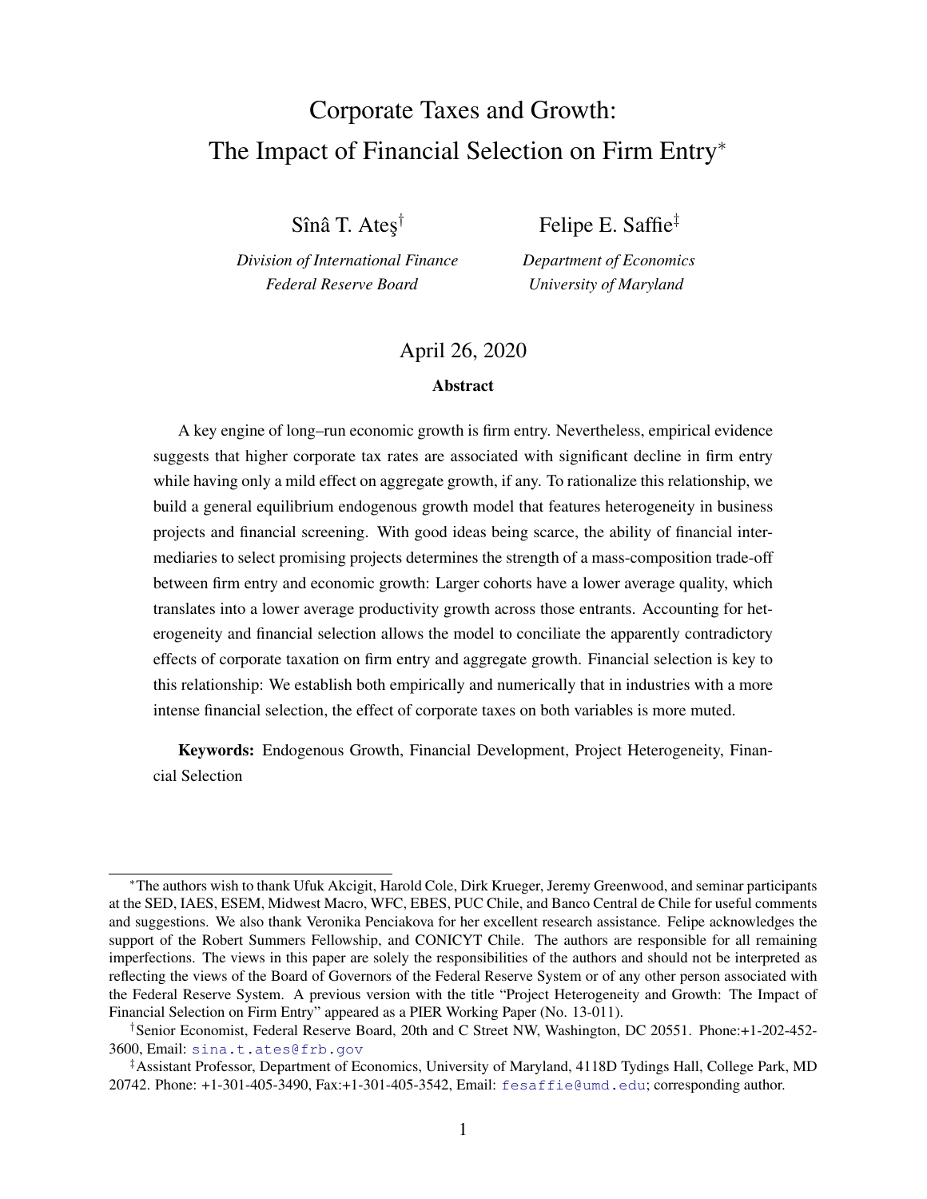# Corporate Taxes and Growth: The Impact of Financial Selection on Firm Entry[*]

Sînâ T. Ateş[†]
*Division of International Finance*
*Federal Reserve Board*

Felipe E. Saffie[‡]
*Department of Economics*
*University of Maryland*

April 26, 2020

**Abstract**

A key engine of long–run economic growth is firm entry. Nevertheless, empirical evidence suggests that higher corporate tax rates are associated with significant decline in firm entry while having only a mild effect on aggregate growth, if any. To rationalize this relationship, we build a general equilibrium endogenous growth model that features heterogeneity in business projects and financial screening. With good ideas being scarce, the ability of financial intermediaries to select promising projects determines the strength of a mass-composition trade-off between firm entry and economic growth: Larger cohorts have a lower average quality, which translates into a lower average productivity growth across those entrants. Accounting for heterogeneity and financial selection allows the model to conciliate the apparently contradictory effects of corporate taxation on firm entry and aggregate growth. Financial selection is key to this relationship: We establish both empirically and numerically that in industries with a more intense financial selection, the effect of corporate taxes on both variables is more muted.

**Keywords:** Endogenous Growth, Financial Development, Project Heterogeneity, Financial Selection

---

[*] The authors wish to thank Ufuk Akcigit, Harold Cole, Dirk Krueger, Jeremy Greenwood, and seminar participants at the SED, IAES, ESEM, Midwest Macro, WFC, EBES, PUC Chile, and Banco Central de Chile for useful comments and suggestions. We also thank Veronika Penciakova for her excellent research assistance. Felipe acknowledges the support of the Robert Summers Fellowship, and CONICYT Chile. The authors are responsible for all remaining imperfections. The views in this paper are solely the responsibilities of the authors and should not be interpreted as reflecting the views of the Board of Governors of the Federal Reserve System or of any other person associated with the Federal Reserve System. A previous version with the title "Project Heterogeneity and Growth: The Impact of Financial Selection on Firm Entry" appeared as a PIER Working Paper (No. 13-011).

[†] Senior Economist, Federal Reserve Board, 20th and C Street NW, Washington, DC 20551. Phone:+1-202-452-3600, Email: sina.t.ates@frb.gov

[‡] Assistant Professor, Department of Economics, University of Maryland, 4118D Tydings Hall, College Park, MD 20742. Phone: +1-301-405-3490, Fax:+1-301-405-3542, Email: fesaffie@umd.edu; corresponding author.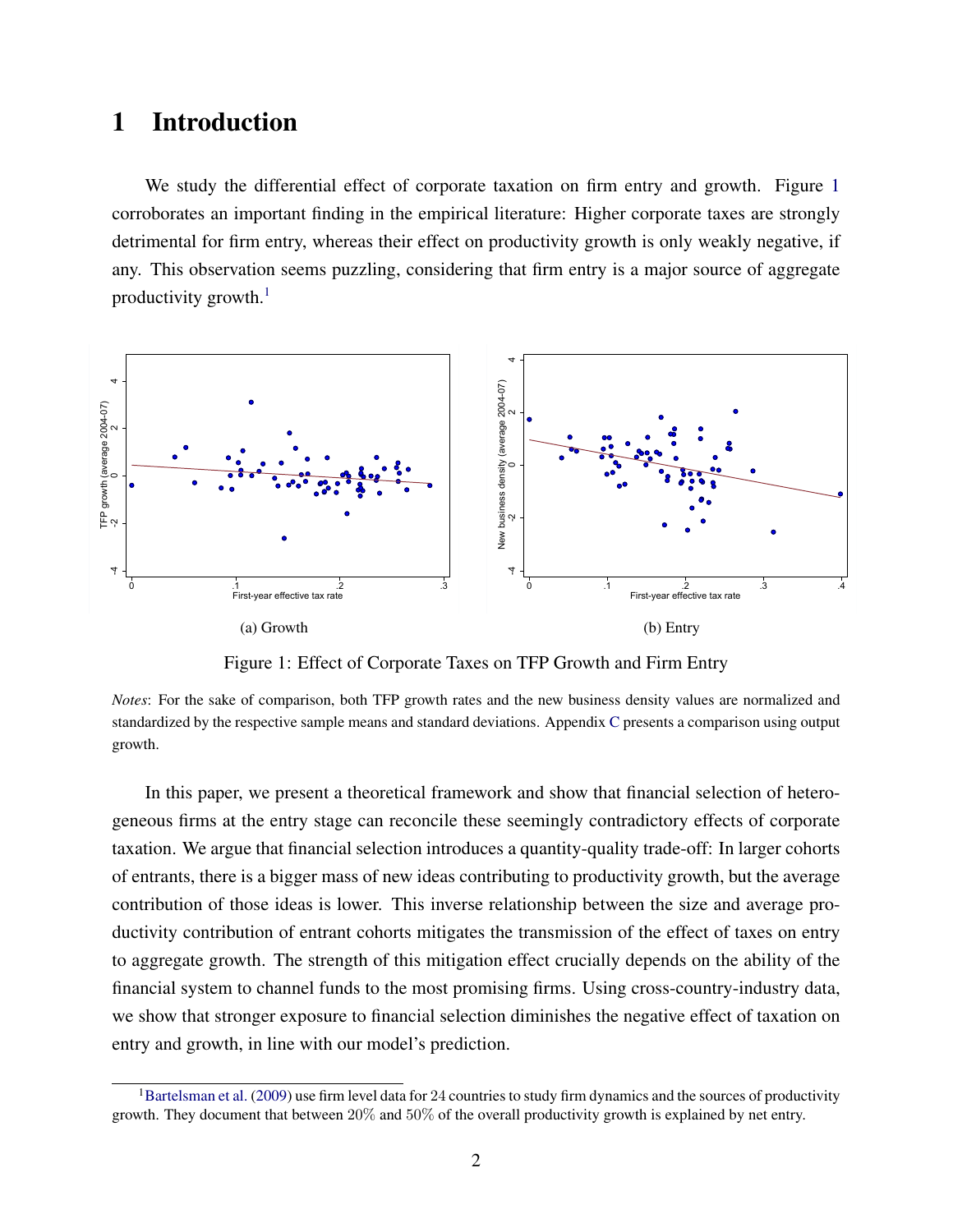# 1 Introduction

We study the differential effect of corporate taxation on firm entry and growth. Figure 1 corroborates an important finding in the empirical literature: Higher corporate taxes are strongly detrimental for firm entry, whereas their effect on productivity growth is only weakly negative, if any. This observation seems puzzling, considering that firm entry is a major source of aggregate productivity growth.[1]

(a) Growth

(b) Entry

Figure 1: Effect of Corporate Taxes on TFP Growth and Firm Entry

*Notes*: For the sake of comparison, both TFP growth rates and the new business density values are normalized and standardized by the respective sample means and standard deviations. Appendix C presents a comparison using output growth.

In this paper, we present a theoretical framework and show that financial selection of heterogeneous firms at the entry stage can reconcile these seemingly contradictory effects of corporate taxation. We argue that financial selection introduces a quantity-quality trade-off: In larger cohorts of entrants, there is a bigger mass of new ideas contributing to productivity growth, but the average contribution of those ideas is lower. This inverse relationship between the size and average productivity contribution of entrant cohorts mitigates the transmission of the effect of taxes on entry to aggregate growth. The strength of this mitigation effect crucially depends on the ability of the financial system to channel funds to the most promising firms. Using cross-country-industry data, we show that stronger exposure to financial selection diminishes the negative effect of taxation on entry and growth, in line with our model's prediction.

[1] Bartelsman et al. (2009) use firm level data for 24 countries to study firm dynamics and the sources of productivity growth. They document that between 20% and 50% of the overall productivity growth is explained by net entry.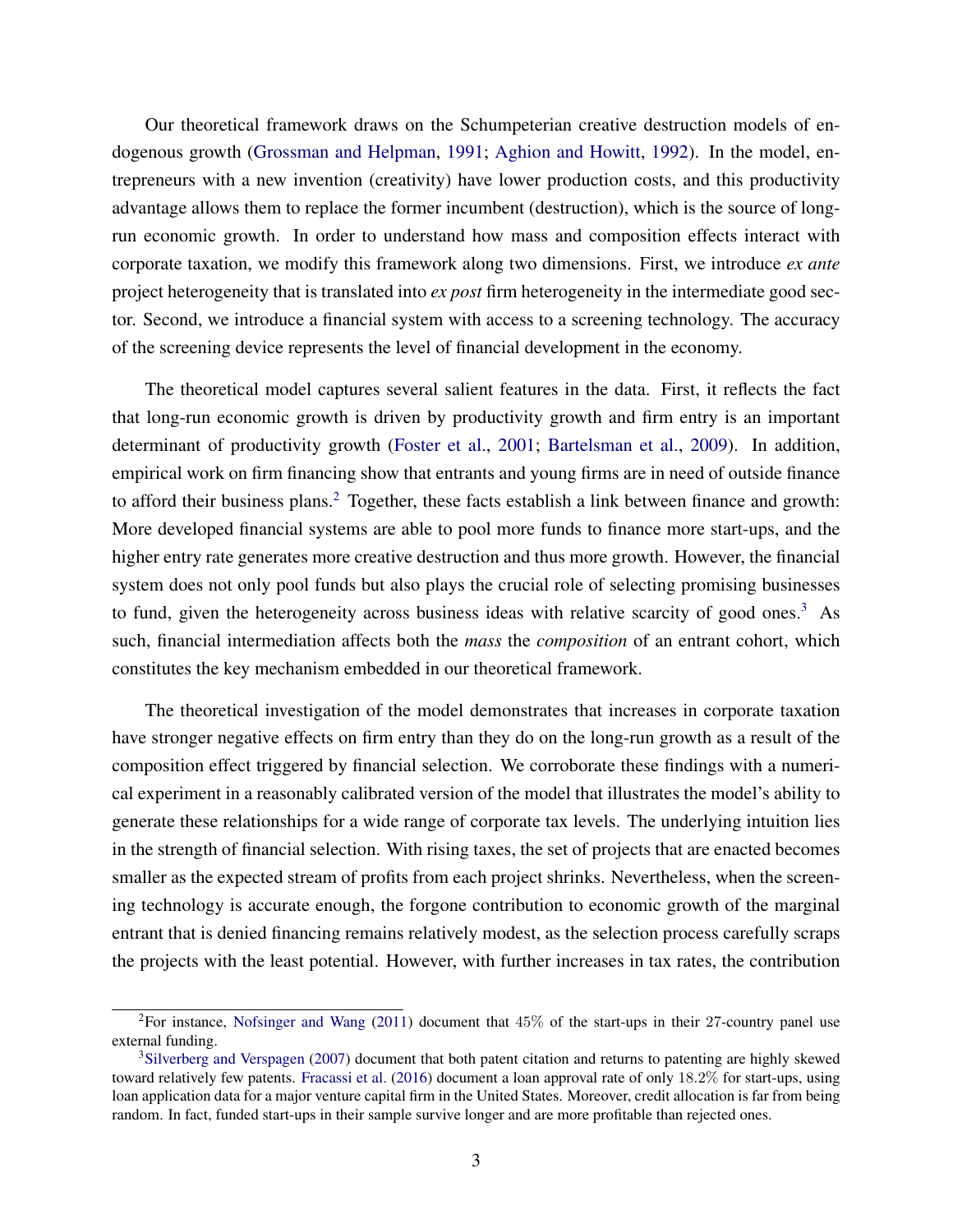Our theoretical framework draws on the Schumpeterian creative destruction models of endogenous growth (Grossman and Helpman, 1991; Aghion and Howitt, 1992). In the model, entrepreneurs with a new invention (creativity) have lower production costs, and this productivity advantage allows them to replace the former incumbent (destruction), which is the source of long-run economic growth. In order to understand how mass and composition effects interact with corporate taxation, we modify this framework along two dimensions. First, we introduce *ex ante* project heterogeneity that is translated into *ex post* firm heterogeneity in the intermediate good sector. Second, we introduce a financial system with access to a screening technology. The accuracy of the screening device represents the level of financial development in the economy.

The theoretical model captures several salient features in the data. First, it reflects the fact that long-run economic growth is driven by productivity growth and firm entry is an important determinant of productivity growth (Foster et al., 2001; Bartelsman et al., 2009). In addition, empirical work on firm financing show that entrants and young firms are in need of outside finance to afford their business plans.[2] Together, these facts establish a link between finance and growth: More developed financial systems are able to pool more funds to finance more start-ups, and the higher entry rate generates more creative destruction and thus more growth. However, the financial system does not only pool funds but also plays the crucial role of selecting promising businesses to fund, given the heterogeneity across business ideas with relative scarcity of good ones.[3] As such, financial intermediation affects both the *mass* the *composition* of an entrant cohort, which constitutes the key mechanism embedded in our theoretical framework.

The theoretical investigation of the model demonstrates that increases in corporate taxation have stronger negative effects on firm entry than they do on the long-run growth as a result of the composition effect triggered by financial selection. We corroborate these findings with a numerical experiment in a reasonably calibrated version of the model that illustrates the model's ability to generate these relationships for a wide range of corporate tax levels. The underlying intuition lies in the strength of financial selection. With rising taxes, the set of projects that are enacted becomes smaller as the expected stream of profits from each project shrinks. Nevertheless, when the screening technology is accurate enough, the forgone contribution to economic growth of the marginal entrant that is denied financing remains relatively modest, as the selection process carefully scraps the projects with the least potential. However, with further increases in tax rates, the contribution

[2] For instance, Nofsinger and Wang (2011) document that 45% of the start-ups in their 27-country panel use external funding.

[3] Silverberg and Verspagen (2007) document that both patent citation and returns to patenting are highly skewed toward relatively few patents. Fracassi et al. (2016) document a loan approval rate of only 18.2% for start-ups, using loan application data for a major venture capital firm in the United States. Moreover, credit allocation is far from being random. In fact, funded start-ups in their sample survive longer and are more profitable than rejected ones.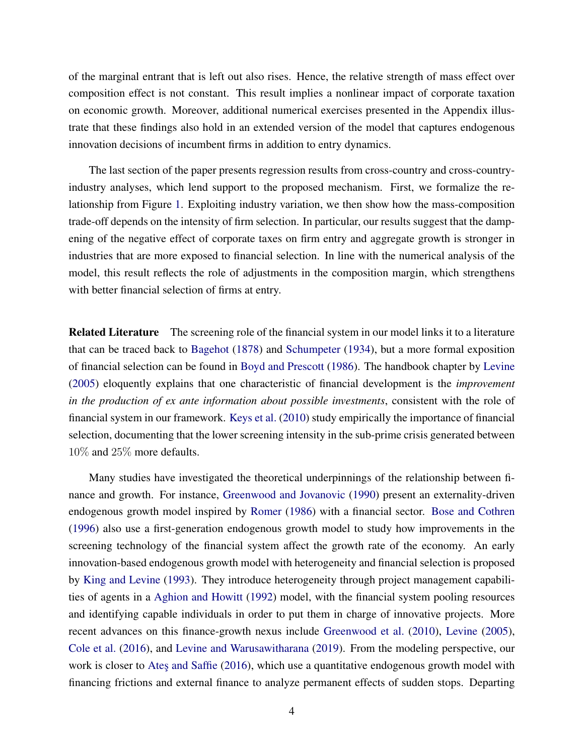of the marginal entrant that is left out also rises. Hence, the relative strength of mass effect over composition effect is not constant. This result implies a nonlinear impact of corporate taxation on economic growth. Moreover, additional numerical exercises presented in the Appendix illustrate that these findings also hold in an extended version of the model that captures endogenous innovation decisions of incumbent firms in addition to entry dynamics.

The last section of the paper presents regression results from cross-country and cross-country-industry analyses, which lend support to the proposed mechanism. First, we formalize the relationship from Figure 1. Exploiting industry variation, we then show how the mass-composition trade-off depends on the intensity of firm selection. In particular, our results suggest that the dampening of the negative effect of corporate taxes on firm entry and aggregate growth is stronger in industries that are more exposed to financial selection. In line with the numerical analysis of the model, this result reflects the role of adjustments in the composition margin, which strengthens with better financial selection of firms at entry.

**Related Literature** The screening role of the financial system in our model links it to a literature that can be traced back to Bagehot (1878) and Schumpeter (1934), but a more formal exposition of financial selection can be found in Boyd and Prescott (1986). The handbook chapter by Levine (2005) eloquently explains that one characteristic of financial development is the *improvement in the production of ex ante information about possible investments*, consistent with the role of financial system in our framework. Keys et al. (2010) study empirically the importance of financial selection, documenting that the lower screening intensity in the sub-prime crisis generated between $10\%$ and $25\%$ more defaults.

Many studies have investigated the theoretical underpinnings of the relationship between finance and growth. For instance, Greenwood and Jovanovic (1990) present an externality-driven endogenous growth model inspired by Romer (1986) with a financial sector. Bose and Cothren (1996) also use a first-generation endogenous growth model to study how improvements in the screening technology of the financial system affect the growth rate of the economy. An early innovation-based endogenous growth model with heterogeneity and financial selection is proposed by King and Levine (1993). They introduce heterogeneity through project management capabilities of agents in a Aghion and Howitt (1992) model, with the financial system pooling resources and identifying capable individuals in order to put them in charge of innovative projects. More recent advances on this finance-growth nexus include Greenwood et al. (2010), Levine (2005), Cole et al. (2016), and Levine and Warusawitharana (2019). From the modeling perspective, our work is closer to Ateş and Saffie (2016), which use a quantitative endogenous growth model with financing frictions and external finance to analyze permanent effects of sudden stops. Departing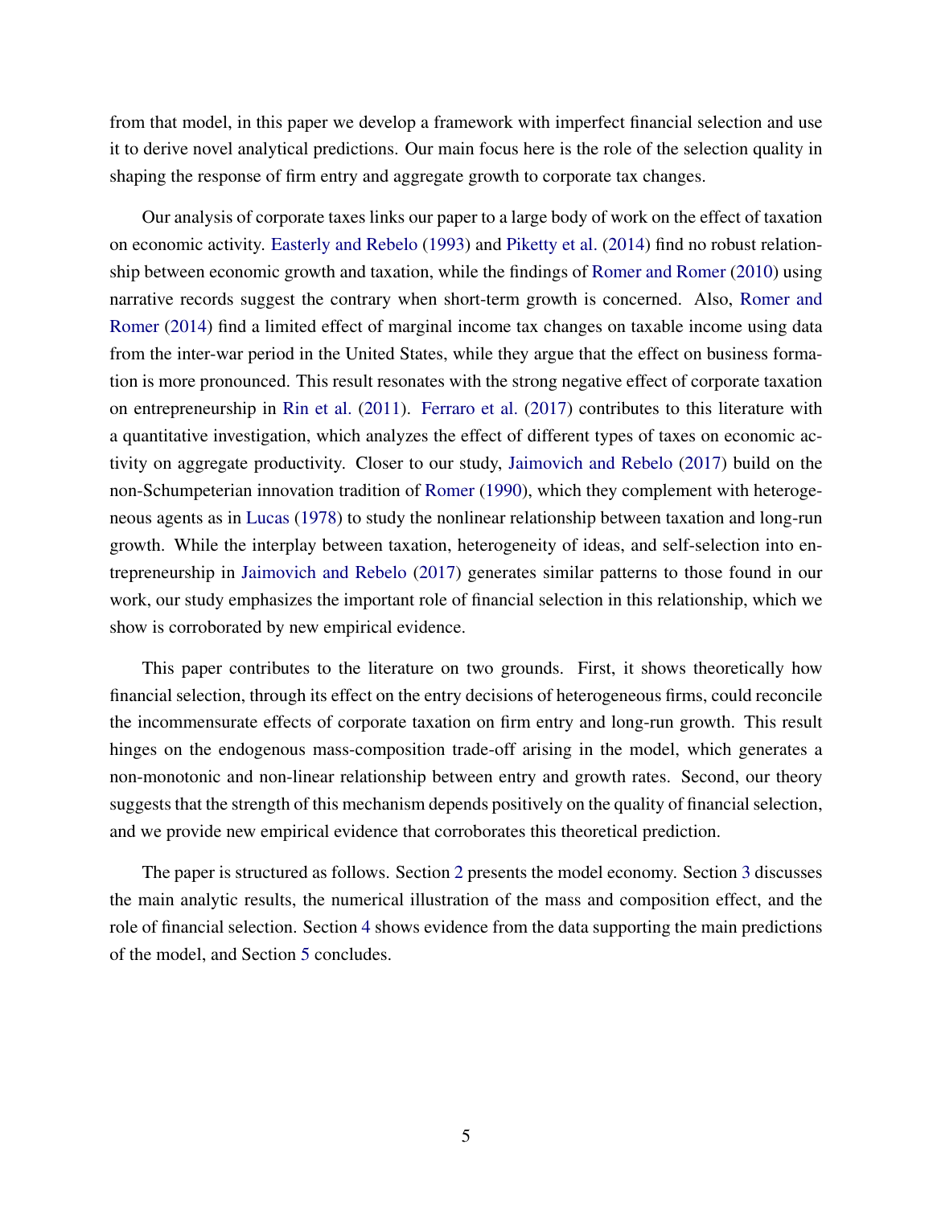from that model, in this paper we develop a framework with imperfect financial selection and use it to derive novel analytical predictions. Our main focus here is the role of the selection quality in shaping the response of firm entry and aggregate growth to corporate tax changes.

Our analysis of corporate taxes links our paper to a large body of work on the effect of taxation on economic activity. Easterly and Rebelo (1993) and Piketty et al. (2014) find no robust relationship between economic growth and taxation, while the findings of Romer and Romer (2010) using narrative records suggest the contrary when short-term growth is concerned. Also, Romer and Romer (2014) find a limited effect of marginal income tax changes on taxable income using data from the inter-war period in the United States, while they argue that the effect on business formation is more pronounced. This result resonates with the strong negative effect of corporate taxation on entrepreneurship in Rin et al. (2011). Ferraro et al. (2017) contributes to this literature with a quantitative investigation, which analyzes the effect of different types of taxes on economic activity on aggregate productivity. Closer to our study, Jaimovich and Rebelo (2017) build on the non-Schumpeterian innovation tradition of Romer (1990), which they complement with heterogeneous agents as in Lucas (1978) to study the nonlinear relationship between taxation and long-run growth. While the interplay between taxation, heterogeneity of ideas, and self-selection into entrepreneurship in Jaimovich and Rebelo (2017) generates similar patterns to those found in our work, our study emphasizes the important role of financial selection in this relationship, which we show is corroborated by new empirical evidence.

This paper contributes to the literature on two grounds. First, it shows theoretically how financial selection, through its effect on the entry decisions of heterogeneous firms, could reconcile the incommensurate effects of corporate taxation on firm entry and long-run growth. This result hinges on the endogenous mass-composition trade-off arising in the model, which generates a non-monotonic and non-linear relationship between entry and growth rates. Second, our theory suggests that the strength of this mechanism depends positively on the quality of financial selection, and we provide new empirical evidence that corroborates this theoretical prediction.

The paper is structured as follows. Section 2 presents the model economy. Section 3 discusses the main analytic results, the numerical illustration of the mass and composition effect, and the role of financial selection. Section 4 shows evidence from the data supporting the main predictions of the model, and Section 5 concludes.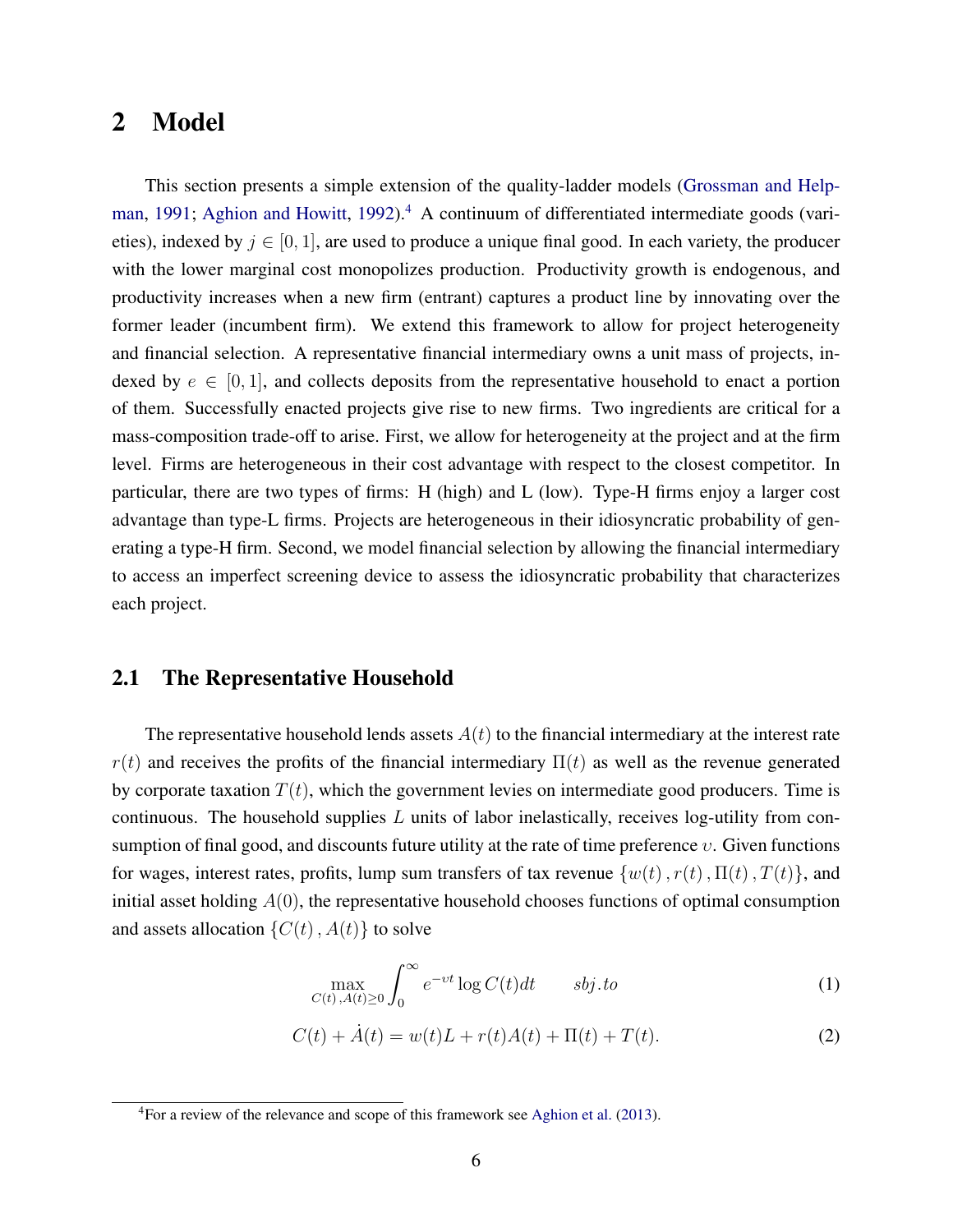# 2 Model

This section presents a simple extension of the quality-ladder models (Grossman and Helpman, 1991; Aghion and Howitt, 1992).[4] A continuum of differentiated intermediate goods (varieties), indexed by $j \in [0, 1]$, are used to produce a unique final good. In each variety, the producer with the lower marginal cost monopolizes production. Productivity growth is endogenous, and productivity increases when a new firm (entrant) captures a product line by innovating over the former leader (incumbent firm). We extend this framework to allow for project heterogeneity and financial selection. A representative financial intermediary owns a unit mass of projects, indexed by $e \in [0, 1]$, and collects deposits from the representative household to enact a portion of them. Successfully enacted projects give rise to new firms. Two ingredients are critical for a mass-composition trade-off to arise. First, we allow for heterogeneity at the project and at the firm level. Firms are heterogeneous in their cost advantage with respect to the closest competitor. In particular, there are two types of firms: H (high) and L (low). Type-H firms enjoy a larger cost advantage than type-L firms. Projects are heterogeneous in their idiosyncratic probability of generating a type-H firm. Second, we model financial selection by allowing the financial intermediary to access an imperfect screening device to assess the idiosyncratic probability that characterizes each project.

## 2.1 The Representative Household

The representative household lends assets $A(t)$ to the financial intermediary at the interest rate $r(t)$ and receives the profits of the financial intermediary $\Pi(t)$ as well as the revenue generated by corporate taxation $T(t)$, which the government levies on intermediate good producers. Time is continuous. The household supplies $L$ units of labor inelastically, receives log-utility from consumption of final good, and discounts future utility at the rate of time preference $\upsilon$. Given functions for wages, interest rates, profits, lump sum transfers of tax revenue $\{w(t), r(t), \Pi(t), T(t)\}$, and initial asset holding $A(0)$, the representative household chooses functions of optimal consumption and assets allocation $\{C(t), A(t)\}$ to solve

$$\max_{C(t),A(t)\geq 0} \int_0^\infty e^{-\upsilon t} \log C(t) dt \qquad sbj.to \tag{1}$$

$$C(t) + \dot{A}(t) = w(t)L + r(t)A(t) + \Pi(t) + T(t). \tag{2}$$

[4] For a review of the relevance and scope of this framework see Aghion et al. (2013).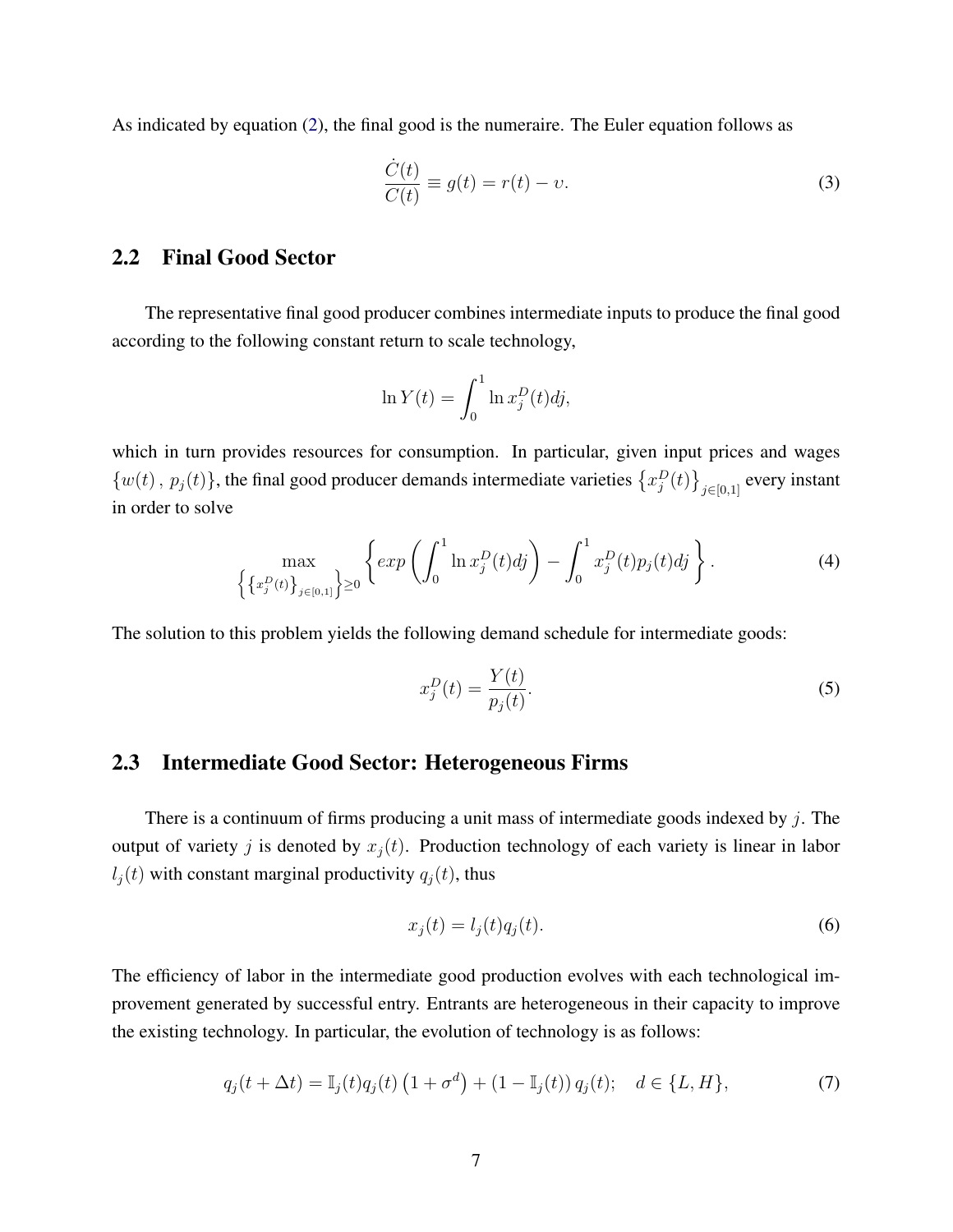As indicated by equation (2), the final good is the numeraire. The Euler equation follows as

$$\frac{\dot{C}(t)}{C(t)} \equiv g(t) = r(t) - \upsilon. \tag{3}$$

## 2.2 Final Good Sector

The representative final good producer combines intermediate inputs to produce the final good according to the following constant return to scale technology,

$$\ln Y(t) = \int_0^1 \ln x_j^D(t) dj,$$

which in turn provides resources for consumption. In particular, given input prices and wages $\{w(t), p_j(t)\}$, the final good producer demands intermediate varieties $\left\{x_j^D(t)\right\}_{j\in[0,1]}$ every instant in order to solve

$$\max_{\left\{\left\{x_j^D(t)\right\}_{j\in[0,1]}\right\}\geq 0} \left\{ exp\left(\int_0^1 \ln x_j^D(t)dj\right) - \int_0^1 x_j^D(t)p_j(t)dj \right\}. \tag{4}$$

The solution to this problem yields the following demand schedule for intermediate goods:

$$x_j^D(t) = \frac{Y(t)}{p_j(t)}. \tag{5}$$

## 2.3 Intermediate Good Sector: Heterogeneous Firms

There is a continuum of firms producing a unit mass of intermediate goods indexed by $j$. The output of variety $j$ is denoted by $x_j(t)$. Production technology of each variety is linear in labor $l_j(t)$ with constant marginal productivity $q_j(t)$, thus

$$x_j(t) = l_j(t)q_j(t). \tag{6}$$

The efficiency of labor in the intermediate good production evolves with each technological improvement generated by successful entry. Entrants are heterogeneous in their capacity to improve the existing technology. In particular, the evolution of technology is as follows:

$$q_j(t+\Delta t) = \mathbb{I}_j(t)q_j(t)\left(1+\sigma^d\right) + \left(1-\mathbb{I}_j(t)\right)q_j(t); \quad d \in \{L, H\}, \tag{7}$$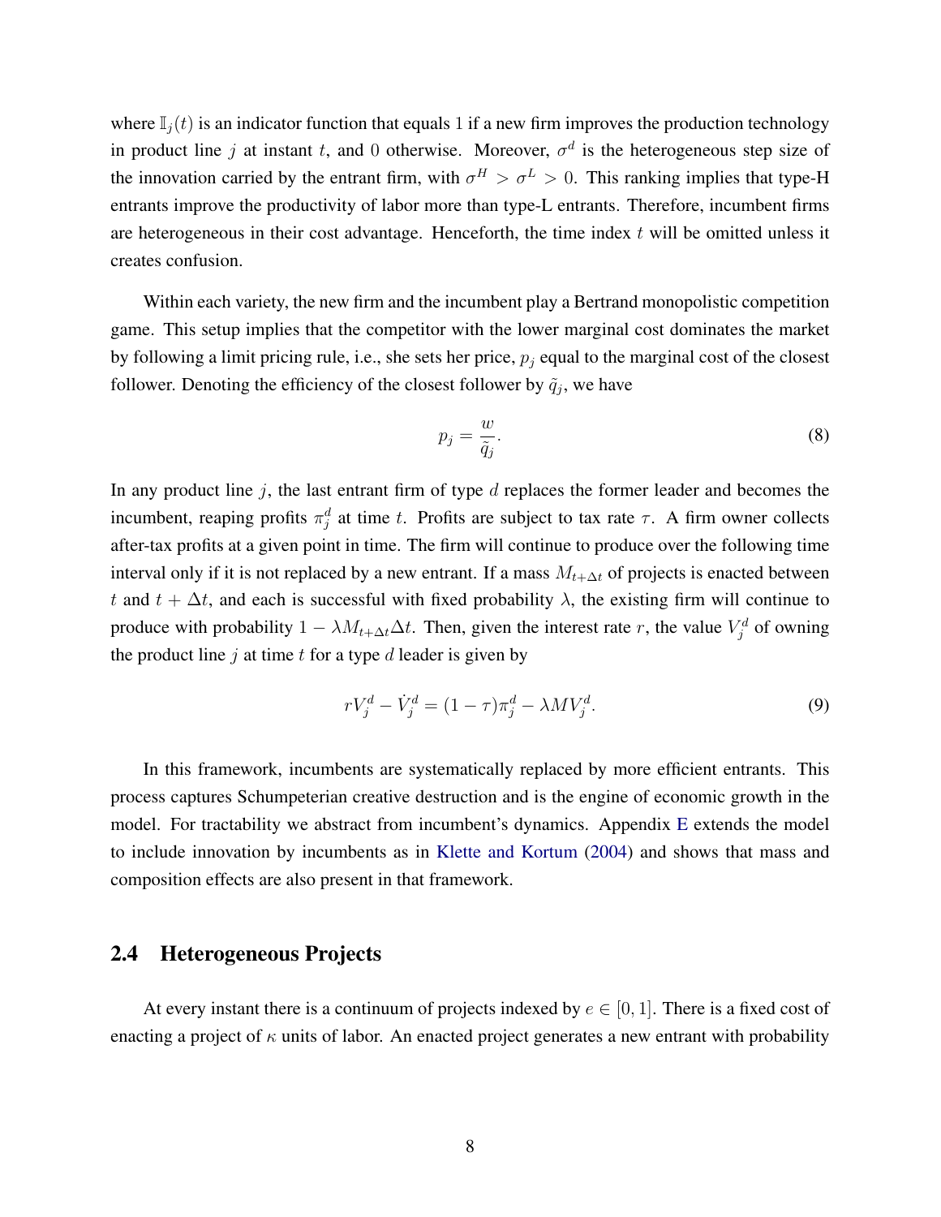where $\mathbb{I}_j(t)$ is an indicator function that equals 1 if a new firm improves the production technology in product line $j$ at instant $t$, and 0 otherwise. Moreover, $\sigma^d$ is the heterogeneous step size of the innovation carried by the entrant firm, with $\sigma^H > \sigma^L > 0$. This ranking implies that type-H entrants improve the productivity of labor more than type-L entrants. Therefore, incumbent firms are heterogeneous in their cost advantage. Henceforth, the time index $t$ will be omitted unless it creates confusion.

Within each variety, the new firm and the incumbent play a Bertrand monopolistic competition game. This setup implies that the competitor with the lower marginal cost dominates the market by following a limit pricing rule, i.e., she sets her price, $p_j$ equal to the marginal cost of the closest follower. Denoting the efficiency of the closest follower by $\tilde{q}_j$, we have

$$p_j = \frac{w}{\tilde{q}_j}. \tag{8}$$

In any product line $j$, the last entrant firm of type $d$ replaces the former leader and becomes the incumbent, reaping profits $\pi_j^d$ at time $t$. Profits are subject to tax rate $\tau$. A firm owner collects after-tax profits at a given point in time. The firm will continue to produce over the following time interval only if it is not replaced by a new entrant. If a mass $M_{t+\Delta t}$ of projects is enacted between $t$ and $t + \Delta t$, and each is successful with fixed probability $\lambda$, the existing firm will continue to produce with probability $1 - \lambda M_{t+\Delta t}\Delta t$. Then, given the interest rate $r$, the value $V_j^d$ of owning the product line $j$ at time $t$ for a type $d$ leader is given by

$$rV_j^d - \dot{V}_j^d = (1-\tau)\pi_j^d - \lambda M V_j^d. \tag{9}$$

In this framework, incumbents are systematically replaced by more efficient entrants. This process captures Schumpeterian creative destruction and is the engine of economic growth in the model. For tractability we abstract from incumbent's dynamics. Appendix E extends the model to include innovation by incumbents as in Klette and Kortum (2004) and shows that mass and composition effects are also present in that framework.

## 2.4 Heterogeneous Projects

At every instant there is a continuum of projects indexed by $e \in [0, 1]$. There is a fixed cost of enacting a project of $\kappa$ units of labor. An enacted project generates a new entrant with probability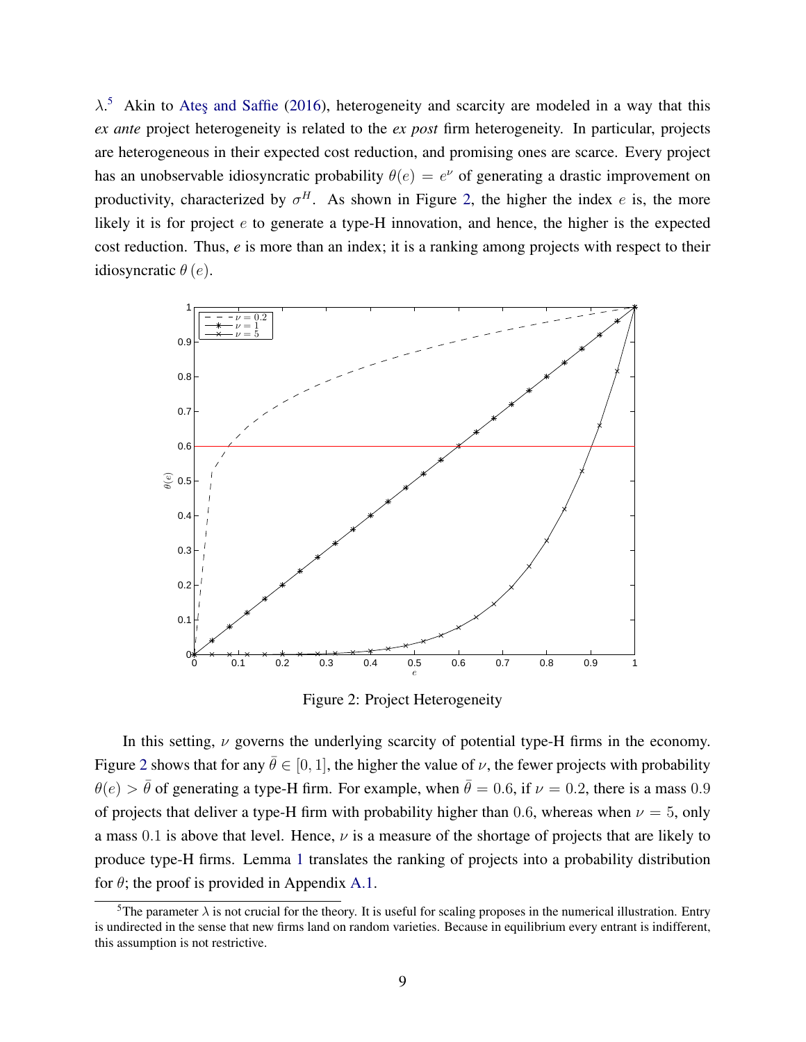$\lambda$.[5] Akin to Ateş and Saffie (2016), heterogeneity and scarcity are modeled in a way that this *ex ante* project heterogeneity is related to the *ex post* firm heterogeneity. In particular, projects are heterogeneous in their expected cost reduction, and promising ones are scarce. Every project has an unobservable idiosyncratic probability $\theta(e) = e^{\nu}$ of generating a drastic improvement on productivity, characterized by $\sigma^H$. As shown in Figure 2, the higher the index $e$ is, the more likely it is for project $e$ to generate a type-H innovation, and hence, the higher is the expected cost reduction. Thus, *e* is more than an index; it is a ranking among projects with respect to their idiosyncratic $\theta(e)$.

Figure 2: Project Heterogeneity

In this setting, $\nu$ governs the underlying scarcity of potential type-H firms in the economy. Figure 2 shows that for any $\bar{\theta} \in [0, 1]$, the higher the value of $\nu$, the fewer projects with probability $\theta(e) > \bar{\theta}$ of generating a type-H firm. For example, when $\bar{\theta} = 0.6$, if $\nu = 0.2$, there is a mass $0.9$ of projects that deliver a type-H firm with probability higher than $0.6$, whereas when $\nu = 5$, only a mass $0.1$ is above that level. Hence, $\nu$ is a measure of the shortage of projects that are likely to produce type-H firms. Lemma 1 translates the ranking of projects into a probability distribution for $\theta$; the proof is provided in Appendix A.1.

[5] The parameter $\lambda$ is not crucial for the theory. It is useful for scaling proposes in the numerical illustration. Entry is undirected in the sense that new firms land on random varieties. Because in equilibrium every entrant is indifferent, this assumption is not restrictive.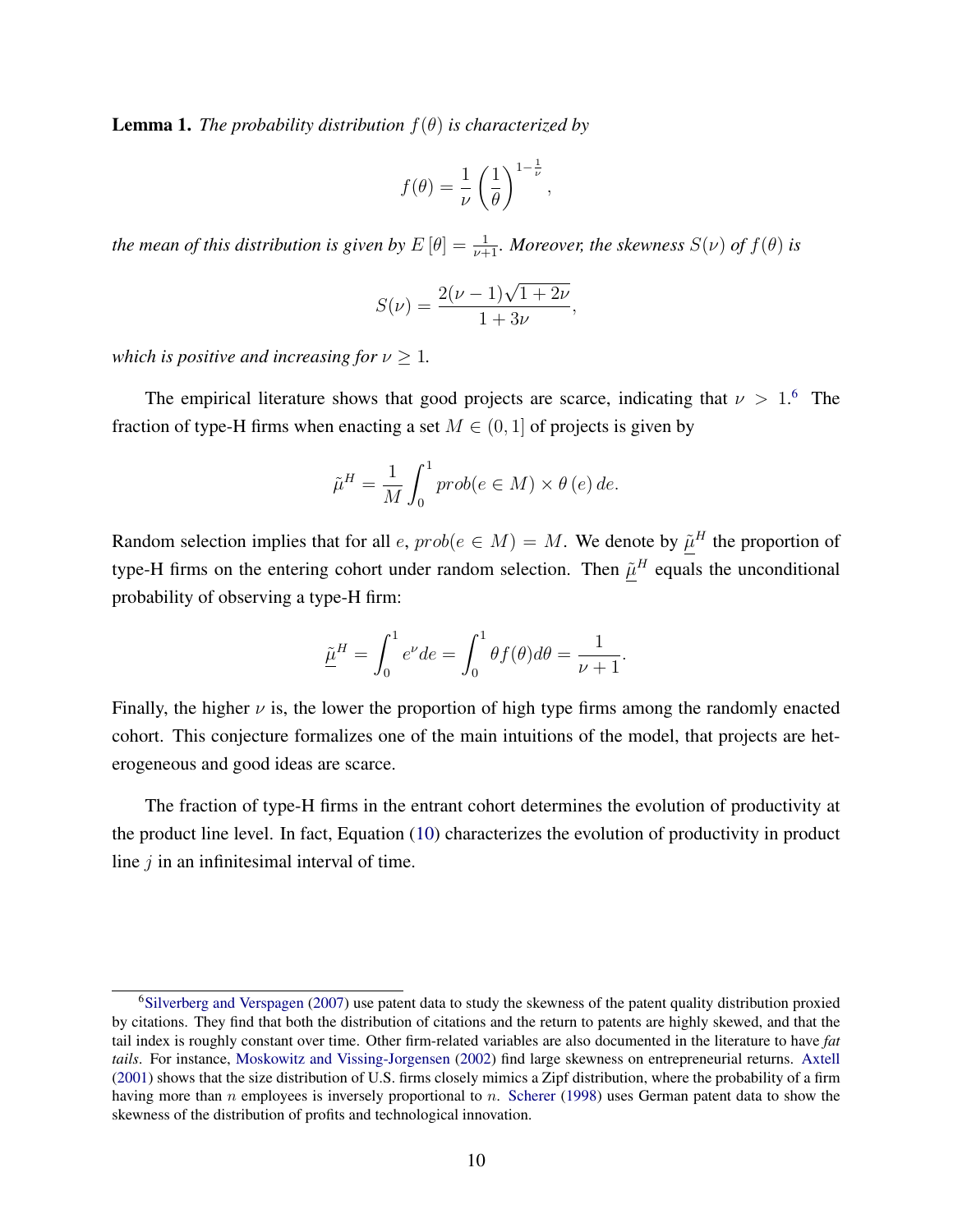**Lemma 1.** *The probability distribution $f(\theta)$ is characterized by*

$$f(\theta) = \frac{1}{\nu}\left(\frac{1}{\theta}\right)^{1-\frac{1}{\nu}},$$

*the mean of this distribution is given by $E[\theta] = \frac{1}{\nu+1}$. Moreover, the skewness $S(\nu)$ of $f(\theta)$ is*

$$S(\nu) = \frac{2(\nu-1)\sqrt{1+2\nu}}{1+3\nu},$$

*which is positive and increasing for $\nu \geq 1$.*

The empirical literature shows that good projects are scarce, indicating that $\nu > 1$.[6] The fraction of type-H firms when enacting a set $M \in (0,1]$ of projects is given by

$$\tilde{\mu}^H = \frac{1}{M}\int_0^1 prob(e \in M) \times \theta\left(e\right) de.$$

Random selection implies that for all $e$, $prob(e \in M) = M$. We denote by $\underline{\tilde{\mu}}^H$ the proportion of type-H firms on the entering cohort under random selection. Then $\underline{\tilde{\mu}}^H$ equals the unconditional probability of observing a type-H firm:

$$\underline{\tilde{\mu}}^H = \int_0^1 e^{\nu} de = \int_0^1 \theta f(\theta) d\theta = \frac{1}{\nu+1}.$$

Finally, the higher $\nu$ is, the lower the proportion of high type firms among the randomly enacted cohort. This conjecture formalizes one of the main intuitions of the model, that projects are heterogeneous and good ideas are scarce.

The fraction of type-H firms in the entrant cohort determines the evolution of productivity at the product line level. In fact, Equation (10) characterizes the evolution of productivity in product line $j$ in an infinitesimal interval of time.

[6] Silverberg and Verspagen (2007) use patent data to study the skewness of the patent quality distribution proxied by citations. They find that both the distribution of citations and the return to patents are highly skewed, and that the tail index is roughly constant over time. Other firm-related variables are also documented in the literature to have *fat tails*. For instance, Moskowitz and Vissing-Jorgensen (2002) find large skewness on entrepreneurial returns. Axtell (2001) shows that the size distribution of U.S. firms closely mimics a Zipf distribution, where the probability of a firm having more than $n$ employees is inversely proportional to $n$. Scherer (1998) uses German patent data to show the skewness of the distribution of profits and technological innovation.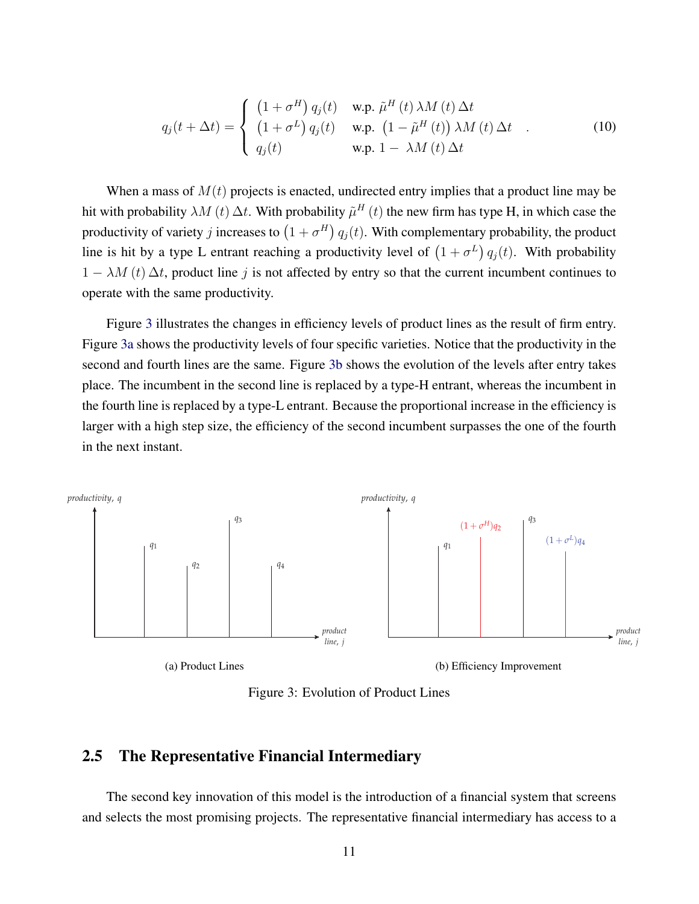$$
q_j(t+\Delta t) = \begin{cases} \left(1+\sigma^H\right) q_j(t) & \text{w.p. } \tilde{\mu}^H(t)\,\lambda M(t)\,\Delta t \\ \left(1+\sigma^L\right) q_j(t) & \text{w.p. } \left(1-\tilde{\mu}^H(t)\right)\lambda M(t)\,\Delta t \\ q_j(t) & \text{w.p. } 1-\ \lambda M(t)\,\Delta t \end{cases} . \tag{10}
$$

When a mass of $M(t)$ projects is enacted, undirected entry implies that a product line may be hit with probability $\lambda M(t)\,\Delta t$. With probability $\tilde{\mu}^H(t)$ the new firm has type H, in which case the productivity of variety $j$ increases to $\left(1+\sigma^H\right) q_j(t)$. With complementary probability, the product line is hit by a type L entrant reaching a productivity level of $\left(1+\sigma^L\right) q_j(t)$. With probability $1-\lambda M(t)\,\Delta t$, product line $j$ is not affected by entry so that the current incumbent continues to operate with the same productivity.

Figure 3 illustrates the changes in efficiency levels of product lines as the result of firm entry. Figure 3a shows the productivity levels of four specific varieties. Notice that the productivity in the second and fourth lines are the same. Figure 3b shows the evolution of the levels after entry takes place. The incumbent in the second line is replaced by a type-H entrant, whereas the incumbent in the fourth line is replaced by a type-L entrant. Because the proportional increase in the efficiency is larger with a high step size, the efficiency of the second incumbent surpasses the one of the fourth in the next instant.

(a) Product Lines

(b) Efficiency Improvement

Figure 3: Evolution of Product Lines

## 2.5 The Representative Financial Intermediary

The second key innovation of this model is the introduction of a financial system that screens and selects the most promising projects. The representative financial intermediary has access to a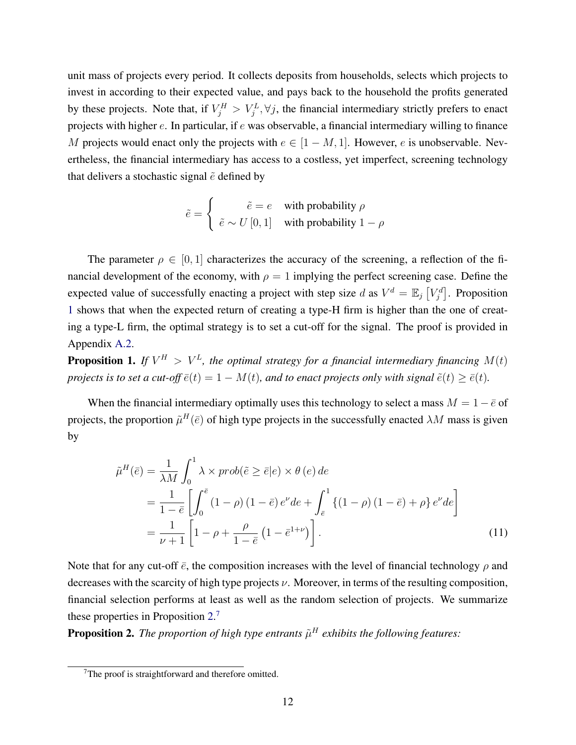unit mass of projects every period. It collects deposits from households, selects which projects to invest in according to their expected value, and pays back to the household the profits generated by these projects. Note that, if $V_j^H > V_j^L, \forall j$, the financial intermediary strictly prefers to enact projects with higher $e$. In particular, if $e$ was observable, a financial intermediary willing to finance $M$ projects would enact only the projects with $e \in [1-M, 1]$. However, $e$ is unobservable. Nevertheless, the financial intermediary has access to a costless, yet imperfect, screening technology that delivers a stochastic signal $\tilde{e}$ defined by

$$
\tilde{e} = \begin{cases} \tilde{e} = e & \text{with probability } \rho \\ \tilde{e} \sim U[0,1] & \text{with probability } 1-\rho \end{cases}
$$

The parameter $\rho \in [0,1]$ characterizes the accuracy of the screening, a reflection of the financial development of the economy, with $\rho = 1$ implying the perfect screening case. Define the expected value of successfully enacting a project with step size $d$ as $V^d = \mathbb{E}_j \left[ V_j^d \right]$. Proposition 1 shows that when the expected return of creating a type-H firm is higher than the one of creating a type-L firm, the optimal strategy is to set a cut-off for the signal. The proof is provided in Appendix A.2.

**Proposition 1.** *If $V^H > V^L$, the optimal strategy for a financial intermediary financing $M(t)$ projects is to set a cut-off $\bar{e}(t) = 1 - M(t)$, and to enact projects only with signal $\tilde{e}(t) \geq \bar{e}(t)$.*

When the financial intermediary optimally uses this technology to select a mass $M = 1 - \bar{e}$ of projects, the proportion $\tilde{\mu}^H(\bar{e})$ of high type projects in the successfully enacted $\lambda M$ mass is given by

$$
\begin{aligned}
\tilde{\mu}^H(\bar{e}) &= \frac{1}{\lambda M} \int_0^1 \lambda \times prob(\tilde{e} \geq \bar{e} | e) \times \theta(e) \, de \\
&= \frac{1}{1-\bar{e}} \left[ \int_0^{\bar{e}} (1-\rho)(1-\bar{e}) e^{\nu} de + \int_{\bar{e}}^1 \{(1-\rho)(1-\bar{e}) + \rho\} e^{\nu} de \right] \\
&= \frac{1}{\nu+1} \left[ 1 - \rho + \frac{\rho}{1-\bar{e}} \left(1 - \bar{e}^{1+\nu}\right) \right].
\end{aligned} \tag{11}
$$

Note that for any cut-off $\bar{e}$, the composition increases with the level of financial technology $\rho$ and decreases with the scarcity of high type projects $\nu$. Moreover, in terms of the resulting composition, financial selection performs at least as well as the random selection of projects. We summarize these properties in Proposition 2.[7]

**Proposition 2.** *The proportion of high type entrants $\tilde{\mu}^H$ exhibits the following features:*

[7] The proof is straightforward and therefore omitted.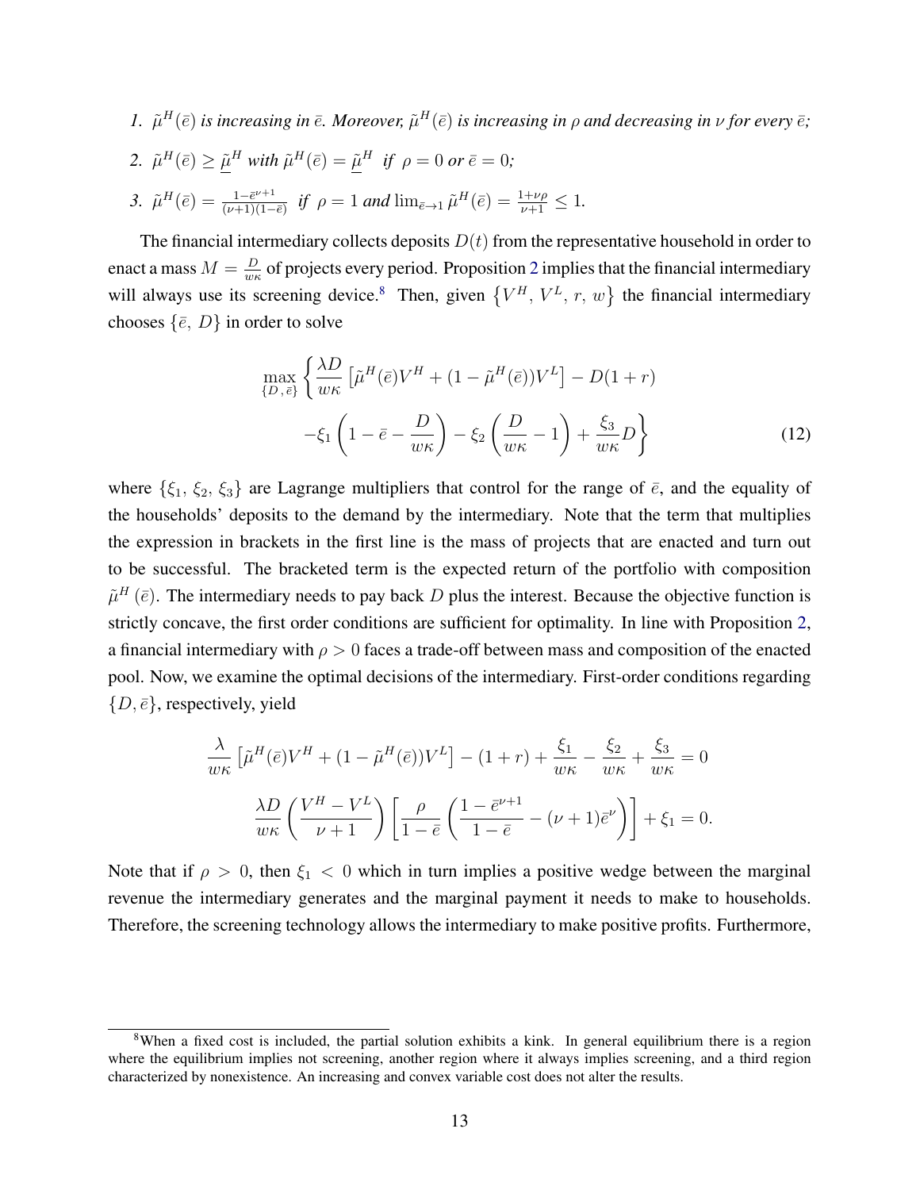1. *$\tilde{\mu}^H(\bar{e})$ is increasing in $\bar{e}$. Moreover, $\tilde{\mu}^H(\bar{e})$ is increasing in $\rho$ and decreasing in $\nu$ for every $\bar{e}$;*
2. *$\tilde{\mu}^H(\bar{e}) \geq \underline{\tilde{\mu}}^H$ with $\tilde{\mu}^H(\bar{e}) = \underline{\tilde{\mu}}^H$ if $\rho = 0$ or $\bar{e} = 0$;*
3. *$\tilde{\mu}^H(\bar{e}) = \frac{1-\bar{e}^{\nu+1}}{(\nu+1)(1-\bar{e})}$ if $\rho = 1$ and $\lim_{\bar{e}\to 1} \tilde{\mu}^H(\bar{e}) = \frac{1+\nu\rho}{\nu+1} \leq 1$.*

The financial intermediary collects deposits $D(t)$ from the representative household in order to enact a mass $M = \frac{D}{w\kappa}$ of projects every period. Proposition 2 implies that the financial intermediary will always use its screening device.[8] Then, given $\{V^H, V^L, r, w\}$ the financial intermediary chooses $\{\bar{e}, D\}$ in order to solve

$$
\max_{\{D\,,\,\bar{e}\}} \left\{ \frac{\lambda D}{w\kappa} \left[ \tilde{\mu}^H(\bar{e}) V^H + (1 - \tilde{\mu}^H(\bar{e})) V^L \right] - D(1+r) \right.
$$
$$
\left. -\xi_1 \left( 1 - \bar{e} - \frac{D}{w\kappa} \right) - \xi_2 \left( \frac{D}{w\kappa} - 1 \right) + \frac{\xi_3}{w\kappa} D \right\} \tag{12}
$$

where $\{\xi_1, \xi_2, \xi_3\}$ are Lagrange multipliers that control for the range of $\bar{e}$, and the equality of the households' deposits to the demand by the intermediary. Note that the term that multiplies the expression in brackets in the first line is the mass of projects that are enacted and turn out to be successful. The bracketed term is the expected return of the portfolio with composition $\tilde{\mu}^H(\bar{e})$. The intermediary needs to pay back $D$ plus the interest. Because the objective function is strictly concave, the first order conditions are sufficient for optimality. In line with Proposition 2, a financial intermediary with $\rho > 0$ faces a trade-off between mass and composition of the enacted pool. Now, we examine the optimal decisions of the intermediary. First-order conditions regarding $\{D, \bar{e}\}$, respectively, yield

$$
\frac{\lambda}{w\kappa} \left[ \tilde{\mu}^H(\bar{e}) V^H + (1 - \tilde{\mu}^H(\bar{e})) V^L \right] - (1+r) + \frac{\xi_1}{w\kappa} - \frac{\xi_2}{w\kappa} + \frac{\xi_3}{w\kappa} = 0
$$
$$
\frac{\lambda D}{w\kappa} \left( \frac{V^H - V^L}{\nu + 1} \right) \left[ \frac{\rho}{1-\bar{e}} \left( \frac{1 - \bar{e}^{\nu+1}}{1 - \bar{e}} - (\nu+1)\bar{e}^{\nu} \right) \right] + \xi_1 = 0.
$$

Note that if $\rho > 0$, then $\xi_1 < 0$ which in turn implies a positive wedge between the marginal revenue the intermediary generates and the marginal payment it needs to make to households. Therefore, the screening technology allows the intermediary to make positive profits. Furthermore,

[8] When a fixed cost is included, the partial solution exhibits a kink. In general equilibrium there is a region where the equilibrium implies not screening, another region where it always implies screening, and a third region characterized by nonexistence. An increasing and convex variable cost does not alter the results.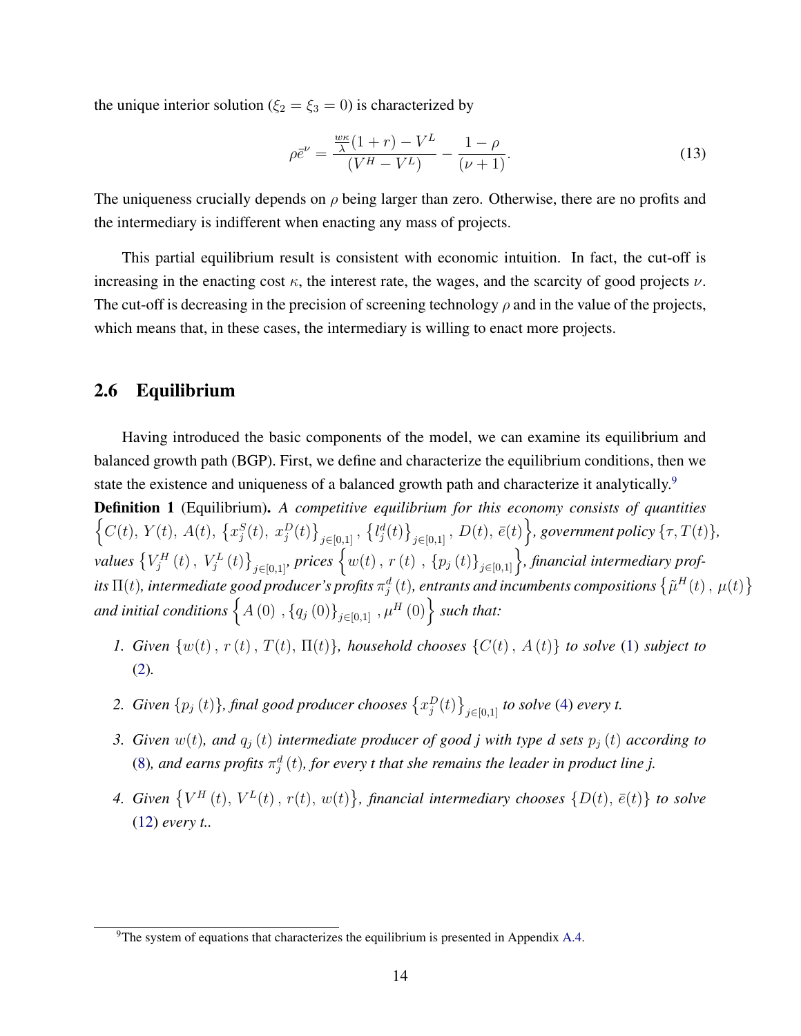the unique interior solution ($\xi_2 = \xi_3 = 0$) is characterized by

$$\rho \bar{e}^{\nu} = \frac{\frac{w\kappa}{\lambda}(1+r) - V^L}{(V^H - V^L)} - \frac{1-\rho}{(\nu+1)}. \tag{13}$$

The uniqueness crucially depends on $\rho$ being larger than zero. Otherwise, there are no profits and the intermediary is indifferent when enacting any mass of projects.

This partial equilibrium result is consistent with economic intuition. In fact, the cut-off is increasing in the enacting cost $\kappa$, the interest rate, the wages, and the scarcity of good projects $\nu$. The cut-off is decreasing in the precision of screening technology $\rho$ and in the value of the projects, which means that, in these cases, the intermediary is willing to enact more projects.

## 2.6 Equilibrium

Having introduced the basic components of the model, we can examine its equilibrium and balanced growth path (BGP). First, we define and characterize the equilibrium conditions, then we state the existence and uniqueness of a balanced growth path and characterize it analytically.[9]

**Definition 1** (Equilibrium). *A competitive equilibrium for this economy consists of quantities* $\left\{C(t),\, Y(t),\, A(t),\, \left\{x_j^S(t),\, x_j^D(t)\right\}_{j\in[0,1]},\, \left\{l_j^d(t)\right\}_{j\in[0,1]},\, D(t),\, \bar{e}(t)\right\}$*, government policy* $\{\tau, T(t)\}$*, values* $\left\{V_j^H(t),\, V_j^L(t)\right\}_{j\in[0,1]}$*, prices* $\left\{w(t),\, r(t),\, \{p_j(t)\}_{j\in[0,1]}\right\}$*, financial intermediary profits* $\Pi(t)$*, intermediate good producer's profits* $\pi_j^d(t)$*, entrants and incumbents compositions* $\left\{\tilde{\mu}^H(t),\, \mu(t)\right\}$ *and initial conditions* $\left\{A(0),\, \{q_j(0)\}_{j\in[0,1]},\, \mu^H(0)\right\}$ *such that:*

1. *Given* $\{w(t),\, r(t),\, T(t),\, \Pi(t)\}$*, household chooses* $\{C(t),\, A(t)\}$ *to solve* (1) *subject to* (2)*.*
2. *Given* $\{p_j(t)\}$*, final good producer chooses* $\left\{x_j^D(t)\right\}_{j\in[0,1]}$ *to solve* (4) *every t.*
3. *Given* $w(t)$*, and* $q_j(t)$ *intermediate producer of good j with type d sets* $p_j(t)$ *according to* (8)*, and earns profits* $\pi_j^d(t)$*, for every t that she remains the leader in product line j.*
4. *Given* $\left\{V^H(t),\, V^L(t),\, r(t),\, w(t)\right\}$*, financial intermediary chooses* $\{D(t),\, \bar{e}(t)\}$ *to solve* (12) *every t..*

[9] The system of equations that characterizes the equilibrium is presented in Appendix A.4.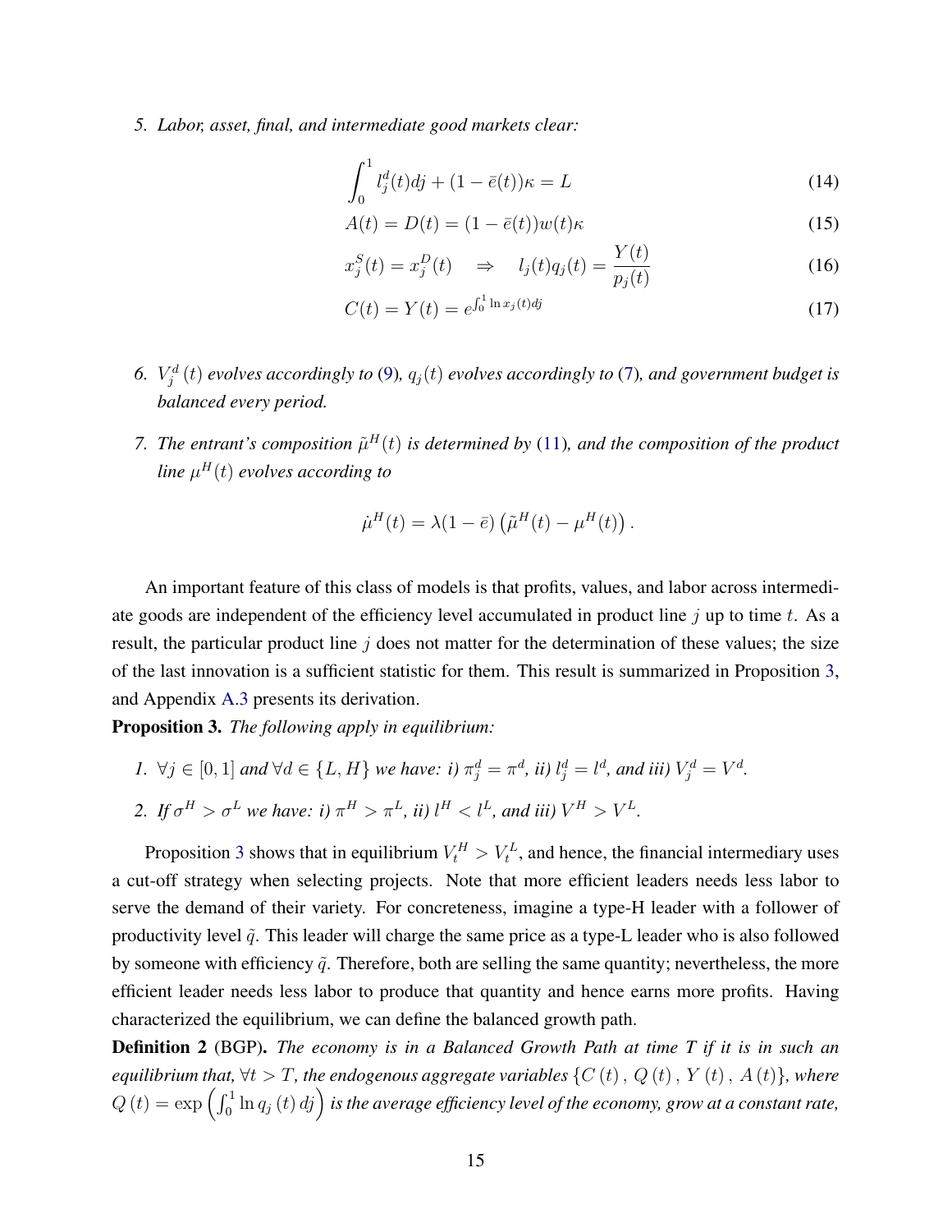5. *Labor, asset, final, and intermediate good markets clear:*

$$\int_0^1 l_j^d(t)dj + (1-\bar{e}(t))\kappa = L \tag{14}$$

$$A(t) = D(t) = (1-\bar{e}(t))w(t)\kappa \tag{15}$$

$$x_j^S(t) = x_j^D(t) \quad \Rightarrow \quad l_j(t)q_j(t) = \frac{Y(t)}{p_j(t)} \tag{16}$$

$$C(t) = Y(t) = e^{\int_0^1 \ln x_j(t)dj} \tag{17}$$

6. *$V_j^d(t)$ evolves accordingly to (9), $q_j(t)$ evolves accordingly to (7), and government budget is balanced every period.*

7. *The entrant's composition $\tilde{\mu}^H(t)$ is determined by (11), and the composition of the product line $\mu^H(t)$ evolves according to*

$$\dot{\mu}^H(t) = \lambda(1-\bar{e})\left(\tilde{\mu}^H(t) - \mu^H(t)\right).$$

An important feature of this class of models is that profits, values, and labor across intermediate goods are independent of the efficiency level accumulated in product line $j$ up to time $t$. As a result, the particular product line $j$ does not matter for the determination of these values; the size of the last innovation is a sufficient statistic for them. This result is summarized in Proposition 3, and Appendix A.3 presents its derivation.

**Proposition 3.** *The following apply in equilibrium:*

1. *$\forall j \in [0,1]$ and $\forall d \in \{L, H\}$ we have: i) $\pi_j^d = \pi^d$, ii) $l_j^d = l^d$, and iii) $V_j^d = V^d$.*
2. *If $\sigma^H > \sigma^L$ we have: i) $\pi^H > \pi^L$, ii) $l^H < l^L$, and iii) $V^H > V^L$.*

Proposition 3 shows that in equilibrium $V_t^H > V_t^L$, and hence, the financial intermediary uses a cut-off strategy when selecting projects. Note that more efficient leaders needs less labor to serve the demand of their variety. For concreteness, imagine a type-H leader with a follower of productivity level $\tilde{q}$. This leader will charge the same price as a type-L leader who is also followed by someone with efficiency $\tilde{q}$. Therefore, both are selling the same quantity; nevertheless, the more efficient leader needs less labor to produce that quantity and hence earns more profits. Having characterized the equilibrium, we can define the balanced growth path.

**Definition 2** (BGP)**.** *The economy is in a Balanced Growth Path at time $T$ if it is in such an equilibrium that, $\forall t > T$, the endogenous aggregate variables $\{C(t), Q(t), Y(t), A(t)\}$, where $Q(t) = \exp\left(\int_0^1 \ln q_j(t)\, dj\right)$ is the average efficiency level of the economy, grow at a constant rate,*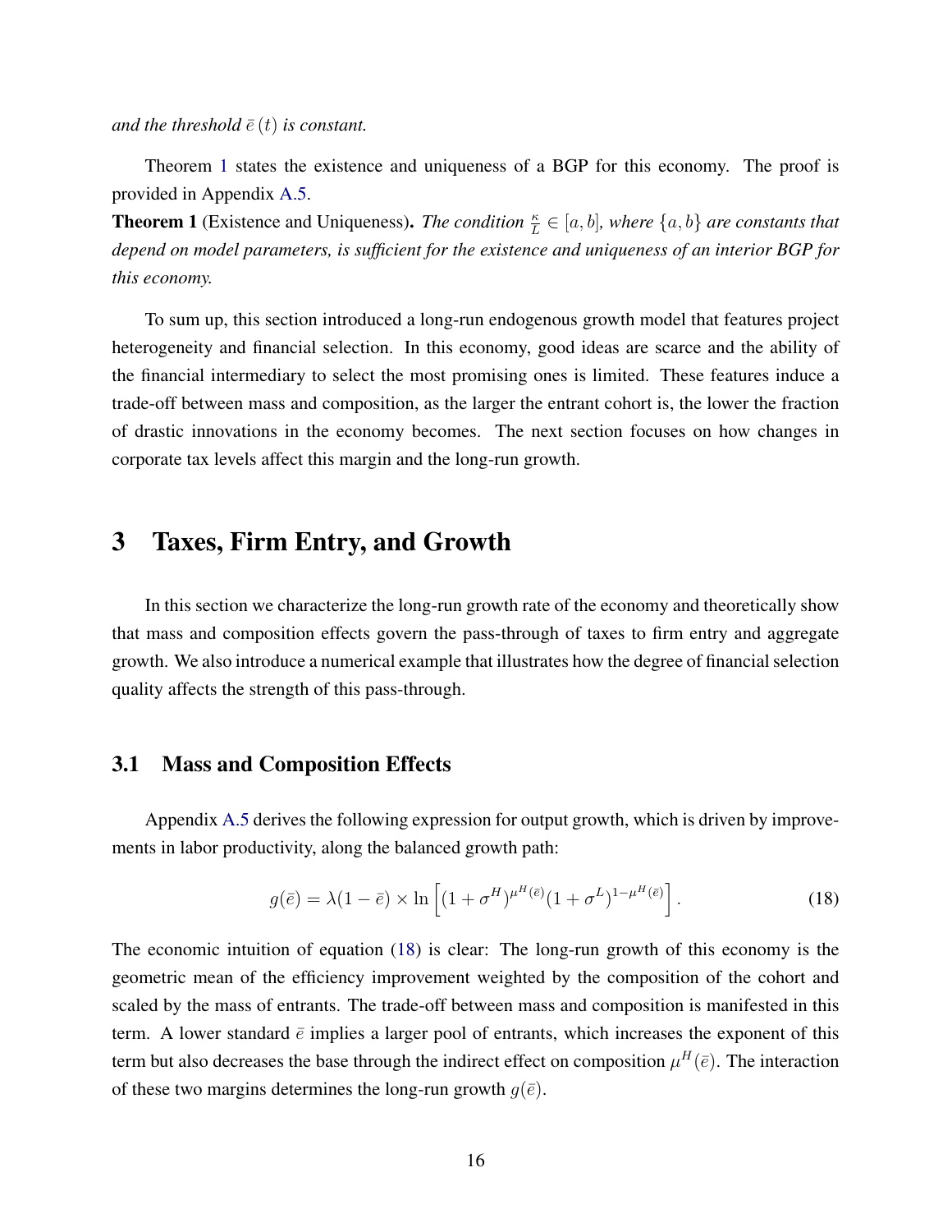*and the threshold $\bar{e}(t)$ is constant.*

Theorem 1 states the existence and uniqueness of a BGP for this economy. The proof is provided in Appendix A.5.

**Theorem 1** (Existence and Uniqueness)**.** *The condition $\frac{\kappa}{L} \in [a, b]$, where $\{a, b\}$ are constants that depend on model parameters, is sufficient for the existence and uniqueness of an interior BGP for this economy.*

To sum up, this section introduced a long-run endogenous growth model that features project heterogeneity and financial selection. In this economy, good ideas are scarce and the ability of the financial intermediary to select the most promising ones is limited. These features induce a trade-off between mass and composition, as the larger the entrant cohort is, the lower the fraction of drastic innovations in the economy becomes. The next section focuses on how changes in corporate tax levels affect this margin and the long-run growth.

# 3 Taxes, Firm Entry, and Growth

In this section we characterize the long-run growth rate of the economy and theoretically show that mass and composition effects govern the pass-through of taxes to firm entry and aggregate growth. We also introduce a numerical example that illustrates how the degree of financial selection quality affects the strength of this pass-through.

## 3.1 Mass and Composition Effects

Appendix A.5 derives the following expression for output growth, which is driven by improvements in labor productivity, along the balanced growth path:

$$g(\bar{e}) = \lambda(1 - \bar{e}) \times \ln\left[(1 + \sigma^H)^{\mu^H(\bar{e})}(1 + \sigma^L)^{1-\mu^H(\bar{e})}\right]. \tag{18}$$

The economic intuition of equation (18) is clear: The long-run growth of this economy is the geometric mean of the efficiency improvement weighted by the composition of the cohort and scaled by the mass of entrants. The trade-off between mass and composition is manifested in this term. A lower standard $\bar{e}$ implies a larger pool of entrants, which increases the exponent of this term but also decreases the base through the indirect effect on composition $\mu^H(\bar{e})$. The interaction of these two margins determines the long-run growth $g(\bar{e})$.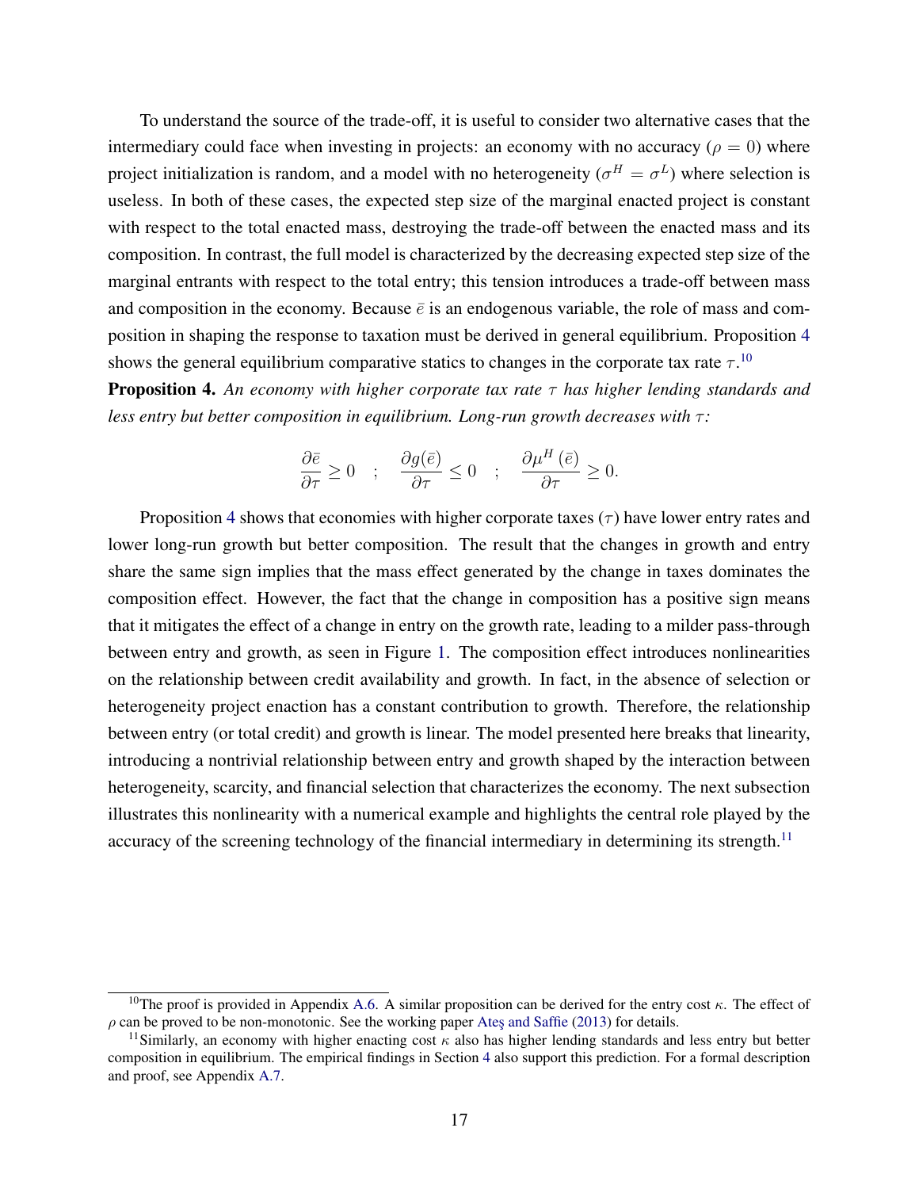To understand the source of the trade-off, it is useful to consider two alternative cases that the intermediary could face when investing in projects: an economy with no accuracy ($\rho = 0$) where project initialization is random, and a model with no heterogeneity ($\sigma^H = \sigma^L$) where selection is useless. In both of these cases, the expected step size of the marginal enacted project is constant with respect to the total enacted mass, destroying the trade-off between the enacted mass and its composition. In contrast, the full model is characterized by the decreasing expected step size of the marginal entrants with respect to the total entry; this tension introduces a trade-off between mass and composition in the economy. Because $\bar{e}$ is an endogenous variable, the role of mass and composition in shaping the response to taxation must be derived in general equilibrium. Proposition 4 shows the general equilibrium comparative statics to changes in the corporate tax rate $\tau$.[10]

**Proposition 4.** *An economy with higher corporate tax rate $\tau$ has higher lending standards and less entry but better composition in equilibrium. Long-run growth decreases with $\tau$:*

$$\frac{\partial \bar{e}}{\partial \tau} \geq 0 \quad ; \quad \frac{\partial g(\bar{e})}{\partial \tau} \leq 0 \quad ; \quad \frac{\partial \mu^H(\bar{e})}{\partial \tau} \geq 0.$$

Proposition 4 shows that economies with higher corporate taxes ($\tau$) have lower entry rates and lower long-run growth but better composition. The result that the changes in growth and entry share the same sign implies that the mass effect generated by the change in taxes dominates the composition effect. However, the fact that the change in composition has a positive sign means that it mitigates the effect of a change in entry on the growth rate, leading to a milder pass-through between entry and growth, as seen in Figure 1. The composition effect introduces nonlinearities on the relationship between credit availability and growth. In fact, in the absence of selection or heterogeneity project enaction has a constant contribution to growth. Therefore, the relationship between entry (or total credit) and growth is linear. The model presented here breaks that linearity, introducing a nontrivial relationship between entry and growth shaped by the interaction between heterogeneity, scarcity, and financial selection that characterizes the economy. The next subsection illustrates this nonlinearity with a numerical example and highlights the central role played by the accuracy of the screening technology of the financial intermediary in determining its strength.[11]

---

[10] The proof is provided in Appendix A.6. A similar proposition can be derived for the entry cost $\kappa$. The effect of $\rho$ can be proved to be non-monotonic. See the working paper Ateş and Saffie (2013) for details.

[11] Similarly, an economy with higher enacting cost $\kappa$ also has higher lending standards and less entry but better composition in equilibrium. The empirical findings in Section 4 also support this prediction. For a formal description and proof, see Appendix A.7.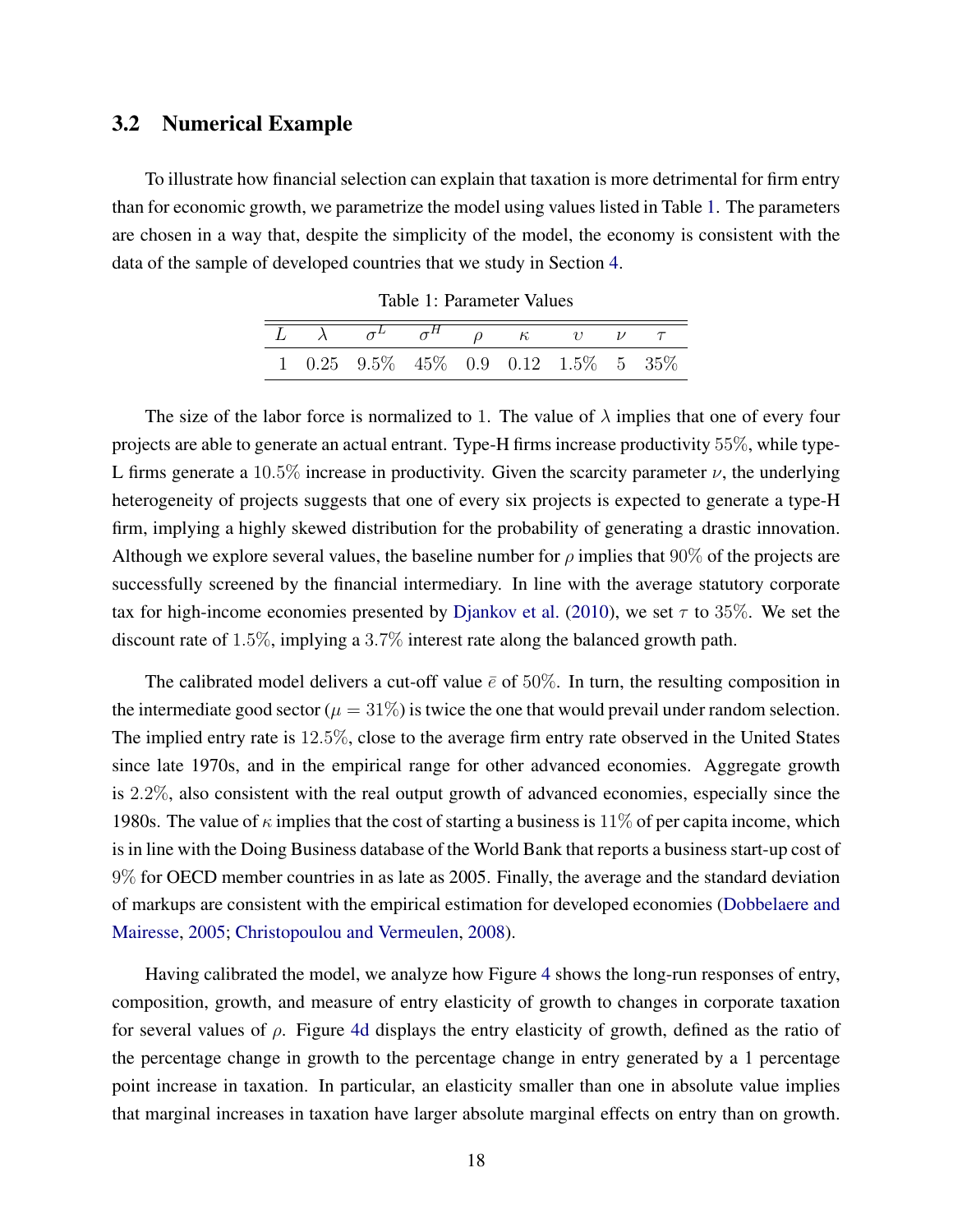### 3.2 Numerical Example

To illustrate how financial selection can explain that taxation is more detrimental for firm entry than for economic growth, we parametrize the model using values listed in Table 1. The parameters are chosen in a way that, despite the simplicity of the model, the economy is consistent with the data of the sample of developed countries that we study in Section 4.

Table 1: Parameter Values

| $L$ | $\lambda$ | $\sigma^L$ | $\sigma^H$ | $\rho$ | $\kappa$ | $\upsilon$ | $\nu$ | $\tau$ |
|---|---|---|---|---|---|---|---|---|
| 1 | 0.25 | 9.5% | 45% | 0.9 | 0.12 | 1.5% | 5 | 35% |

The size of the labor force is normalized to 1. The value of $\lambda$ implies that one of every four projects are able to generate an actual entrant. Type-H firms increase productivity 55%, while type-L firms generate a 10.5% increase in productivity. Given the scarcity parameter $\nu$, the underlying heterogeneity of projects suggests that one of every six projects is expected to generate a type-H firm, implying a highly skewed distribution for the probability of generating a drastic innovation. Although we explore several values, the baseline number for $\rho$ implies that 90% of the projects are successfully screened by the financial intermediary. In line with the average statutory corporate tax for high-income economies presented by Djankov et al. (2010), we set $\tau$ to 35%. We set the discount rate of 1.5%, implying a 3.7% interest rate along the balanced growth path.

The calibrated model delivers a cut-off value $\bar{e}$ of 50%. In turn, the resulting composition in the intermediate good sector ($\mu = 31\%$) is twice the one that would prevail under random selection. The implied entry rate is 12.5%, close to the average firm entry rate observed in the United States since late 1970s, and in the empirical range for other advanced economies. Aggregate growth is 2.2%, also consistent with the real output growth of advanced economies, especially since the 1980s. The value of $\kappa$ implies that the cost of starting a business is 11% of per capita income, which is in line with the Doing Business database of the World Bank that reports a business start-up cost of 9% for OECD member countries in as late as 2005. Finally, the average and the standard deviation of markups are consistent with the empirical estimation for developed economies (Dobbelaere and Mairesse, 2005; Christopoulou and Vermeulen, 2008).

Having calibrated the model, we analyze how Figure 4 shows the long-run responses of entry, composition, growth, and measure of entry elasticity of growth to changes in corporate taxation for several values of $\rho$. Figure 4d displays the entry elasticity of growth, defined as the ratio of the percentage change in growth to the percentage change in entry generated by a 1 percentage point increase in taxation. In particular, an elasticity smaller than one in absolute value implies that marginal increases in taxation have larger absolute marginal effects on entry than on growth.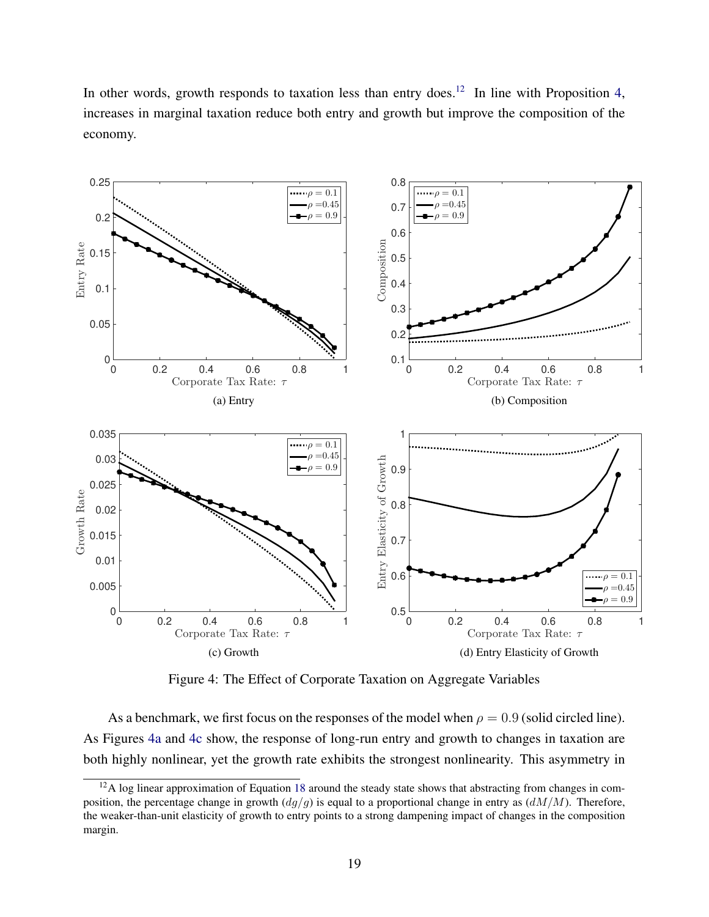In other words, growth responds to taxation less than entry does.[12] In line with Proposition 4, increases in marginal taxation reduce both entry and growth but improve the composition of the economy.

(a) Entry

(b) Composition

(c) Growth

(d) Entry Elasticity of Growth

Figure 4: The Effect of Corporate Taxation on Aggregate Variables

As a benchmark, we first focus on the responses of the model when $\rho = 0.9$ (solid circled line). As Figures 4a and 4c show, the response of long-run entry and growth to changes in taxation are both highly nonlinear, yet the growth rate exhibits the strongest nonlinearity. This asymmetry in

[12] A log linear approximation of Equation 18 around the steady state shows that abstracting from changes in composition, the percentage change in growth ($dg/g$) is equal to a proportional change in entry as ($dM/M$). Therefore, the weaker-than-unit elasticity of growth to entry points to a strong dampening impact of changes in the composition margin.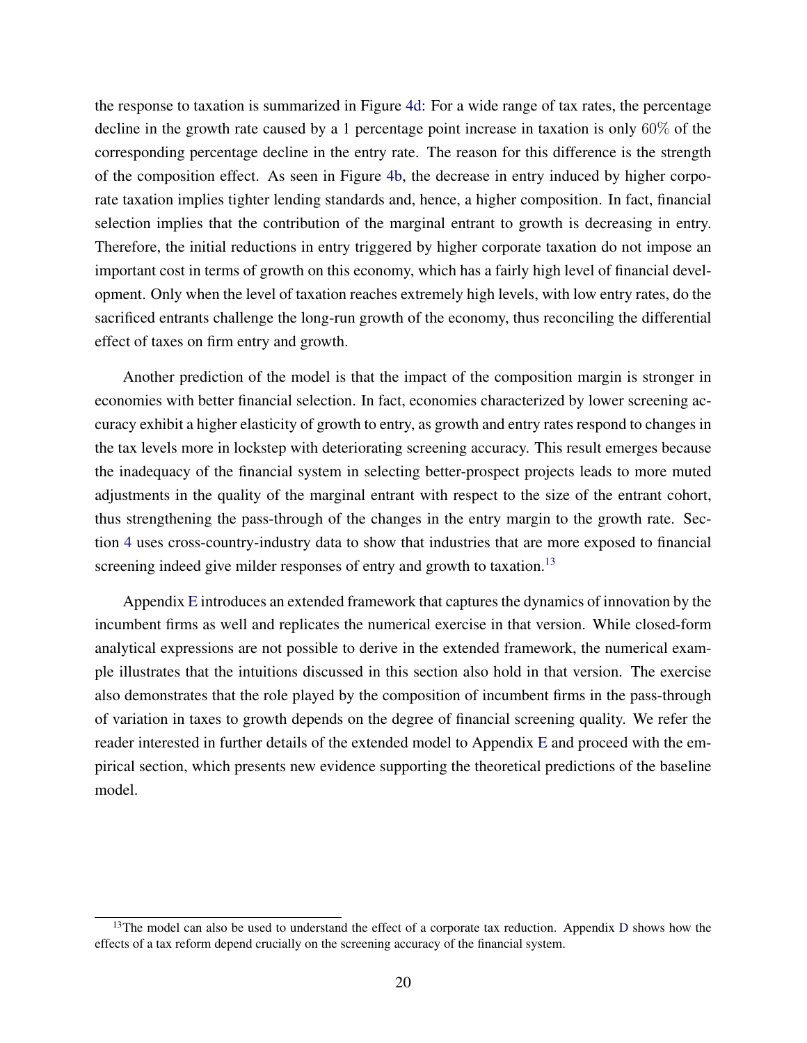the response to taxation is summarized in Figure 4d: For a wide range of tax rates, the percentage decline in the growth rate caused by a 1 percentage point increase in taxation is only $60\%$ of the corresponding percentage decline in the entry rate. The reason for this difference is the strength of the composition effect. As seen in Figure 4b, the decrease in entry induced by higher corporate taxation implies tighter lending standards and, hence, a higher composition. In fact, financial selection implies that the contribution of the marginal entrant to growth is decreasing in entry. Therefore, the initial reductions in entry triggered by higher corporate taxation do not impose an important cost in terms of growth on this economy, which has a fairly high level of financial development. Only when the level of taxation reaches extremely high levels, with low entry rates, do the sacrificed entrants challenge the long-run growth of the economy, thus reconciling the differential effect of taxes on firm entry and growth.

Another prediction of the model is that the impact of the composition margin is stronger in economies with better financial selection. In fact, economies characterized by lower screening accuracy exhibit a higher elasticity of growth to entry, as growth and entry rates respond to changes in the tax levels more in lockstep with deteriorating screening accuracy. This result emerges because the inadequacy of the financial system in selecting better-prospect projects leads to more muted adjustments in the quality of the marginal entrant with respect to the size of the entrant cohort, thus strengthening the pass-through of the changes in the entry margin to the growth rate. Section 4 uses cross-country-industry data to show that industries that are more exposed to financial screening indeed give milder responses of entry and growth to taxation.[13]

Appendix E introduces an extended framework that captures the dynamics of innovation by the incumbent firms as well and replicates the numerical exercise in that version. While closed-form analytical expressions are not possible to derive in the extended framework, the numerical example illustrates that the intuitions discussed in this section also hold in that version. The exercise also demonstrates that the role played by the composition of incumbent firms in the pass-through of variation in taxes to growth depends on the degree of financial screening quality. We refer the reader interested in further details of the extended model to Appendix E and proceed with the empirical section, which presents new evidence supporting the theoretical predictions of the baseline model.

[13] The model can also be used to understand the effect of a corporate tax reduction. Appendix D shows how the effects of a tax reform depend crucially on the screening accuracy of the financial system.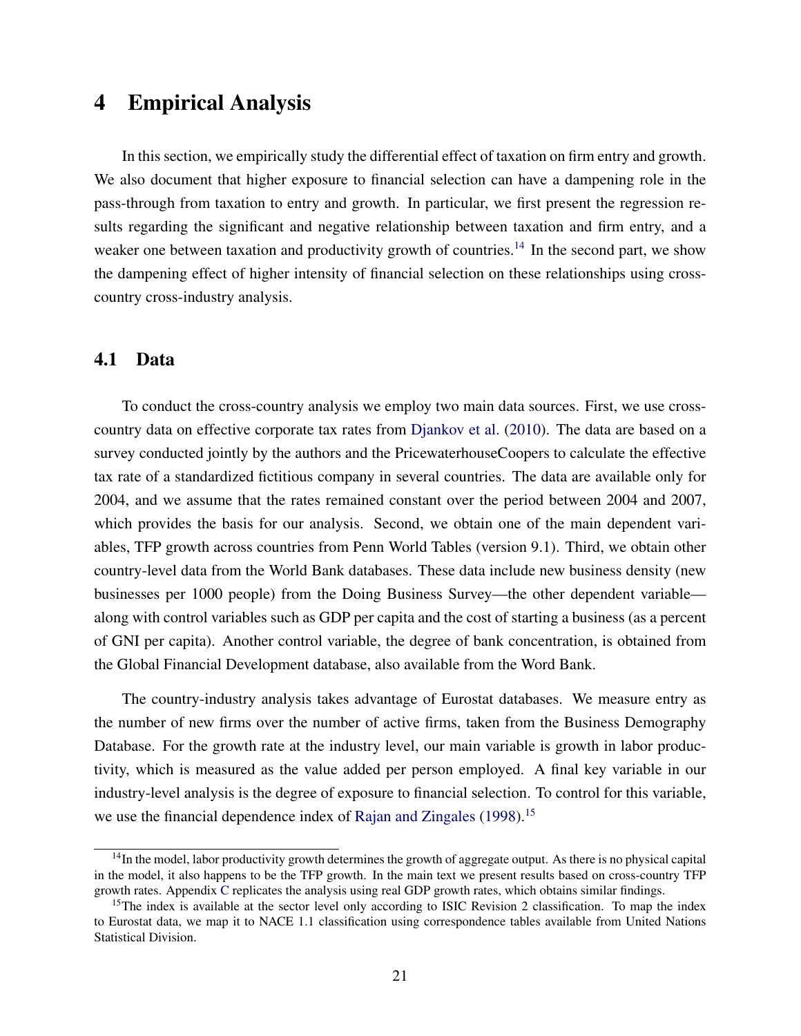# 4 Empirical Analysis

In this section, we empirically study the differential effect of taxation on firm entry and growth. We also document that higher exposure to financial selection can have a dampening role in the pass-through from taxation to entry and growth. In particular, we first present the regression results regarding the significant and negative relationship between taxation and firm entry, and a weaker one between taxation and productivity growth of countries.[14] In the second part, we show the dampening effect of higher intensity of financial selection on these relationships using cross-country cross-industry analysis.

## 4.1 Data

To conduct the cross-country analysis we employ two main data sources. First, we use cross-country data on effective corporate tax rates from Djankov et al. (2010). The data are based on a survey conducted jointly by the authors and the PricewaterhouseCoopers to calculate the effective tax rate of a standardized fictitious company in several countries. The data are available only for 2004, and we assume that the rates remained constant over the period between 2004 and 2007, which provides the basis for our analysis. Second, we obtain one of the main dependent variables, TFP growth across countries from Penn World Tables (version 9.1). Third, we obtain other country-level data from the World Bank databases. These data include new business density (new businesses per 1000 people) from the Doing Business Survey—the other dependent variable—along with control variables such as GDP per capita and the cost of starting a business (as a percent of GNI per capita). Another control variable, the degree of bank concentration, is obtained from the Global Financial Development database, also available from the Word Bank.

The country-industry analysis takes advantage of Eurostat databases. We measure entry as the number of new firms over the number of active firms, taken from the Business Demography Database. For the growth rate at the industry level, our main variable is growth in labor productivity, which is measured as the value added per person employed. A final key variable in our industry-level analysis is the degree of exposure to financial selection. To control for this variable, we use the financial dependence index of Rajan and Zingales (1998).[15]

---

[14] In the model, labor productivity growth determines the growth of aggregate output. As there is no physical capital in the model, it also happens to be the TFP growth. In the main text we present results based on cross-country TFP growth rates. Appendix C replicates the analysis using real GDP growth rates, which obtains similar findings.

[15] The index is available at the sector level only according to ISIC Revision 2 classification. To map the index to Eurostat data, we map it to NACE 1.1 classification using correspondence tables available from United Nations Statistical Division.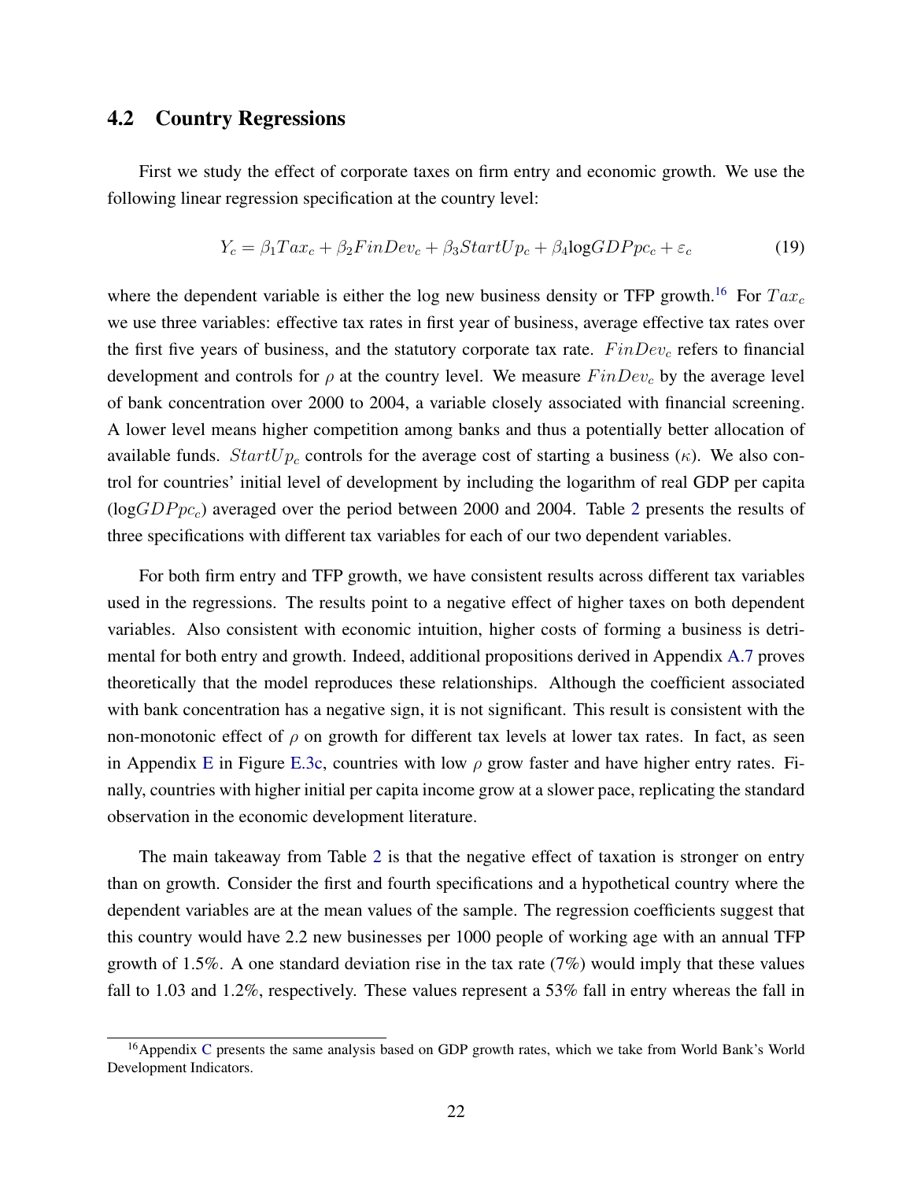## 4.2 Country Regressions

First we study the effect of corporate taxes on firm entry and economic growth. We use the following linear regression specification at the country level:

$$Y_c = \beta_1 Tax_c + \beta_2 FinDev_c + \beta_3 StartUp_c + \beta_4 \text{log}GDPpc_c + \varepsilon_c \tag{19}$$

where the dependent variable is either the log new business density or TFP growth.[16] For $Tax_c$ we use three variables: effective tax rates in first year of business, average effective tax rates over the first five years of business, and the statutory corporate tax rate. $FinDev_c$ refers to financial development and controls for $\rho$ at the country level. We measure $FinDev_c$ by the average level of bank concentration over 2000 to 2004, a variable closely associated with financial screening. A lower level means higher competition among banks and thus a potentially better allocation of available funds. $StartUp_c$ controls for the average cost of starting a business ($\kappa$). We also control for countries' initial level of development by including the logarithm of real GDP per capita ($\text{log}GDPpc_c$) averaged over the period between 2000 and 2004. Table 2 presents the results of three specifications with different tax variables for each of our two dependent variables.

For both firm entry and TFP growth, we have consistent results across different tax variables used in the regressions. The results point to a negative effect of higher taxes on both dependent variables. Also consistent with economic intuition, higher costs of forming a business is detrimental for both entry and growth. Indeed, additional propositions derived in Appendix A.7 proves theoretically that the model reproduces these relationships. Although the coefficient associated with bank concentration has a negative sign, it is not significant. This result is consistent with the non-monotonic effect of $\rho$ on growth for different tax levels at lower tax rates. In fact, as seen in Appendix E in Figure E.3c, countries with low $\rho$ grow faster and have higher entry rates. Finally, countries with higher initial per capita income grow at a slower pace, replicating the standard observation in the economic development literature.

The main takeaway from Table 2 is that the negative effect of taxation is stronger on entry than on growth. Consider the first and fourth specifications and a hypothetical country where the dependent variables are at the mean values of the sample. The regression coefficients suggest that this country would have 2.2 new businesses per 1000 people of working age with an annual TFP growth of 1.5%. A one standard deviation rise in the tax rate (7%) would imply that these values fall to 1.03 and 1.2%, respectively. These values represent a 53% fall in entry whereas the fall in

[16] Appendix C presents the same analysis based on GDP growth rates, which we take from World Bank's World Development Indicators.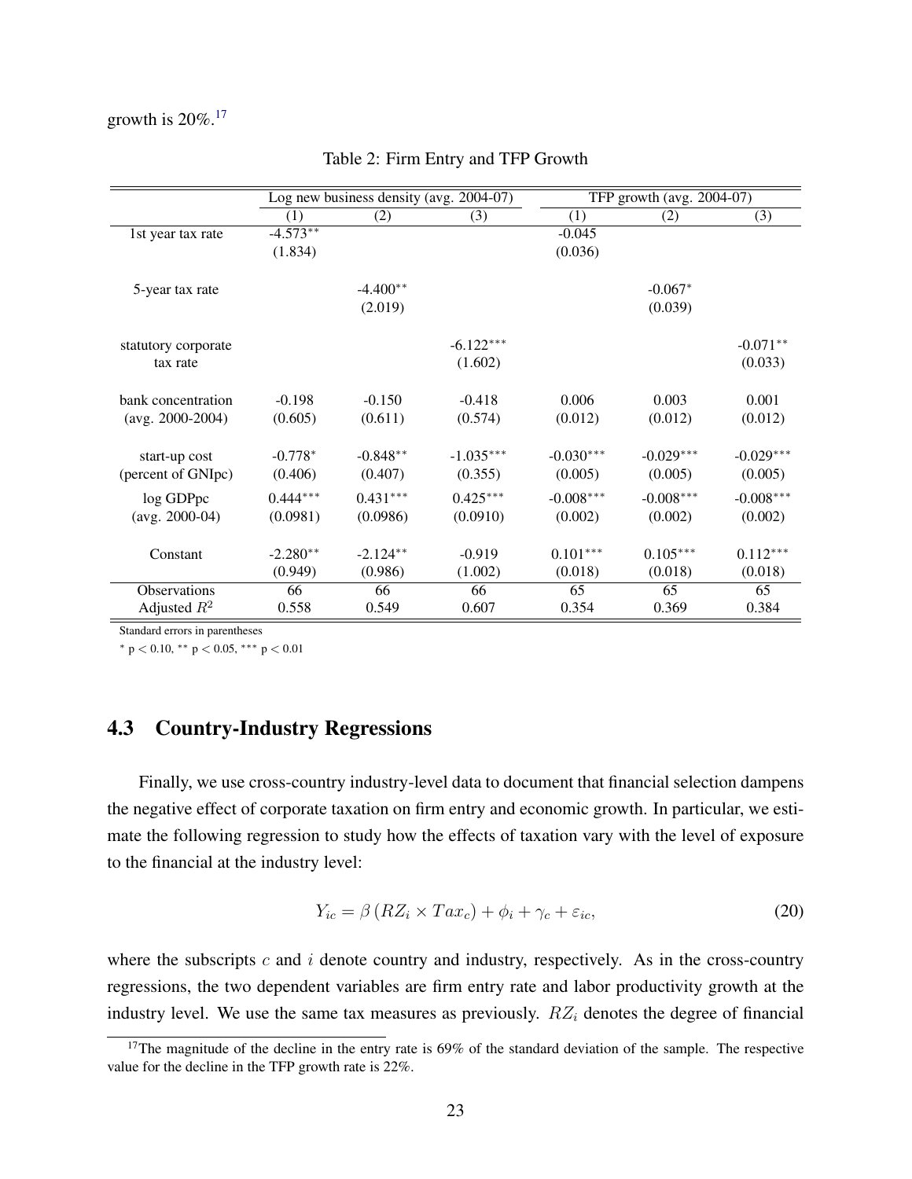growth is 20%.[17]

Table 2: Firm Entry and TFP Growth

| | Log new business density (avg. 2004-07) | | | TFP growth (avg. 2004-07) | | |
|---|---|---|---|---|---|---|
| | (1) | (2) | (3) | (1) | (2) | (3) |
| 1st year tax rate | -4.573** | | | -0.045 | | |
| | (1.834) | | | (0.036) | | |
| 5-year tax rate | | -4.400** | | | -0.067* | |
| | | (2.019) | | | (0.039) | |
| statutory corporate tax rate | | | -6.122*** | | | -0.071** |
| | | | (1.602) | | | (0.033) |
| bank concentration (avg. 2000-2004) | -0.198 | -0.150 | -0.418 | 0.006 | 0.003 | 0.001 |
| | (0.605) | (0.611) | (0.574) | (0.012) | (0.012) | (0.012) |
| start-up cost (percent of GNIpc) | -0.778* | -0.848** | -1.035*** | -0.030*** | -0.029*** | -0.029*** |
| | (0.406) | (0.407) | (0.355) | (0.005) | (0.005) | (0.005) |
| log GDPpc (avg. 2000-04) | 0.444*** | 0.431*** | 0.425*** | -0.008*** | -0.008*** | -0.008*** |
| | (0.0981) | (0.0986) | (0.0910) | (0.002) | (0.002) | (0.002) |
| Constant | -2.280** | -2.124** | -0.919 | 0.101*** | 0.105*** | 0.112*** |
| | (0.949) | (0.986) | (1.002) | (0.018) | (0.018) | (0.018) |
| Observations | 66 | 66 | 66 | 65 | 65 | 65 |
| Adjusted $R^2$ | 0.558 | 0.549 | 0.607 | 0.354 | 0.369 | 0.384 |

Standard errors in parentheses

* $p < 0.10$, ** $p < 0.05$, *** $p < 0.01$

## 4.3 Country-Industry Regressions

Finally, we use cross-country industry-level data to document that financial selection dampens the negative effect of corporate taxation on firm entry and economic growth. In particular, we estimate the following regression to study how the effects of taxation vary with the level of exposure to the financial at the industry level:

$$Y_{ic} = \beta \left( RZ_i \times Tax_c \right) + \phi_i + \gamma_c + \varepsilon_{ic}, \tag{20}$$

where the subscripts $c$ and $i$ denote country and industry, respectively. As in the cross-country regressions, the two dependent variables are firm entry rate and labor productivity growth at the industry level. We use the same tax measures as previously. $RZ_i$ denotes the degree of financial

[17] The magnitude of the decline in the entry rate is 69% of the standard deviation of the sample. The respective value for the decline in the TFP growth rate is 22%.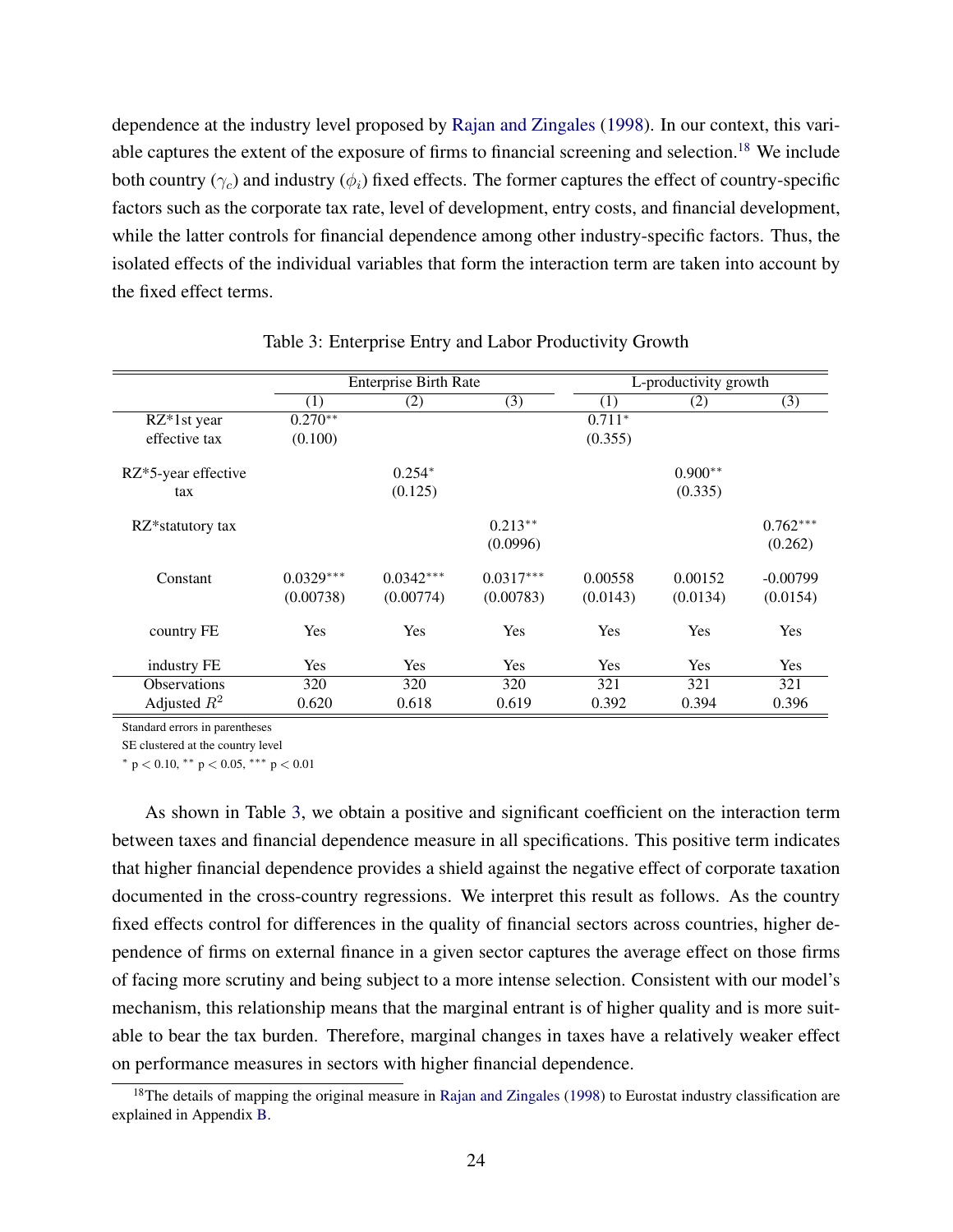dependence at the industry level proposed by Rajan and Zingales (1998). In our context, this variable captures the extent of the exposure of firms to financial screening and selection.[18] We include both country ($\gamma_c$) and industry ($\phi_i$) fixed effects. The former captures the effect of country-specific factors such as the corporate tax rate, level of development, entry costs, and financial development, while the latter controls for financial dependence among other industry-specific factors. Thus, the isolated effects of the individual variables that form the interaction term are taken into account by the fixed effect terms.

Table 3: Enterprise Entry and Labor Productivity Growth

| | Enterprise Birth Rate | | | L-productivity growth | | |
|---|---|---|---|---|---|---|
| | (1) | (2) | (3) | (1) | (2) | (3) |
| RZ*1st year effective tax | $0.270^{**}$ | | | $0.711^{*}$ | | |
| | (0.100) | | | (0.355) | | |
| RZ*5-year effective tax | | $0.254^{*}$ | | | $0.900^{**}$ | |
| | | (0.125) | | | (0.335) | |
| RZ*statutory tax | | | $0.213^{**}$ | | | $0.762^{***}$ |
| | | | (0.0996) | | | (0.262) |
| Constant | $0.0329^{***}$ | $0.0342^{***}$ | $0.0317^{***}$ | 0.00558 | 0.00152 | -0.00799 |
| | (0.00738) | (0.00774) | (0.00783) | (0.0143) | (0.0134) | (0.0154) |
| country FE | Yes | Yes | Yes | Yes | Yes | Yes |
| industry FE | Yes | Yes | Yes | Yes | Yes | Yes |
| Observations | 320 | 320 | 320 | 321 | 321 | 321 |
| Adjusted $R^2$ | 0.620 | 0.618 | 0.619 | 0.392 | 0.394 | 0.396 |

Standard errors in parentheses

SE clustered at the country level

$^{*}$ $p < 0.10$, $^{**}$ $p < 0.05$, $^{***}$ $p < 0.01$

As shown in Table 3, we obtain a positive and significant coefficient on the interaction term between taxes and financial dependence measure in all specifications. This positive term indicates that higher financial dependence provides a shield against the negative effect of corporate taxation documented in the cross-country regressions. We interpret this result as follows. As the country fixed effects control for differences in the quality of financial sectors across countries, higher dependence of firms on external finance in a given sector captures the average effect on those firms of facing more scrutiny and being subject to a more intense selection. Consistent with our model's mechanism, this relationship means that the marginal entrant is of higher quality and is more suitable to bear the tax burden. Therefore, marginal changes in taxes have a relatively weaker effect on performance measures in sectors with higher financial dependence.

[18] The details of mapping the original measure in Rajan and Zingales (1998) to Eurostat industry classification are explained in Appendix B.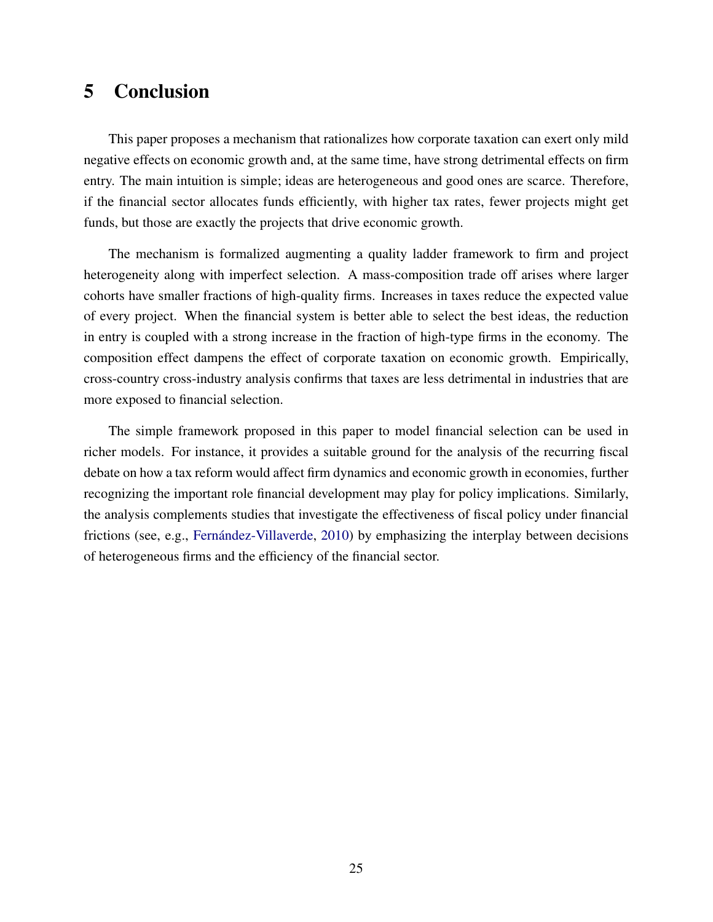# 5 Conclusion

This paper proposes a mechanism that rationalizes how corporate taxation can exert only mild negative effects on economic growth and, at the same time, have strong detrimental effects on firm entry. The main intuition is simple; ideas are heterogeneous and good ones are scarce. Therefore, if the financial sector allocates funds efficiently, with higher tax rates, fewer projects might get funds, but those are exactly the projects that drive economic growth.

The mechanism is formalized augmenting a quality ladder framework to firm and project heterogeneity along with imperfect selection. A mass-composition trade off arises where larger cohorts have smaller fractions of high-quality firms. Increases in taxes reduce the expected value of every project. When the financial system is better able to select the best ideas, the reduction in entry is coupled with a strong increase in the fraction of high-type firms in the economy. The composition effect dampens the effect of corporate taxation on economic growth. Empirically, cross-country cross-industry analysis confirms that taxes are less detrimental in industries that are more exposed to financial selection.

The simple framework proposed in this paper to model financial selection can be used in richer models. For instance, it provides a suitable ground for the analysis of the recurring fiscal debate on how a tax reform would affect firm dynamics and economic growth in economies, further recognizing the important role financial development may play for policy implications. Similarly, the analysis complements studies that investigate the effectiveness of fiscal policy under financial frictions (see, e.g., Fernández-Villaverde, 2010) by emphasizing the interplay between decisions of heterogeneous firms and the efficiency of the financial sector.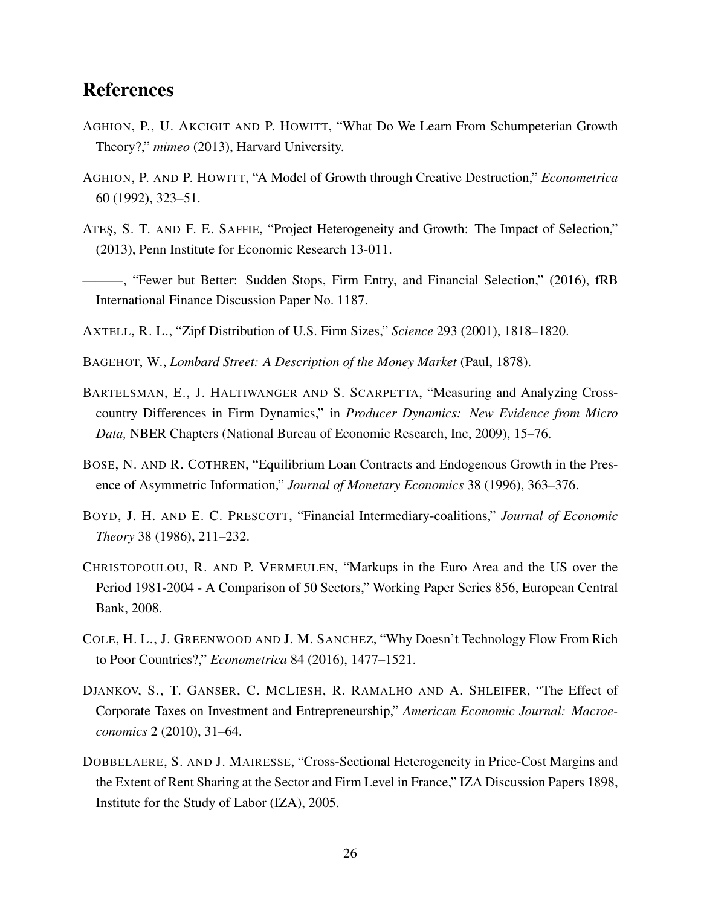# References

AGHION, P., U. AKCIGIT AND P. HOWITT, "What Do We Learn From Schumpeterian Growth Theory?," *mimeo* (2013), Harvard University.

AGHION, P. AND P. HOWITT, "A Model of Growth through Creative Destruction," *Econometrica* 60 (1992), 323–51.

ATEŞ, S. T. AND F. E. SAFFIE, "Project Heterogeneity and Growth: The Impact of Selection," (2013), Penn Institute for Economic Research 13-011.

———, "Fewer but Better: Sudden Stops, Firm Entry, and Financial Selection," (2016), fRB International Finance Discussion Paper No. 1187.

AXTELL, R. L., "Zipf Distribution of U.S. Firm Sizes," *Science* 293 (2001), 1818–1820.

BAGEHOT, W., *Lombard Street: A Description of the Money Market* (Paul, 1878).

BARTELSMAN, E., J. HALTIWANGER AND S. SCARPETTA, "Measuring and Analyzing Cross-country Differences in Firm Dynamics," in *Producer Dynamics: New Evidence from Micro Data,* NBER Chapters (National Bureau of Economic Research, Inc, 2009), 15–76.

BOSE, N. AND R. COTHREN, "Equilibrium Loan Contracts and Endogenous Growth in the Presence of Asymmetric Information," *Journal of Monetary Economics* 38 (1996), 363–376.

BOYD, J. H. AND E. C. PRESCOTT, "Financial Intermediary-coalitions," *Journal of Economic Theory* 38 (1986), 211–232.

CHRISTOPOULOU, R. AND P. VERMEULEN, "Markups in the Euro Area and the US over the Period 1981-2004 - A Comparison of 50 Sectors," Working Paper Series 856, European Central Bank, 2008.

COLE, H. L., J. GREENWOOD AND J. M. SANCHEZ, "Why Doesn't Technology Flow From Rich to Poor Countries?," *Econometrica* 84 (2016), 1477–1521.

DJANKOV, S., T. GANSER, C. MCLIESH, R. RAMALHO AND A. SHLEIFER, "The Effect of Corporate Taxes on Investment and Entrepreneurship," *American Economic Journal: Macroeconomics* 2 (2010), 31–64.

DOBBELAERE, S. AND J. MAIRESSE, "Cross-Sectional Heterogeneity in Price-Cost Margins and the Extent of Rent Sharing at the Sector and Firm Level in France," IZA Discussion Papers 1898, Institute for the Study of Labor (IZA), 2005.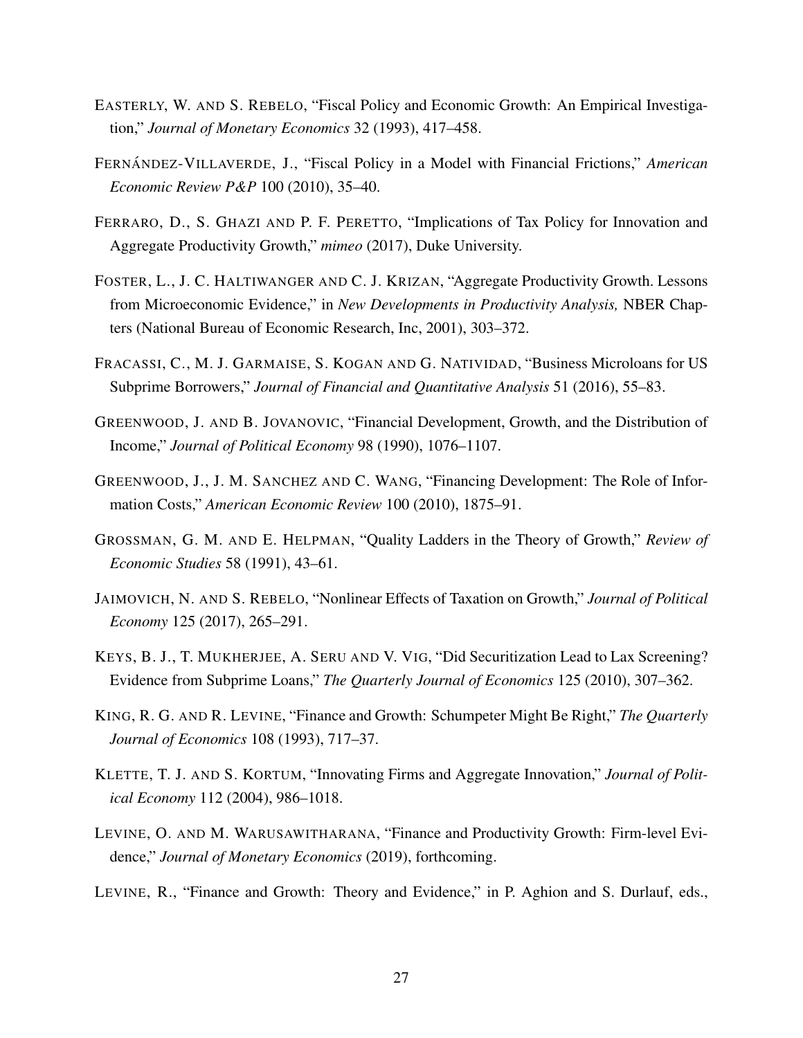EASTERLY, W. AND S. REBELO, "Fiscal Policy and Economic Growth: An Empirical Investigation," *Journal of Monetary Economics* 32 (1993), 417–458.

FERNÁNDEZ-VILLAVERDE, J., "Fiscal Policy in a Model with Financial Frictions," *American Economic Review P&P* 100 (2010), 35–40.

FERRARO, D., S. GHAZI AND P. F. PERETTO, "Implications of Tax Policy for Innovation and Aggregate Productivity Growth," *mimeo* (2017), Duke University.

FOSTER, L., J. C. HALTIWANGER AND C. J. KRIZAN, "Aggregate Productivity Growth. Lessons from Microeconomic Evidence," in *New Developments in Productivity Analysis,* NBER Chapters (National Bureau of Economic Research, Inc, 2001), 303–372.

FRACASSI, C., M. J. GARMAISE, S. KOGAN AND G. NATIVIDAD, "Business Microloans for US Subprime Borrowers," *Journal of Financial and Quantitative Analysis* 51 (2016), 55–83.

GREENWOOD, J. AND B. JOVANOVIC, "Financial Development, Growth, and the Distribution of Income," *Journal of Political Economy* 98 (1990), 1076–1107.

GREENWOOD, J., J. M. SANCHEZ AND C. WANG, "Financing Development: The Role of Information Costs," *American Economic Review* 100 (2010), 1875–91.

GROSSMAN, G. M. AND E. HELPMAN, "Quality Ladders in the Theory of Growth," *Review of Economic Studies* 58 (1991), 43–61.

JAIMOVICH, N. AND S. REBELO, "Nonlinear Effects of Taxation on Growth," *Journal of Political Economy* 125 (2017), 265–291.

KEYS, B. J., T. MUKHERJEE, A. SERU AND V. VIG, "Did Securitization Lead to Lax Screening? Evidence from Subprime Loans," *The Quarterly Journal of Economics* 125 (2010), 307–362.

KING, R. G. AND R. LEVINE, "Finance and Growth: Schumpeter Might Be Right," *The Quarterly Journal of Economics* 108 (1993), 717–37.

KLETTE, T. J. AND S. KORTUM, "Innovating Firms and Aggregate Innovation," *Journal of Political Economy* 112 (2004), 986–1018.

LEVINE, O. AND M. WARUSAWITHARANA, "Finance and Productivity Growth: Firm-level Evidence," *Journal of Monetary Economics* (2019), forthcoming.

LEVINE, R., "Finance and Growth: Theory and Evidence," in P. Aghion and S. Durlauf, eds.,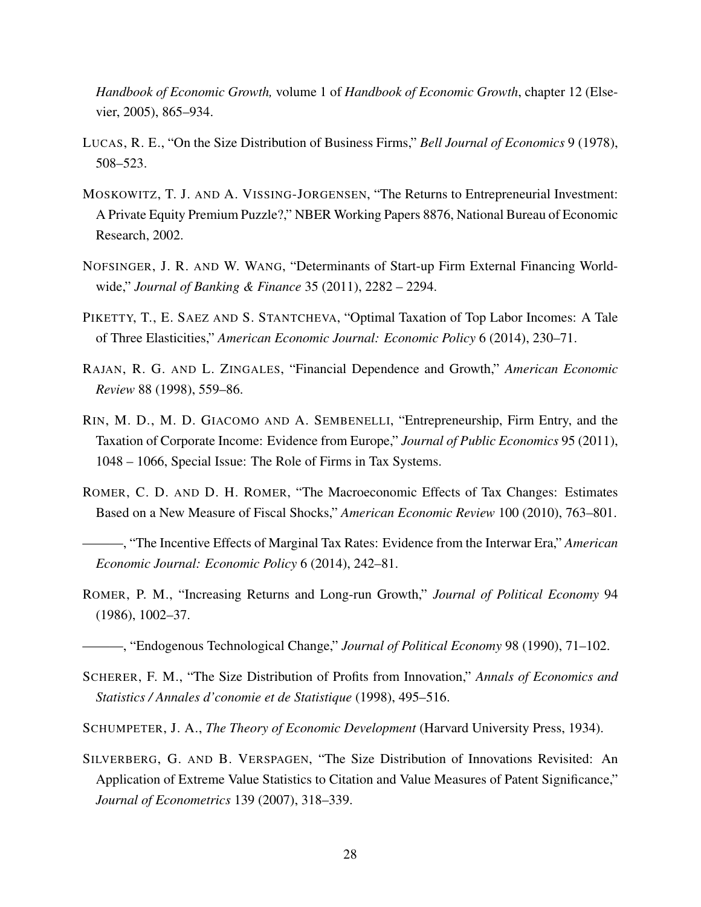*Handbook of Economic Growth,* volume 1 of *Handbook of Economic Growth*, chapter 12 (Elsevier, 2005), 865–934.

LUCAS, R. E., "On the Size Distribution of Business Firms," *Bell Journal of Economics* 9 (1978), 508–523.

MOSKOWITZ, T. J. AND A. VISSING-JORGENSEN, "The Returns to Entrepreneurial Investment: A Private Equity Premium Puzzle?," NBER Working Papers 8876, National Bureau of Economic Research, 2002.

NOFSINGER, J. R. AND W. WANG, "Determinants of Start-up Firm External Financing Worldwide," *Journal of Banking & Finance* 35 (2011), 2282 – 2294.

PIKETTY, T., E. SAEZ AND S. STANTCHEVA, "Optimal Taxation of Top Labor Incomes: A Tale of Three Elasticities," *American Economic Journal: Economic Policy* 6 (2014), 230–71.

RAJAN, R. G. AND L. ZINGALES, "Financial Dependence and Growth," *American Economic Review* 88 (1998), 559–86.

RIN, M. D., M. D. GIACOMO AND A. SEMBENELLI, "Entrepreneurship, Firm Entry, and the Taxation of Corporate Income: Evidence from Europe," *Journal of Public Economics* 95 (2011), 1048 – 1066, Special Issue: The Role of Firms in Tax Systems.

ROMER, C. D. AND D. H. ROMER, "The Macroeconomic Effects of Tax Changes: Estimates Based on a New Measure of Fiscal Shocks," *American Economic Review* 100 (2010), 763–801.

———, "The Incentive Effects of Marginal Tax Rates: Evidence from the Interwar Era," *American Economic Journal: Economic Policy* 6 (2014), 242–81.

ROMER, P. M., "Increasing Returns and Long-run Growth," *Journal of Political Economy* 94 (1986), 1002–37.

———, "Endogenous Technological Change," *Journal of Political Economy* 98 (1990), 71–102.

SCHERER, F. M., "The Size Distribution of Profits from Innovation," *Annals of Economics and Statistics / Annales d'conomie et de Statistique* (1998), 495–516.

SCHUMPETER, J. A., *The Theory of Economic Development* (Harvard University Press, 1934).

SILVERBERG, G. AND B. VERSPAGEN, "The Size Distribution of Innovations Revisited: An Application of Extreme Value Statistics to Citation and Value Measures of Patent Significance," *Journal of Econometrics* 139 (2007), 318–339.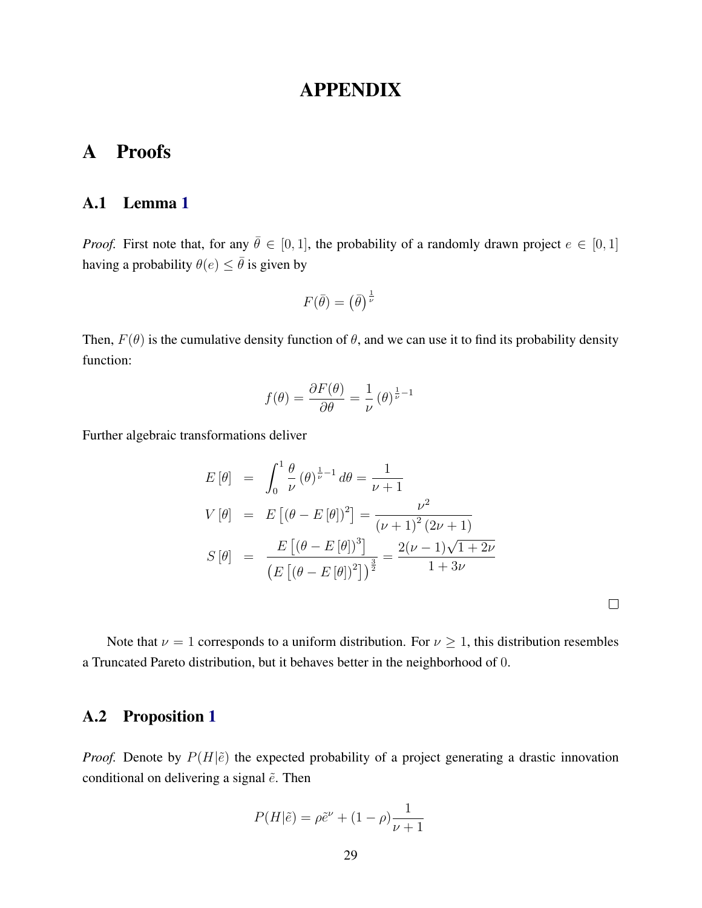// APPENDIX

# A Proofs

## A.1 Lemma 1

*Proof.* First note that, for any $\bar{\theta} \in [0,1]$, the probability of a randomly drawn project $e \in [0,1]$ having a probability $\theta(e) \leq \bar{\theta}$ is given by

$$F(\bar{\theta}) = \left(\bar{\theta}\right)^{\frac{1}{\nu}}$$

Then, $F(\theta)$ is the cumulative density function of $\theta$, and we can use it to find its probability density function:

$$f(\theta) = \frac{\partial F(\theta)}{\partial \theta} = \frac{1}{\nu} \left(\theta\right)^{\frac{1}{\nu}-1}$$

Further algebraic transformations deliver

$$\begin{aligned}
E[\theta] &= \int_0^1 \frac{\theta}{\nu} \left(\theta\right)^{\frac{1}{\nu}-1} d\theta = \frac{1}{\nu+1} \\
V[\theta] &= E\left[(\theta - E[\theta])^2\right] = \frac{\nu^2}{(\nu+1)^2(2\nu+1)} \\
S[\theta] &= \frac{E\left[(\theta - E[\theta])^3\right]}{\left(E\left[(\theta - E[\theta])^2\right]\right)^{\frac{3}{2}}} = \frac{2(\nu-1)\sqrt{1+2\nu}}{1+3\nu}
\end{aligned}$$

□

Note that $\nu = 1$ corresponds to a uniform distribution. For $\nu \geq 1$, this distribution resembles a Truncated Pareto distribution, but it behaves better in the neighborhood of $0$.

## A.2 Proposition 1

*Proof.* Denote by $P(H|\tilde{e})$ the expected probability of a project generating a drastic innovation conditional on delivering a signal $\tilde{e}$. Then

$$P(H|\tilde{e}) = \rho \tilde{e}^{\nu} + (1-\rho)\frac{1}{\nu+1}$$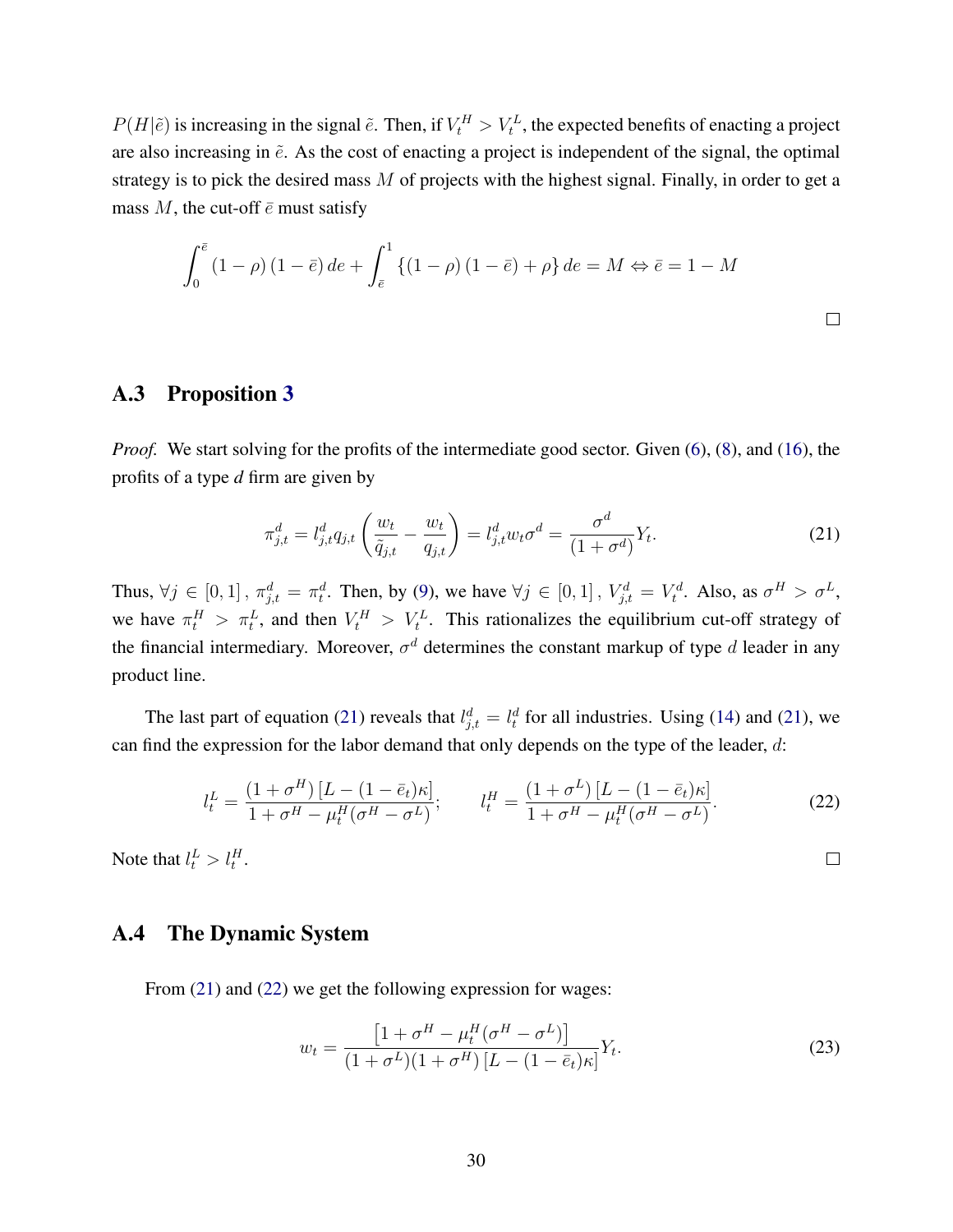$P(H|\tilde{e})$ is increasing in the signal $\tilde{e}$. Then, if $V_t^H > V_t^L$, the expected benefits of enacting a project are also increasing in $\tilde{e}$. As the cost of enacting a project is independent of the signal, the optimal strategy is to pick the desired mass $M$ of projects with the highest signal. Finally, in order to get a mass $M$, the cut-off $\bar{e}$ must satisfy

$$\int_0^{\bar{e}} (1-\rho)(1-\bar{e})\, de + \int_{\bar{e}}^1 \{(1-\rho)(1-\bar{e}) + \rho\}\, de = M \Leftrightarrow \bar{e} = 1 - M$$

□

## A.3 Proposition 3

*Proof.* We start solving for the profits of the intermediate good sector. Given (6), (8), and (16), the profits of a type *d* firm are given by

$$\pi_{j,t}^d = l_{j,t}^d q_{j,t} \left( \frac{w_t}{\tilde{q}_{j,t}} - \frac{w_t}{q_{j,t}} \right) = l_{j,t}^d w_t \sigma^d = \frac{\sigma^d}{(1+\sigma^d)} Y_t. \tag{21}$$

Thus, $\forall j \in [0,1]$, $\pi_{j,t}^d = \pi_t^d$. Then, by (9), we have $\forall j \in [0,1]$, $V_{j,t}^d = V_t^d$. Also, as $\sigma^H > \sigma^L$, we have $\pi_t^H > \pi_t^L$, and then $V_t^H > V_t^L$. This rationalizes the equilibrium cut-off strategy of the financial intermediary. Moreover, $\sigma^d$ determines the constant markup of type $d$ leader in any product line.

The last part of equation (21) reveals that $l_{j,t}^d = l_t^d$ for all industries. Using (14) and (21), we can find the expression for the labor demand that only depends on the type of the leader, $d$:

$$l_t^L = \frac{(1+\sigma^H)\left[L - (1-\bar{e}_t)\kappa\right]}{1 + \sigma^H - \mu_t^H(\sigma^H - \sigma^L)}; \qquad l_t^H = \frac{(1+\sigma^L)\left[L - (1-\bar{e}_t)\kappa\right]}{1 + \sigma^H - \mu_t^H(\sigma^H - \sigma^L)}. \tag{22}$$

Note that $l_t^L > l_t^H$. □

## A.4 The Dynamic System

From (21) and (22) we get the following expression for wages:

$$w_t = \frac{\left[1 + \sigma^H - \mu_t^H(\sigma^H - \sigma^L)\right]}{(1+\sigma^L)(1+\sigma^H)\left[L - (1-\bar{e}_t)\kappa\right]} Y_t. \tag{23}$$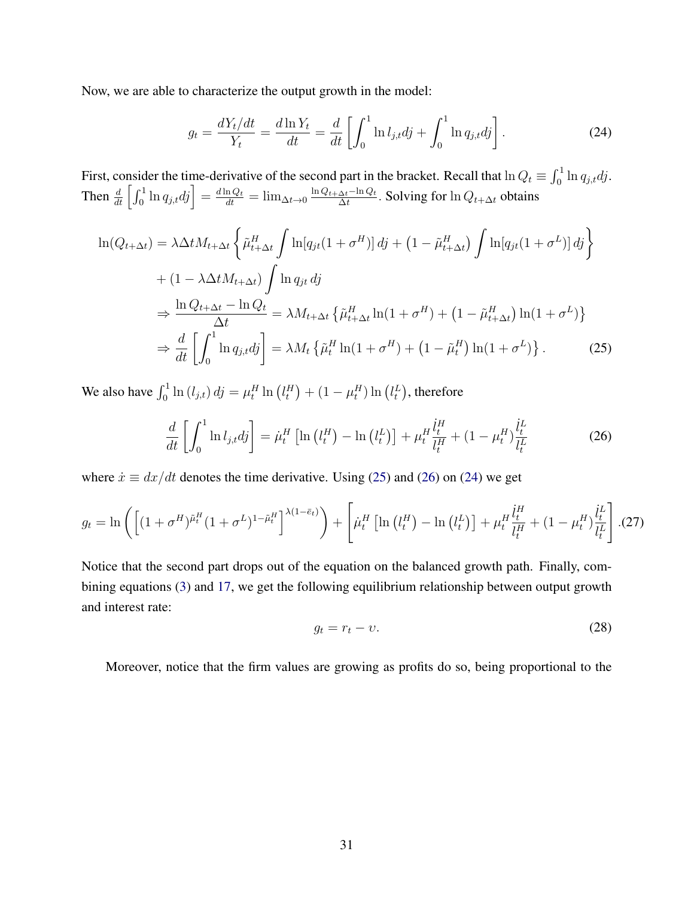Now, we are able to characterize the output growth in the model:

$$g_t = \frac{dY_t/dt}{Y_t} = \frac{d\ln Y_t}{dt} = \frac{d}{dt}\left[\int_0^1 \ln l_{j,t}dj + \int_0^1 \ln q_{j,t}dj\right]. \tag{24}$$

First, consider the time-derivative of the second part in the bracket. Recall that $\ln Q_t \equiv \int_0^1 \ln q_{j,t}dj$. Then $\frac{d}{dt}\left[\int_0^1 \ln q_{j,t}dj\right] = \frac{d\ln Q_t}{dt} = \lim_{\Delta t\to 0}\frac{\ln Q_{t+\Delta t}-\ln Q_t}{\Delta t}$. Solving for $\ln Q_{t+\Delta t}$ obtains

$$\begin{aligned}
\ln(Q_{t+\Delta t}) &= \lambda\Delta t M_{t+\Delta t}\left\{\tilde{\mu}^H_{t+\Delta t}\int \ln[q_{jt}(1+\sigma^H)]\,dj + \left(1-\tilde{\mu}^H_{t+\Delta t}\right)\int \ln[q_{jt}(1+\sigma^L)]\,dj\right\} \\
&\quad + (1-\lambda\Delta t M_{t+\Delta t})\int \ln q_{jt}\,dj \\
&\Rightarrow \frac{\ln Q_{t+\Delta t}-\ln Q_t}{\Delta t} = \lambda M_{t+\Delta t}\left\{\tilde{\mu}^H_{t+\Delta t}\ln(1+\sigma^H) + \left(1-\tilde{\mu}^H_{t+\Delta t}\right)\ln(1+\sigma^L)\right\} \\
&\Rightarrow \frac{d}{dt}\left[\int_0^1 \ln q_{j,t}dj\right] = \lambda M_t\left\{\tilde{\mu}^H_t\ln(1+\sigma^H) + \left(1-\tilde{\mu}^H_t\right)\ln(1+\sigma^L)\right\}. 
\end{aligned} \tag{25}$$

We also have $\int_0^1 \ln(l_{j,t})\,dj = \mu^H_t \ln\left(l^H_t\right) + (1-\mu^H_t)\ln\left(l^L_t\right)$, therefore

$$\frac{d}{dt}\left[\int_0^1 \ln l_{j,t}dj\right] = \dot{\mu}^H_t\left[\ln\left(l^H_t\right) - \ln\left(l^L_t\right)\right] + \mu^H_t\frac{\dot{l}^H_t}{l^H_t} + (1-\mu^H_t)\frac{\dot{l}^L_t}{l^L_t} \tag{26}$$

where $\dot{x} \equiv dx/dt$ denotes the time derivative. Using (25) and (26) on (24) we get

$$g_t = \ln\left(\left[(1+\sigma^H)^{\tilde{\mu}^H_t}(1+\sigma^L)^{1-\tilde{\mu}^H_t}\right]^{\lambda(1-\bar{e}_t)}\right) + \left[\dot{\mu}^H_t\left[\ln\left(l^H_t\right)-\ln\left(l^L_t\right)\right] + \mu^H_t\frac{\dot{l}^H_t}{l^H_t} + (1-\mu^H_t)\frac{\dot{l}^L_t}{l^L_t}\right]. \tag{27}$$

Notice that the second part drops out of the equation on the balanced growth path. Finally, combining equations (3) and 17, we get the following equilibrium relationship between output growth and interest rate:

$$g_t = r_t - \upsilon. \tag{28}$$

Moreover, notice that the firm values are growing as profits do so, being proportional to the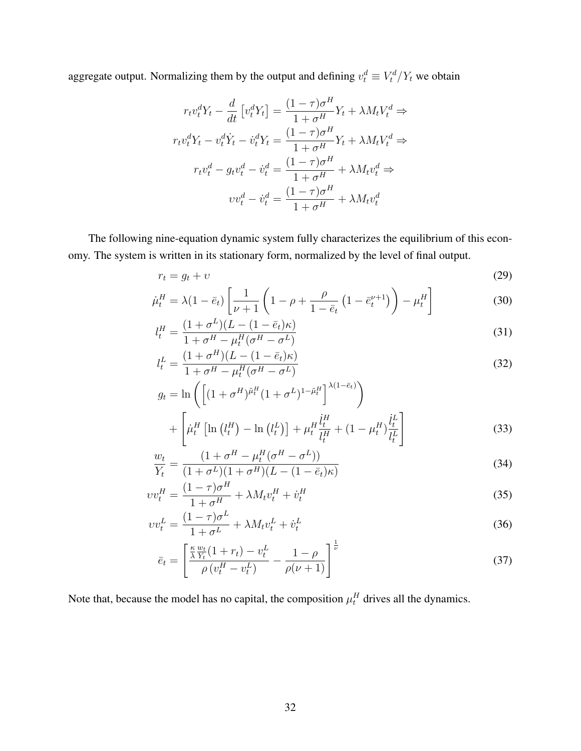aggregate output. Normalizing them by the output and defining $v_t^d \equiv V_t^d / Y_t$ we obtain

$$
\begin{aligned}
r_t v_t^d Y_t - \frac{d}{dt}\left[v_t^d Y_t\right] &= \frac{(1-\tau)\sigma^H}{1+\sigma^H} Y_t + \lambda M_t V_t^d \Rightarrow \\
r_t v_t^d Y_t - v_t^d \dot{Y}_t - \dot{v}_t^d Y_t &= \frac{(1-\tau)\sigma^H}{1+\sigma^H} Y_t + \lambda M_t V_t^d \Rightarrow \\
r_t v_t^d - g_t v_t^d - \dot{v}_t^d &= \frac{(1-\tau)\sigma^H}{1+\sigma^H} + \lambda M_t v_t^d \Rightarrow \\
\upsilon v_t^d - \dot{v}_t^d &= \frac{(1-\tau)\sigma^H}{1+\sigma^H} + \lambda M_t v_t^d
\end{aligned}
$$

The following nine-equation dynamic system fully characterizes the equilibrium of this economy. The system is written in its stationary form, normalized by the level of final output.

$$
r_t = g_t + \upsilon \tag{29}
$$

$$
\dot{\mu}_t^H = \lambda(1-\bar{e}_t)\left[\frac{1}{\nu+1}\left(1-\rho+\frac{\rho}{1-\bar{e}_t}\left(1-\bar{e}_t^{\nu+1}\right)\right)-\mu_t^H\right] \tag{30}
$$

$$
l_t^H = \frac{(1+\sigma^L)(L-(1-\bar{e}_t)\kappa)}{1+\sigma^H-\mu_t^H(\sigma^H-\sigma^L)} \tag{31}
$$

$$
l_t^L = \frac{(1+\sigma^H)(L-(1-\bar{e}_t)\kappa)}{1+\sigma^H-\mu_t^H(\sigma^H-\sigma^L)} \tag{32}
$$

$$
\begin{aligned}
g_t = {} & \ln\left(\left[(1+\sigma^H)^{\tilde{\mu}_t^H}(1+\sigma^L)^{1-\tilde{\mu}_t^H}\right]^{\lambda(1-\bar{e}_t)}\right) \\
& + \left[\dot{\mu}_t^H\left[\ln\left(l_t^H\right)-\ln\left(l_t^L\right)\right]+\mu_t^H\frac{\dot{l}_t^H}{l_t^H}+(1-\mu_t^H)\frac{\dot{l}_t^L}{l_t^L}\right]
\end{aligned} \tag{33}
$$

$$
\frac{w_t}{Y_t} = \frac{(1+\sigma^H-\mu_t^H(\sigma^H-\sigma^L))}{(1+\sigma^L)(1+\sigma^H)(L-(1-\bar{e}_t)\kappa)} \tag{34}
$$

$$
\upsilon v_t^H = \frac{(1-\tau)\sigma^H}{1+\sigma^H} + \lambda M_t v_t^H + \dot{v}_t^H \tag{35}
$$

$$
\upsilon v_t^L = \frac{(1-\tau)\sigma^L}{1+\sigma^L} + \lambda M_t v_t^L + \dot{v}_t^L \tag{36}
$$

$$
\bar{e}_t = \left[\frac{\frac{\kappa}{\lambda}\frac{w_t}{Y_t}(1+r_t)-v_t^L}{\rho\left(v_t^H-v_t^L\right)}-\frac{1-\rho}{\rho(\nu+1)}\right]^{\frac{1}{\nu}} \tag{37}
$$

Note that, because the model has no capital, the composition $\mu_t^H$ drives all the dynamics.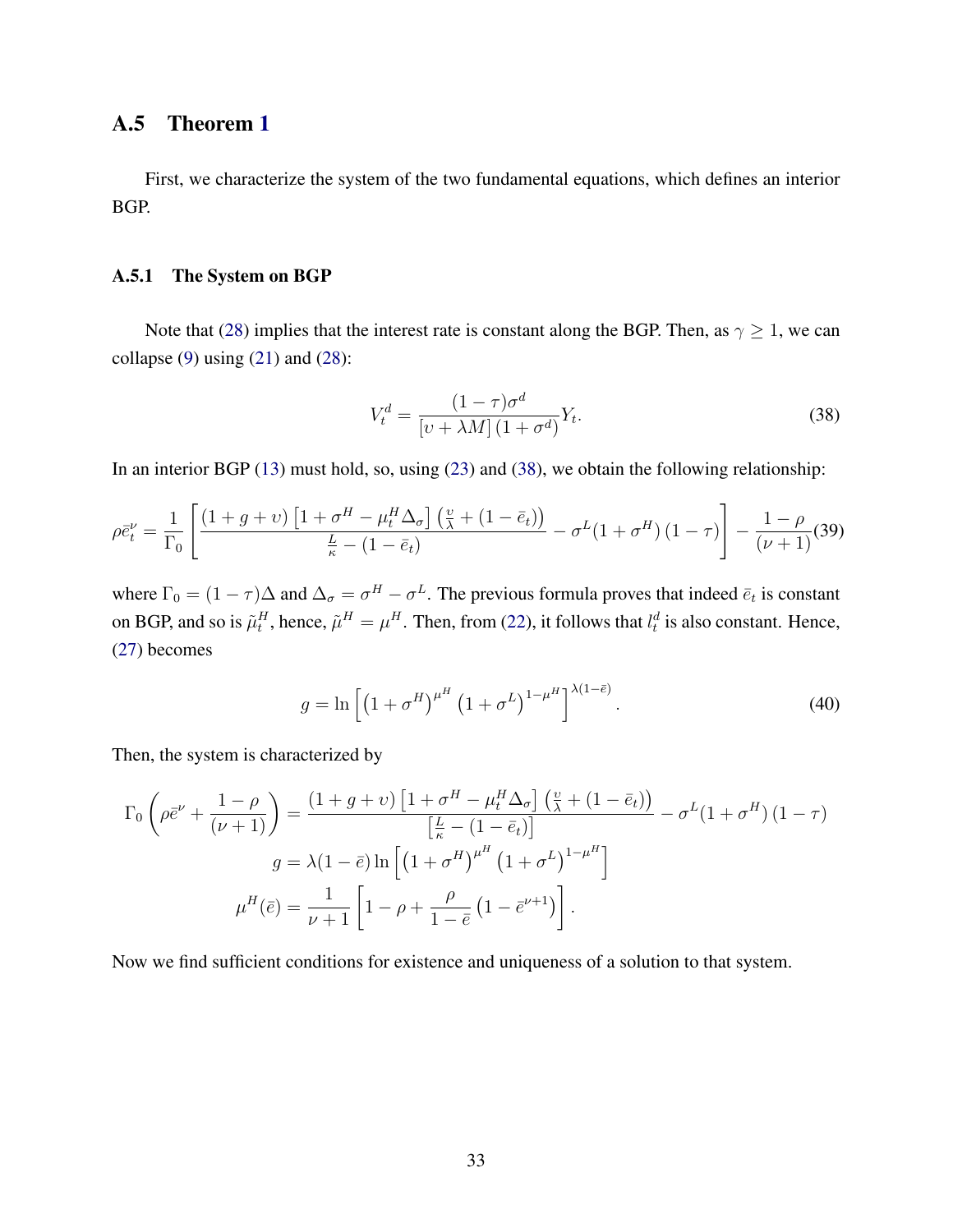## A.5 Theorem 1

First, we characterize the system of the two fundamental equations, which defines an interior BGP.

### A.5.1 The System on BGP

Note that (28) implies that the interest rate is constant along the BGP. Then, as $\gamma \geq 1$, we can collapse (9) using (21) and (28):

$$V_t^d = \frac{(1-\tau)\sigma^d}{[\upsilon + \lambda M]\,(1+\sigma^d)} Y_t. \tag{38}$$

In an interior BGP (13) must hold, so, using (23) and (38), we obtain the following relationship:

$$\rho \bar{e}_t^{\nu} = \frac{1}{\Gamma_0}\left[\frac{(1+g+\upsilon)\left[1+\sigma^H - \mu_t^H \Delta_\sigma\right]\left(\frac{\upsilon}{\lambda} + (1-\bar{e}_t)\right)}{\frac{L}{\kappa} - (1-\bar{e}_t)} - \sigma^L(1+\sigma^H)\,(1-\tau)\right] - \frac{1-\rho}{(\nu+1)} \tag{39}$$

where $\Gamma_0 = (1-\tau)\Delta$ and $\Delta_\sigma = \sigma^H - \sigma^L$. The previous formula proves that indeed $\bar{e}_t$ is constant on BGP, and so is $\tilde{\mu}_t^H$, hence, $\tilde{\mu}^H = \mu^H$. Then, from (22), it follows that $l_t^d$ is also constant. Hence, (27) becomes

$$g = \ln\left[\left(1+\sigma^H\right)^{\mu^H}\left(1+\sigma^L\right)^{1-\mu^H}\right]^{\lambda(1-\bar{e})}. \tag{40}$$

Then, the system is characterized by

$$\Gamma_0\left(\rho\bar{e}^{\nu} + \frac{1-\rho}{(\nu+1)}\right) = \frac{(1+g+\upsilon)\left[1+\sigma^H - \mu_t^H\Delta_\sigma\right]\left(\frac{\upsilon}{\lambda} + (1-\bar{e}_t)\right)}{\left[\frac{L}{\kappa} - (1-\bar{e}_t)\right]} - \sigma^L(1+\sigma^H)\,(1-\tau)$$

$$g = \lambda(1-\bar{e})\ln\left[\left(1+\sigma^H\right)^{\mu^H}\left(1+\sigma^L\right)^{1-\mu^H}\right]$$

$$\mu^H(\bar{e}) = \frac{1}{\nu+1}\left[1-\rho + \frac{\rho}{1-\bar{e}}\left(1-\bar{e}^{\nu+1}\right)\right].$$

Now we find sufficient conditions for existence and uniqueness of a solution to that system.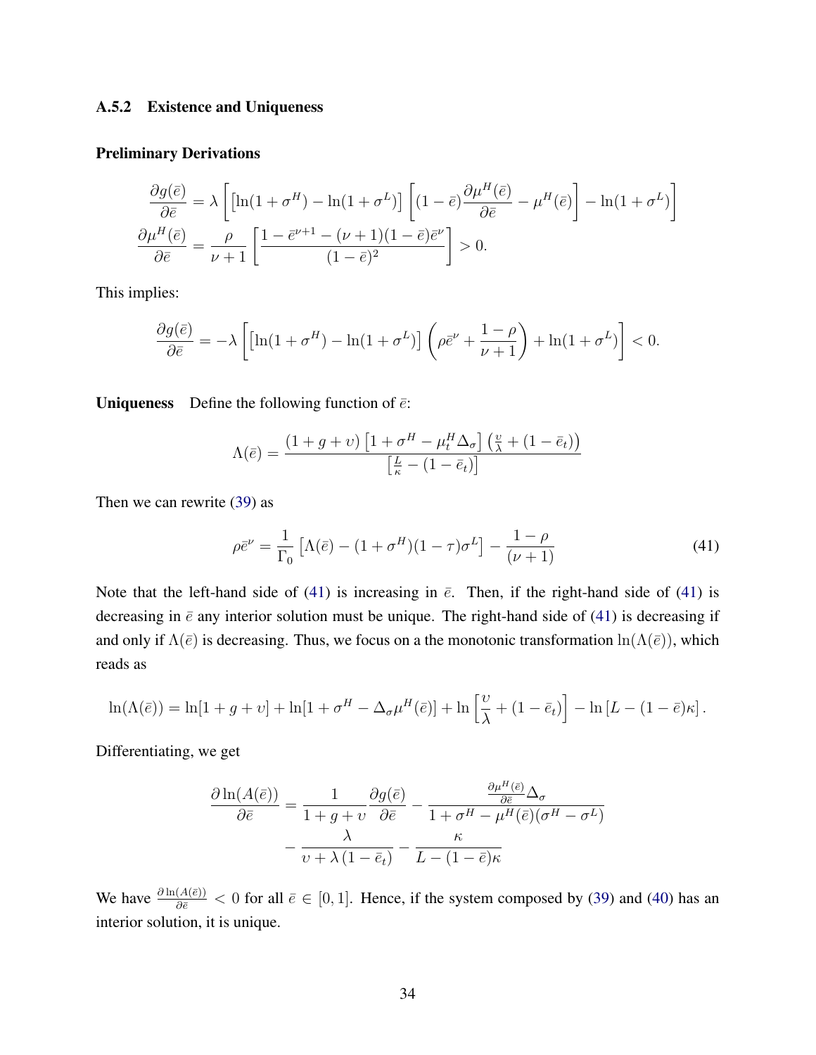### A.5.2 Existence and Uniqueness

**Preliminary Derivations**

$$
\begin{aligned}
\frac{\partial g(\bar{e})}{\partial \bar{e}} &= \lambda \left[ \left[ \ln(1+\sigma^H) - \ln(1+\sigma^L) \right] \left[ (1-\bar{e}) \frac{\partial \mu^H(\bar{e})}{\partial \bar{e}} - \mu^H(\bar{e}) \right] - \ln(1+\sigma^L) \right] \\
\frac{\partial \mu^H(\bar{e})}{\partial \bar{e}} &= \frac{\rho}{\nu+1} \left[ \frac{1 - \bar{e}^{\nu+1} - (\nu+1)(1-\bar{e})\bar{e}^\nu}{(1-\bar{e})^2} \right] > 0.
\end{aligned}
$$

This implies:

$$
\frac{\partial g(\bar{e})}{\partial \bar{e}} = -\lambda \left[ \left[ \ln(1+\sigma^H) - \ln(1+\sigma^L) \right] \left( \rho \bar{e}^\nu + \frac{1-\rho}{\nu+1} \right) + \ln(1+\sigma^L) \right] < 0.
$$

**Uniqueness** Define the following function of $\bar{e}$:

$$
\Lambda(\bar{e}) = \frac{(1+g+\upsilon)\left[1+\sigma^H - \mu_t^H \Delta_\sigma\right]\left(\frac{\upsilon}{\lambda} + (1-\bar{e}_t)\right)}{\left[\frac{L}{\kappa} - (1-\bar{e}_t)\right]}
$$

Then we can rewrite (39) as

$$
\rho \bar{e}^\nu = \frac{1}{\Gamma_0}\left[\Lambda(\bar{e}) - (1+\sigma^H)(1-\tau)\sigma^L\right] - \frac{1-\rho}{(\nu+1)} \tag{41}
$$

Note that the left-hand side of (41) is increasing in $\bar{e}$. Then, if the right-hand side of (41) is decreasing in $\bar{e}$ any interior solution must be unique. The right-hand side of (41) is decreasing if and only if $\Lambda(\bar{e})$ is decreasing. Thus, we focus on a the monotonic transformation $\ln(\Lambda(\bar{e}))$, which reads as

$$
\ln(\Lambda(\bar{e})) = \ln[1+g+\upsilon] + \ln[1+\sigma^H - \Delta_\sigma \mu^H(\bar{e})] + \ln\left[\frac{\upsilon}{\lambda} + (1-\bar{e}_t)\right] - \ln\left[L - (1-\bar{e})\kappa\right].
$$

Differentiating, we get

$$
\begin{aligned}
\frac{\partial \ln(A(\bar{e}))}{\partial \bar{e}} = &\frac{1}{1+g+\upsilon} \frac{\partial g(\bar{e})}{\partial \bar{e}} - \frac{\frac{\partial \mu^H(\bar{e})}{\partial \bar{e}} \Delta_\sigma}{1+\sigma^H - \mu^H(\bar{e})(\sigma^H - \sigma^L)} \\
&- \frac{\lambda}{\upsilon + \lambda(1-\bar{e}_t)} - \frac{\kappa}{L - (1-\bar{e})\kappa}
\end{aligned}
$$

We have $\frac{\partial \ln(A(\bar{e}))}{\partial \bar{e}} < 0$ for all $\bar{e} \in [0,1]$. Hence, if the system composed by (39) and (40) has an interior solution, it is unique.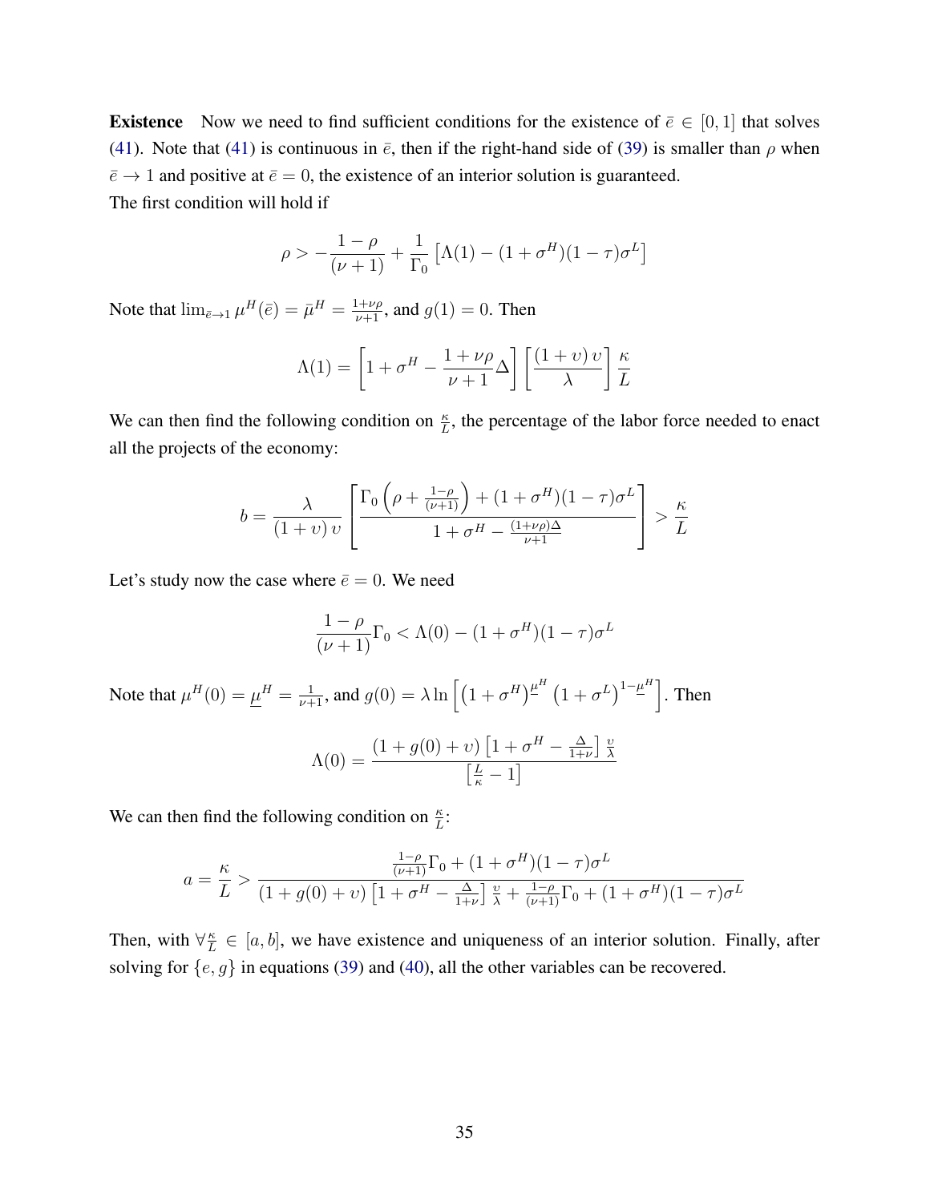**Existence** Now we need to find sufficient conditions for the existence of $\bar{e} \in [0, 1]$ that solves (41). Note that (41) is continuous in $\bar{e}$, then if the right-hand side of (39) is smaller than $\rho$ when $\bar{e} \to 1$ and positive at $\bar{e} = 0$, the existence of an interior solution is guaranteed.
The first condition will hold if

$$\rho > -\frac{1-\rho}{(\nu+1)} + \frac{1}{\Gamma_0}\left[\Lambda(1) - (1+\sigma^H)(1-\tau)\sigma^L\right]$$

Note that $\lim_{\bar{e}\to 1} \mu^H(\bar{e}) = \bar{\mu}^H = \frac{1+\nu\rho}{\nu+1}$, and $g(1) = 0$. Then

$$\Lambda(1) = \left[1 + \sigma^H - \frac{1+\nu\rho}{\nu+1}\Delta\right]\left[\frac{(1+\upsilon)\,\upsilon}{\lambda}\right]\frac{\kappa}{L}$$

We can then find the following condition on $\frac{\kappa}{L}$, the percentage of the labor force needed to enact all the projects of the economy:

$$b = \frac{\lambda}{(1+\upsilon)\,\upsilon}\left[\frac{\Gamma_0\left(\rho + \frac{1-\rho}{(\nu+1)}\right) + (1+\sigma^H)(1-\tau)\sigma^L}{1 + \sigma^H - \frac{(1+\nu\rho)\Delta}{\nu+1}}\right] > \frac{\kappa}{L}$$

Let's study now the case where $\bar{e} = 0$. We need

$$\frac{1-\rho}{(\nu+1)}\Gamma_0 < \Lambda(0) - (1+\sigma^H)(1-\tau)\sigma^L$$

Note that $\mu^H(0) = \underline{\mu}^H = \frac{1}{\nu+1}$, and $g(0) = \lambda \ln\left[\left(1+\sigma^H\right)^{\underline{\mu}^H}\left(1+\sigma^L\right)^{1-\underline{\mu}^H}\right]$. Then

$$\Lambda(0) = \frac{(1 + g(0) + \upsilon)\left[1 + \sigma^H - \frac{\Delta}{1+\nu}\right]\frac{\upsilon}{\lambda}}{\left[\frac{L}{\kappa} - 1\right]}$$

We can then find the following condition on $\frac{\kappa}{L}$:

$$a = \frac{\kappa}{L} > \frac{\frac{1-\rho}{(\nu+1)}\Gamma_0 + (1+\sigma^H)(1-\tau)\sigma^L}{(1 + g(0) + \upsilon)\left[1 + \sigma^H - \frac{\Delta}{1+\nu}\right]\frac{\upsilon}{\lambda} + \frac{1-\rho}{(\nu+1)}\Gamma_0 + (1+\sigma^H)(1-\tau)\sigma^L}$$

Then, with $\forall \frac{\kappa}{L} \in [a, b]$, we have existence and uniqueness of an interior solution. Finally, after solving for $\{e, g\}$ in equations (39) and (40), all the other variables can be recovered.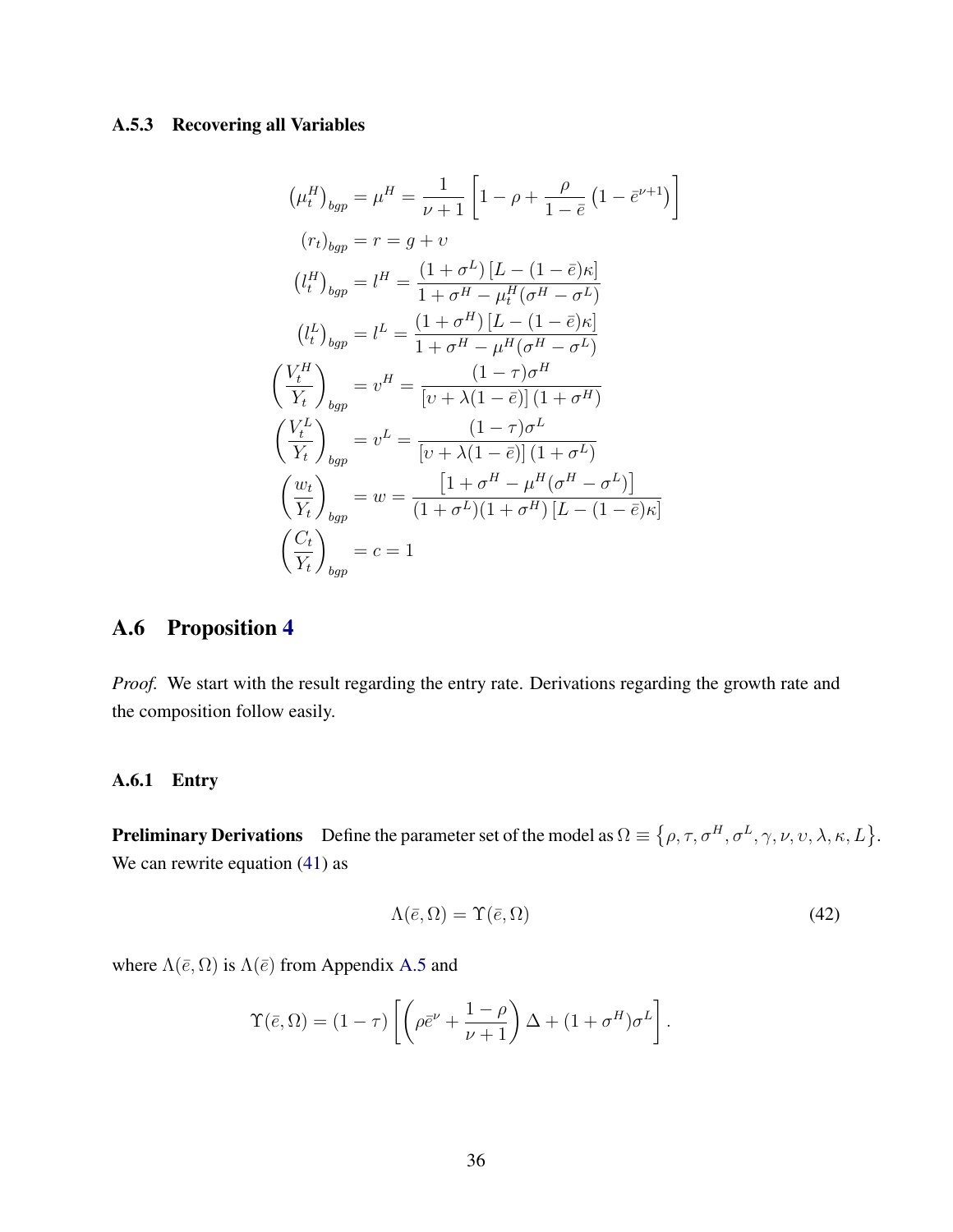### A.5.3 Recovering all Variables

$$
\begin{aligned}
\left(\mu_t^H\right)_{bgp} &= \mu^H = \frac{1}{\nu+1}\left[1-\rho+\frac{\rho}{1-\bar{e}}\left(1-\bar{e}^{\nu+1}\right)\right] \\
\left(r_t\right)_{bgp} &= r = g+\upsilon \\
\left(l_t^H\right)_{bgp} &= l^H = \frac{(1+\sigma^L)\left[L-(1-\bar{e})\kappa\right]}{1+\sigma^H-\mu_t^H(\sigma^H-\sigma^L)} \\
\left(l_t^L\right)_{bgp} &= l^L = \frac{(1+\sigma^H)\left[L-(1-\bar{e})\kappa\right]}{1+\sigma^H-\mu^H(\sigma^H-\sigma^L)} \\
\left(\frac{V_t^H}{Y_t}\right)_{bgp} &= v^H = \frac{(1-\tau)\sigma^H}{\left[\upsilon+\lambda(1-\bar{e})\right](1+\sigma^H)} \\
\left(\frac{V_t^L}{Y_t}\right)_{bgp} &= v^L = \frac{(1-\tau)\sigma^L}{\left[\upsilon+\lambda(1-\bar{e})\right](1+\sigma^L)} \\
\left(\frac{w_t}{Y_t}\right)_{bgp} &= w = \frac{\left[1+\sigma^H-\mu^H(\sigma^H-\sigma^L)\right]}{(1+\sigma^L)(1+\sigma^H)\left[L-(1-\bar{e})\kappa\right]} \\
\left(\frac{C_t}{Y_t}\right)_{bgp} &= c = 1
\end{aligned}
$$

## A.6 Proposition 4

*Proof.* We start with the result regarding the entry rate. Derivations regarding the growth rate and the composition follow easily.

### A.6.1 Entry

**Preliminary Derivations** Define the parameter set of the model as $\Omega \equiv \left\{\rho, \tau, \sigma^H, \sigma^L, \gamma, \nu, \upsilon, \lambda, \kappa, L\right\}$. We can rewrite equation (41) as

$$
\Lambda(\bar{e}, \Omega) = \Upsilon(\bar{e}, \Omega) \tag{42}
$$

where $\Lambda(\bar{e}, \Omega)$ is $\Lambda(\bar{e})$ from Appendix A.5 and

$$
\Upsilon(\bar{e}, \Omega) = (1-\tau)\left[\left(\rho\bar{e}^{\nu}+\frac{1-\rho}{\nu+1}\right)\Delta+(1+\sigma^H)\sigma^L\right].
$$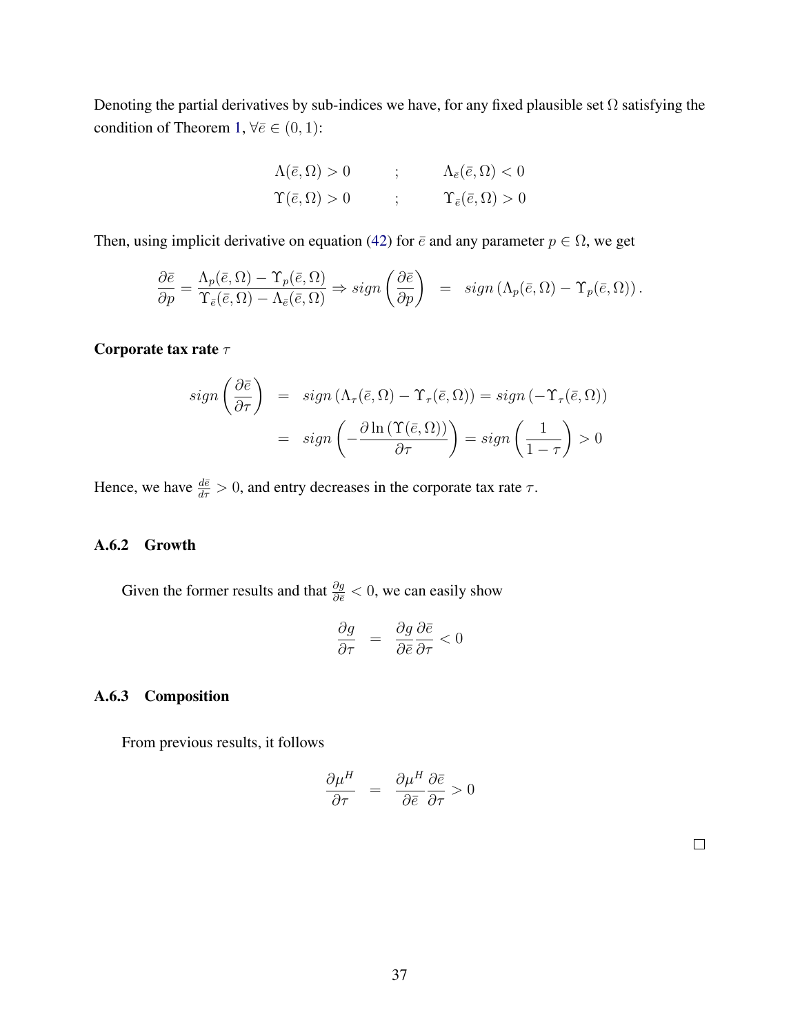Denoting the partial derivatives by sub-indices we have, for any fixed plausible set $\Omega$ satisfying the condition of Theorem 1, $\forall \bar{e} \in (0,1)$:

$$\begin{aligned}
\Lambda(\bar{e},\Omega) > 0 \qquad &; \qquad \Lambda_{\bar{e}}(\bar{e},\Omega) < 0 \\
\Upsilon(\bar{e},\Omega) > 0 \qquad &; \qquad \Upsilon_{\bar{e}}(\bar{e},\Omega) > 0
\end{aligned}$$

Then, using implicit derivative on equation (42) for $\bar{e}$ and any parameter $p \in \Omega$, we get

$$\frac{\partial \bar{e}}{\partial p} = \frac{\Lambda_p(\bar{e},\Omega) - \Upsilon_p(\bar{e},\Omega)}{\Upsilon_{\bar{e}}(\bar{e},\Omega) - \Lambda_{\bar{e}}(\bar{e},\Omega)} \Rightarrow sign\left(\frac{\partial \bar{e}}{\partial p}\right) \;=\; sign\left(\Lambda_p(\bar{e},\Omega) - \Upsilon_p(\bar{e},\Omega)\right).$$

**Corporate tax rate $\tau$**

$$\begin{aligned}
sign\left(\frac{\partial \bar{e}}{\partial \tau}\right) &= sign\left(\Lambda_\tau(\bar{e},\Omega) - \Upsilon_\tau(\bar{e},\Omega)\right) = sign\left(-\Upsilon_\tau(\bar{e},\Omega)\right) \\
&= sign\left(-\frac{\partial \ln\left(\Upsilon(\bar{e},\Omega)\right)}{\partial \tau}\right) = sign\left(\frac{1}{1-\tau}\right) > 0
\end{aligned}$$

Hence, we have $\frac{d\bar{e}}{d\tau} > 0$, and entry decreases in the corporate tax rate $\tau$.

### A.6.2 Growth

Given the former results and that $\frac{\partial g}{\partial \bar{e}} < 0$, we can easily show

$$\frac{\partial g}{\partial \tau} \;=\; \frac{\partial g}{\partial \bar{e}}\frac{\partial \bar{e}}{\partial \tau} < 0$$

### A.6.3 Composition

From previous results, it follows

$$\frac{\partial \mu^H}{\partial \tau} \;=\; \frac{\partial \mu^H}{\partial \bar{e}}\frac{\partial \bar{e}}{\partial \tau} > 0$$

□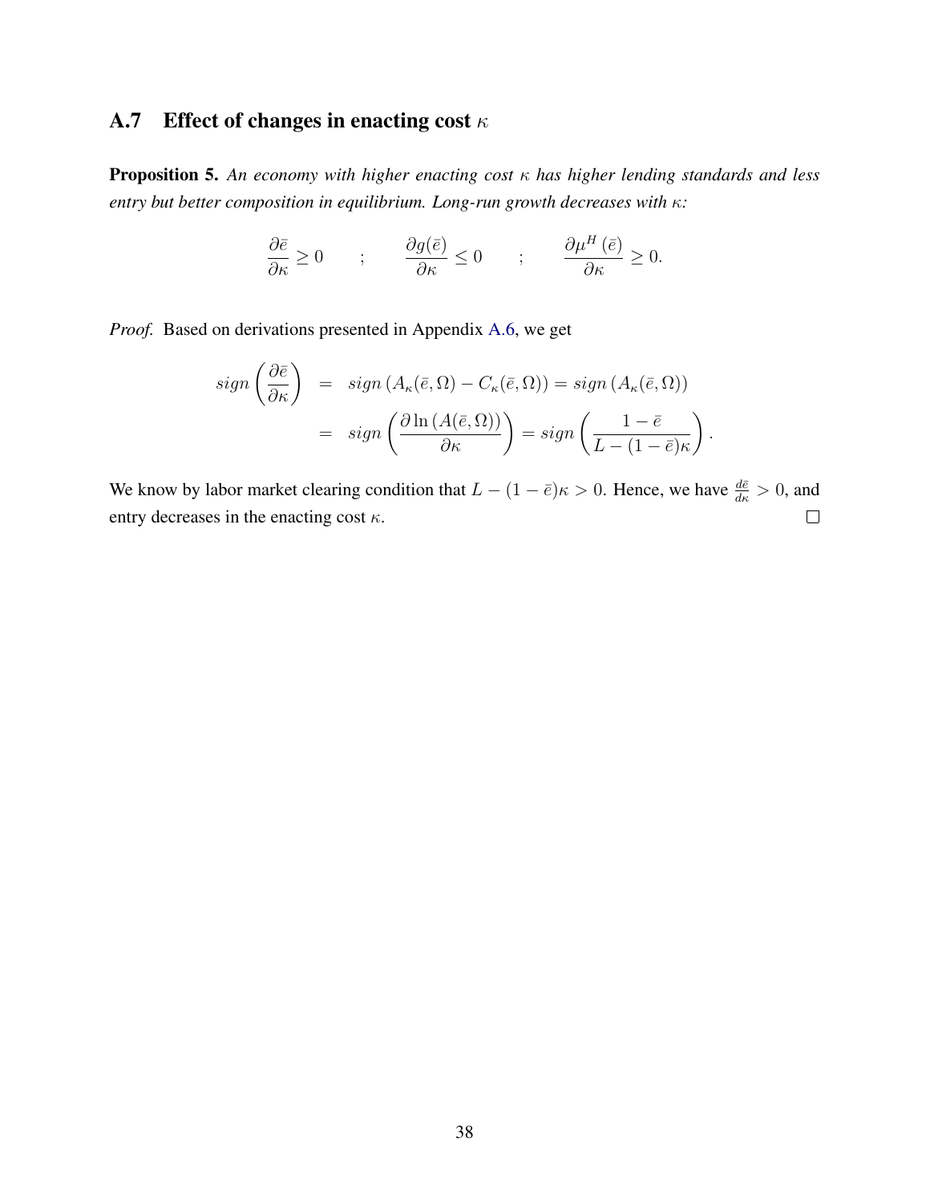## A.7 Effect of changes in enacting cost $\kappa$

**Proposition 5.** *An economy with higher enacting cost $\kappa$ has higher lending standards and less entry but better composition in equilibrium. Long-run growth decreases with $\kappa$:*

$$\frac{\partial \bar{e}}{\partial \kappa} \geq 0 \qquad ; \qquad \frac{\partial g(\bar{e})}{\partial \kappa} \leq 0 \qquad ; \qquad \frac{\partial \mu^{H}(\bar{e})}{\partial \kappa} \geq 0.$$

*Proof.* Based on derivations presented in Appendix A.6, we get

$$\begin{aligned} sign\left(\frac{\partial \bar{e}}{\partial \kappa}\right) &= sign\left(A_{\kappa}(\bar{e}, \Omega) - C_{\kappa}(\bar{e}, \Omega)\right) = sign\left(A_{\kappa}(\bar{e}, \Omega)\right) \\ &= sign\left(\frac{\partial \ln\left(A(\bar{e}, \Omega)\right)}{\partial \kappa}\right) = sign\left(\frac{1-\bar{e}}{L-(1-\bar{e})\kappa}\right). \end{aligned}$$

We know by labor market clearing condition that $L-(1-\bar{e})\kappa > 0$. Hence, we have $\frac{d\bar{e}}{d\kappa} > 0$, and entry decreases in the enacting cost $\kappa$. □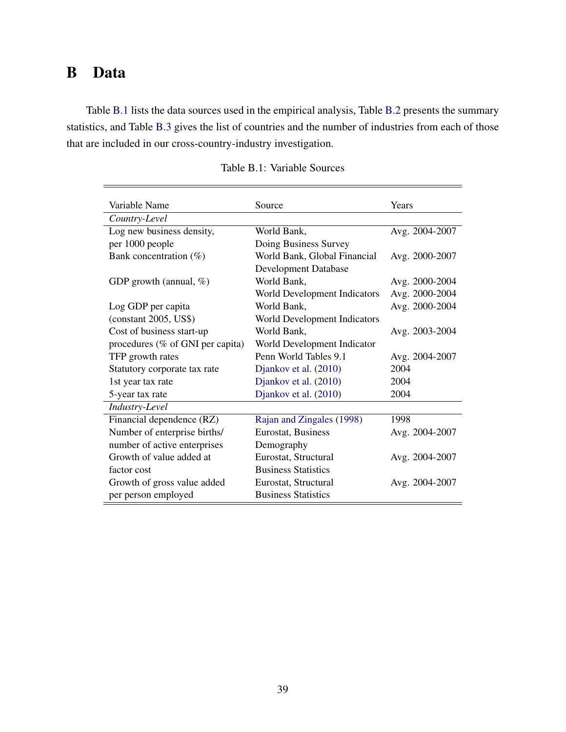# B Data

Table B.1 lists the data sources used in the empirical analysis, Table B.2 presents the summary statistics, and Table B.3 gives the list of countries and the number of industries from each of those that are included in our cross-country-industry investigation.

Table B.1: Variable Sources

| Variable Name | Source | Years |
|---|---|---|
| *Country-Level* | | |
| Log new business density, per 1000 people | World Bank, Doing Business Survey | Avg. 2004-2007 |
| Bank concentration (%) | World Bank, Global Financial Development Database | Avg. 2000-2007 |
| GDP growth (annual, %) | World Bank, World Development Indicators | Avg. 2000-2004<br>Avg. 2000-2004 |
| Log GDP per capita (constant 2005, US$) | World Bank, World Development Indicators | Avg. 2000-2004 |
| Cost of business start-up procedures (% of GNI per capita) | World Bank, World Development Indicator | Avg. 2003-2004 |
| TFP growth rates | Penn World Tables 9.1 | Avg. 2004-2007 |
| Statutory corporate tax rate | Djankov et al. (2010) | 2004 |
| 1st year tax rate | Djankov et al. (2010) | 2004 |
| 5-year tax rate | Djankov et al. (2010) | 2004 |
| *Industry-Level* | | |
| Financial dependence (RZ) | Rajan and Zingales (1998) | 1998 |
| Number of enterprise births/ number of active enterprises | Eurostat, Business Demography | Avg. 2004-2007 |
| Growth of value added at factor cost | Eurostat, Structural Business Statistics | Avg. 2004-2007 |
| Growth of gross value added per person employed | Eurostat, Structural Business Statistics | Avg. 2004-2007 |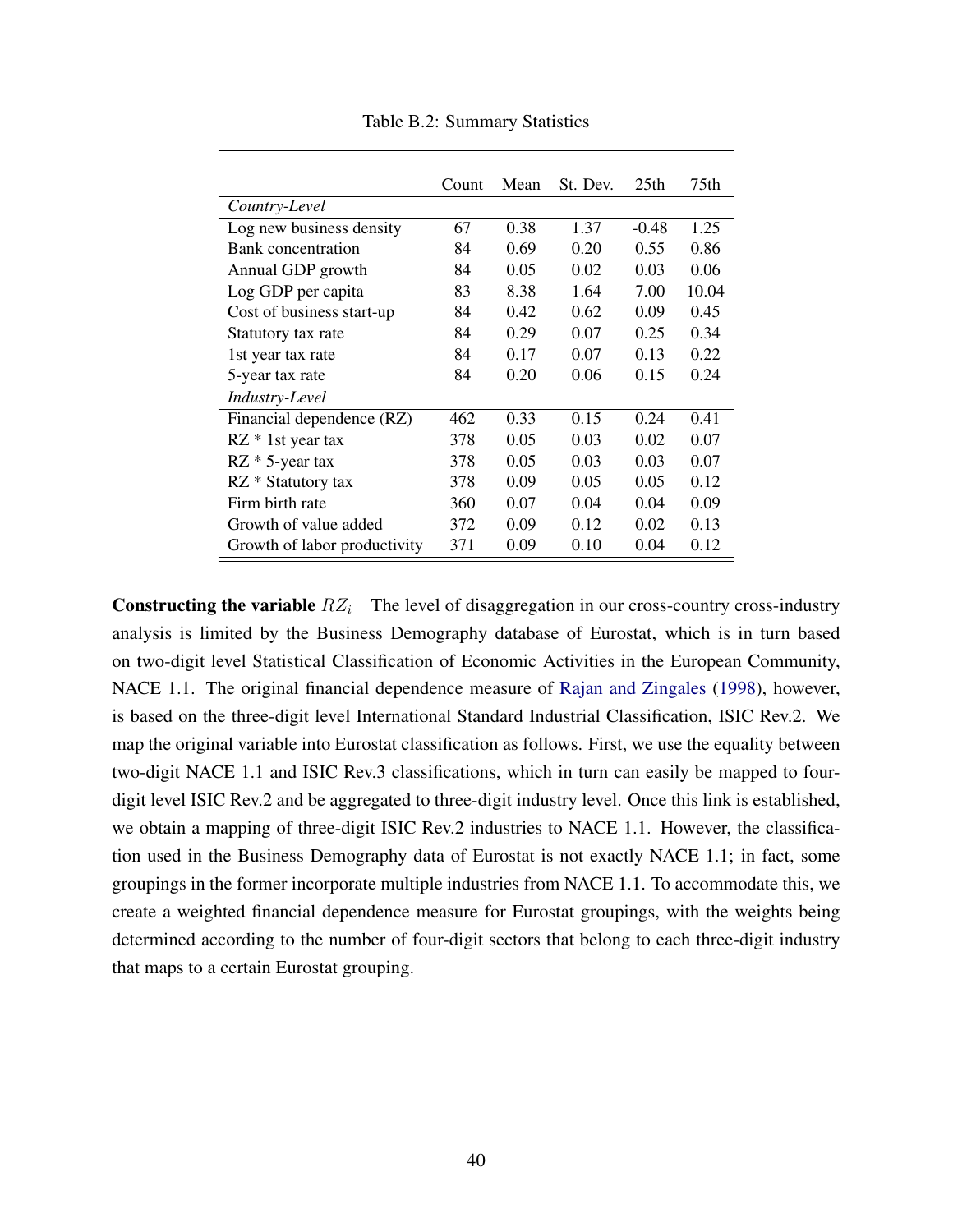Table B.2: Summary Statistics

| | Count | Mean | St. Dev. | 25th | 75th |
|---|---|---|---|---|---|
| *Country-Level* | | | | | |
| Log new business density | 67 | 0.38 | 1.37 | -0.48 | 1.25 |
| Bank concentration | 84 | 0.69 | 0.20 | 0.55 | 0.86 |
| Annual GDP growth | 84 | 0.05 | 0.02 | 0.03 | 0.06 |
| Log GDP per capita | 83 | 8.38 | 1.64 | 7.00 | 10.04 |
| Cost of business start-up | 84 | 0.42 | 0.62 | 0.09 | 0.45 |
| Statutory tax rate | 84 | 0.29 | 0.07 | 0.25 | 0.34 |
| 1st year tax rate | 84 | 0.17 | 0.07 | 0.13 | 0.22 |
| 5-year tax rate | 84 | 0.20 | 0.06 | 0.15 | 0.24 |
| *Industry-Level* | | | | | |
| Financial dependence (RZ) | 462 | 0.33 | 0.15 | 0.24 | 0.41 |
| RZ * 1st year tax | 378 | 0.05 | 0.03 | 0.02 | 0.07 |
| RZ * 5-year tax | 378 | 0.05 | 0.03 | 0.03 | 0.07 |
| RZ * Statutory tax | 378 | 0.09 | 0.05 | 0.05 | 0.12 |
| Firm birth rate | 360 | 0.07 | 0.04 | 0.04 | 0.09 |
| Growth of value added | 372 | 0.09 | 0.12 | 0.02 | 0.13 |
| Growth of labor productivity | 371 | 0.09 | 0.10 | 0.04 | 0.12 |

**Constructing the variable $RZ_i$** The level of disaggregation in our cross-country cross-industry analysis is limited by the Business Demography database of Eurostat, which is in turn based on two-digit level Statistical Classification of Economic Activities in the European Community, NACE 1.1. The original financial dependence measure of Rajan and Zingales (1998), however, is based on the three-digit level International Standard Industrial Classification, ISIC Rev.2. We map the original variable into Eurostat classification as follows. First, we use the equality between two-digit NACE 1.1 and ISIC Rev.3 classifications, which in turn can easily be mapped to four-digit level ISIC Rev.2 and be aggregated to three-digit industry level. Once this link is established, we obtain a mapping of three-digit ISIC Rev.2 industries to NACE 1.1. However, the classification used in the Business Demography data of Eurostat is not exactly NACE 1.1; in fact, some groupings in the former incorporate multiple industries from NACE 1.1. To accommodate this, we create a weighted financial dependence measure for Eurostat groupings, with the weights being determined according to the number of four-digit sectors that belong to each three-digit industry that maps to a certain Eurostat grouping.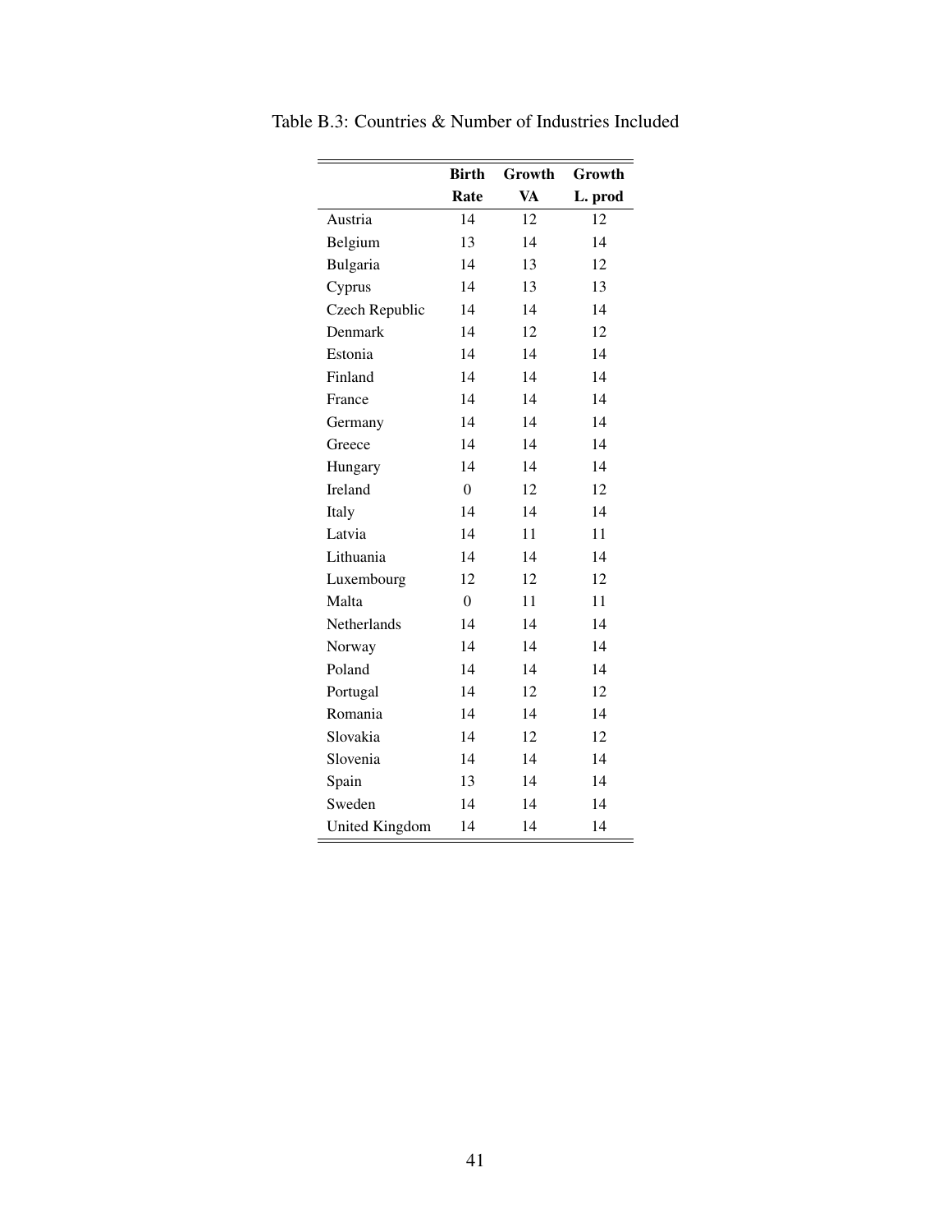Table B.3: Countries & Number of Industries Included

|  | **Birth Rate** | **Growth VA** | **Growth L. prod** |
|---|---|---|---|
| Austria | 14 | 12 | 12 |
| Belgium | 13 | 14 | 14 |
| Bulgaria | 14 | 13 | 12 |
| Cyprus | 14 | 13 | 13 |
| Czech Republic | 14 | 14 | 14 |
| Denmark | 14 | 12 | 12 |
| Estonia | 14 | 14 | 14 |
| Finland | 14 | 14 | 14 |
| France | 14 | 14 | 14 |
| Germany | 14 | 14 | 14 |
| Greece | 14 | 14 | 14 |
| Hungary | 14 | 14 | 14 |
| Ireland | 0 | 12 | 12 |
| Italy | 14 | 14 | 14 |
| Latvia | 14 | 11 | 11 |
| Lithuania | 14 | 14 | 14 |
| Luxembourg | 12 | 12 | 12 |
| Malta | 0 | 11 | 11 |
| Netherlands | 14 | 14 | 14 |
| Norway | 14 | 14 | 14 |
| Poland | 14 | 14 | 14 |
| Portugal | 14 | 12 | 12 |
| Romania | 14 | 14 | 14 |
| Slovakia | 14 | 12 | 12 |
| Slovenia | 14 | 14 | 14 |
| Spain | 13 | 14 | 14 |
| Sweden | 14 | 14 | 14 |
| United Kingdom | 14 | 14 | 14 |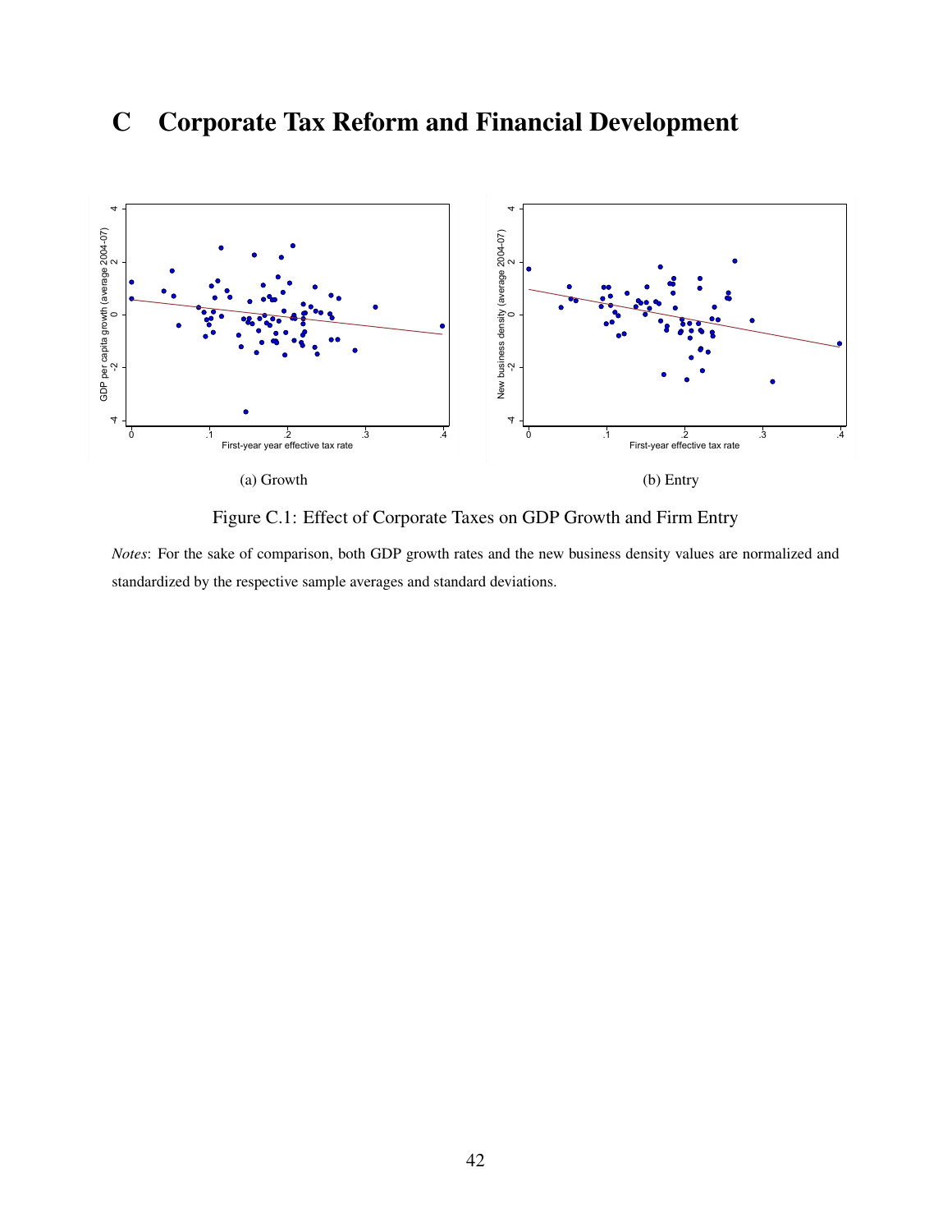# C Corporate Tax Reform and Financial Development

(a) Growth

(b) Entry

Figure C.1: Effect of Corporate Taxes on GDP Growth and Firm Entry

*Notes*: For the sake of comparison, both GDP growth rates and the new business density values are normalized and standardized by the respective sample averages and standard deviations.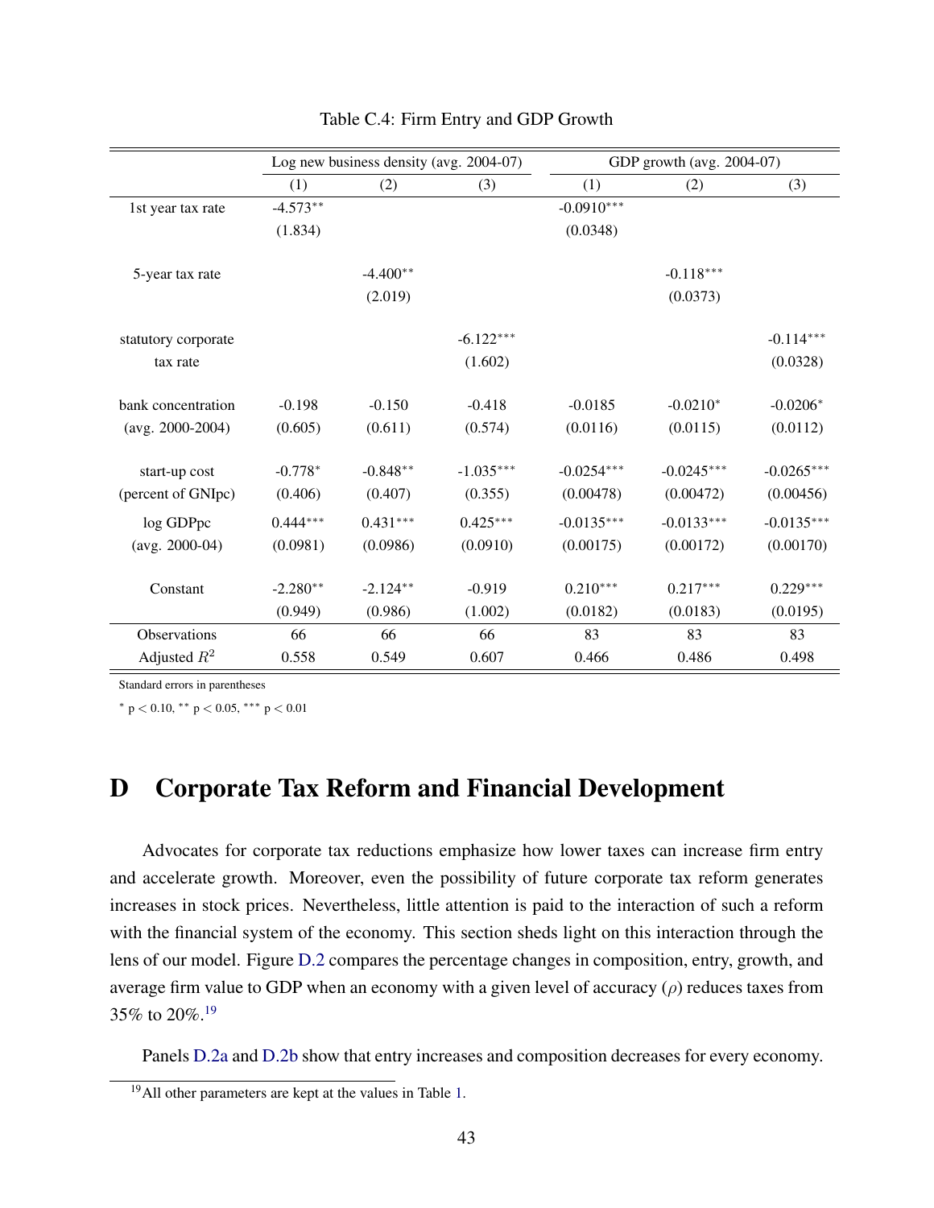Table C.4: Firm Entry and GDP Growth

| | Log new business density (avg. 2004-07) | | | GDP growth (avg. 2004-07) | | |
|---|---|---|---|---|---|---|
| | (1) | (2) | (3) | (1) | (2) | (3) |
| 1st year tax rate | -4.573** | | | -0.0910*** | | |
| | (1.834) | | | (0.0348) | | |
| 5-year tax rate | | -4.400** | | | -0.118*** | |
| | | (2.019) | | | (0.0373) | |
| statutory corporate tax rate | | | -6.122*** | | | -0.114*** |
| | | | (1.602) | | | (0.0328) |
| bank concentration (avg. 2000-2004) | -0.198 | -0.150 | -0.418 | -0.0185 | -0.0210* | -0.0206* |
| | (0.605) | (0.611) | (0.574) | (0.0116) | (0.0115) | (0.0112) |
| start-up cost (percent of GNIpc) | -0.778* | -0.848** | -1.035*** | -0.0254*** | -0.0245*** | -0.0265*** |
| | (0.406) | (0.407) | (0.355) | (0.00478) | (0.00472) | (0.00456) |
| log GDPpc (avg. 2000-04) | 0.444*** | 0.431*** | 0.425*** | -0.0135*** | -0.0133*** | -0.0135*** |
| | (0.0981) | (0.0986) | (0.0910) | (0.00175) | (0.00172) | (0.00170) |
| Constant | -2.280** | -2.124** | -0.919 | 0.210*** | 0.217*** | 0.229*** |
| | (0.949) | (0.986) | (1.002) | (0.0182) | (0.0183) | (0.0195) |
| Observations | 66 | 66 | 66 | 83 | 83 | 83 |
| Adjusted $R^2$ | 0.558 | 0.549 | 0.607 | 0.466 | 0.486 | 0.498 |

Standard errors in parentheses

* $p < 0.10$, ** $p < 0.05$, *** $p < 0.01$

# D Corporate Tax Reform and Financial Development

Advocates for corporate tax reductions emphasize how lower taxes can increase firm entry and accelerate growth. Moreover, even the possibility of future corporate tax reform generates increases in stock prices. Nevertheless, little attention is paid to the interaction of such a reform with the financial system of the economy. This section sheds light on this interaction through the lens of our model. Figure D.2 compares the percentage changes in composition, entry, growth, and average firm value to GDP when an economy with a given level of accuracy ($\rho$) reduces taxes from 35% to 20%.[19]

Panels D.2a and D.2b show that entry increases and composition decreases for every economy.

[19] All other parameters are kept at the values in Table 1.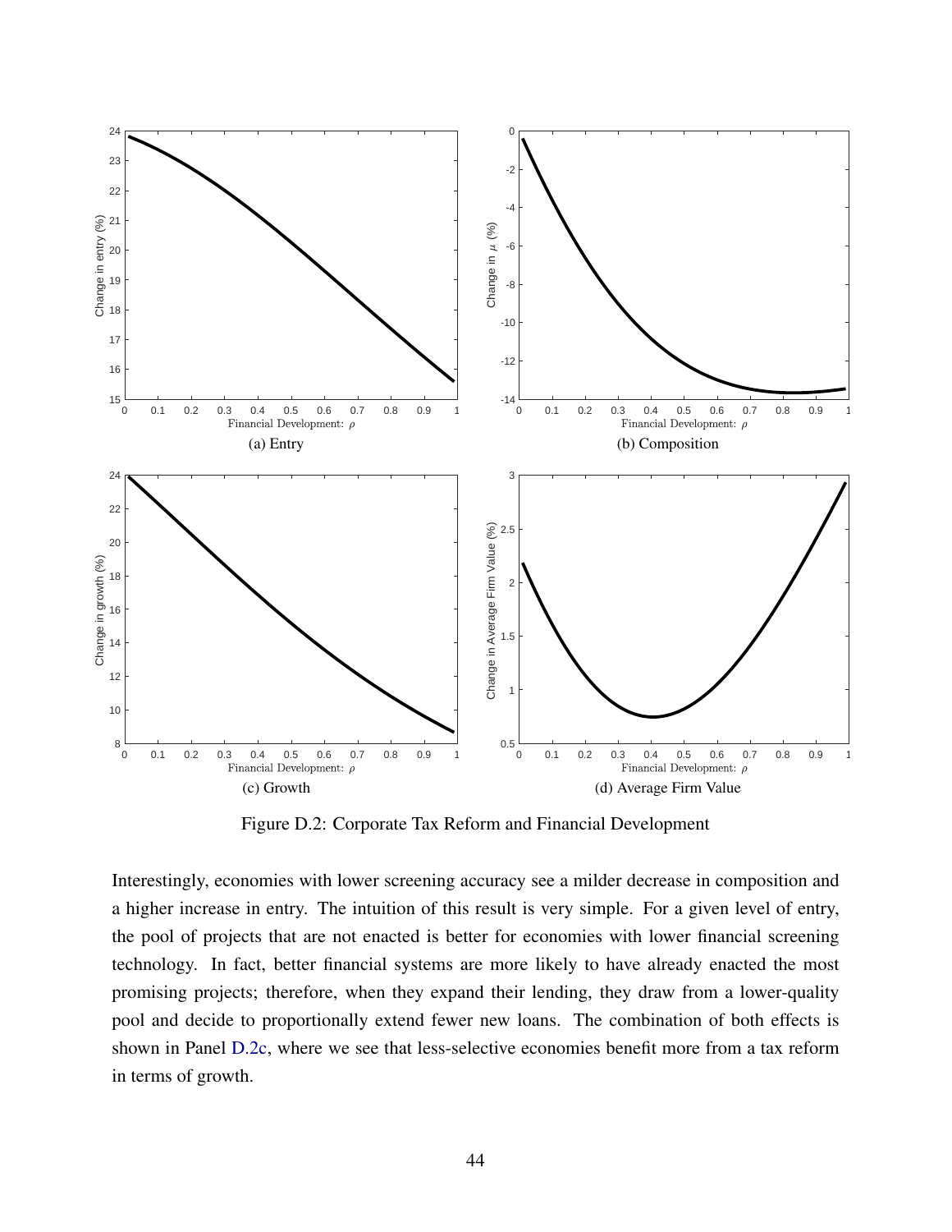(a) Entry

(b) Composition

(c) Growth

(d) Average Firm Value

Figure D.2: Corporate Tax Reform and Financial Development

Interestingly, economies with lower screening accuracy see a milder decrease in composition and a higher increase in entry. The intuition of this result is very simple. For a given level of entry, the pool of projects that are not enacted is better for economies with lower financial screening technology. In fact, better financial systems are more likely to have already enacted the most promising projects; therefore, when they expand their lending, they draw from a lower-quality pool and decide to proportionally extend fewer new loans. The combination of both effects is shown in Panel D.2c, where we see that less-selective economies benefit more from a tax reform in terms of growth.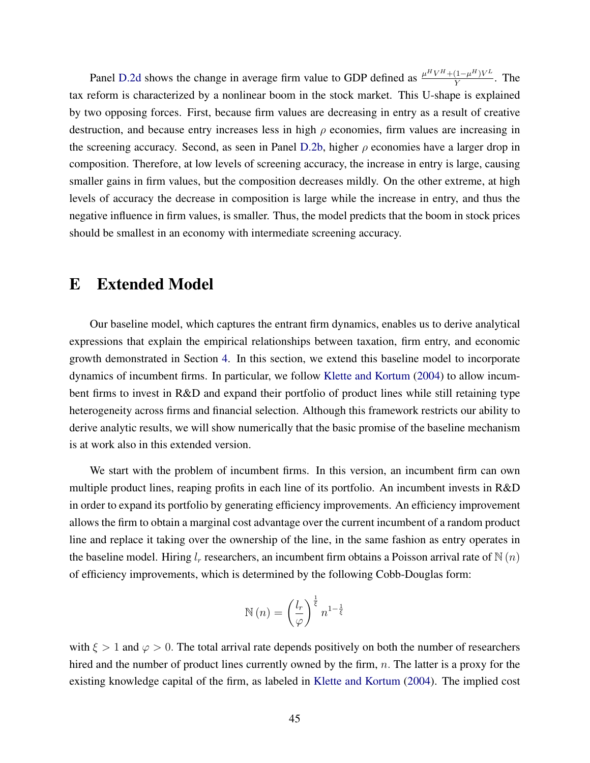Panel D.2d shows the change in average firm value to GDP defined as $\frac{\mu^H V^H + (1-\mu^H) V^L}{Y}$. The tax reform is characterized by a nonlinear boom in the stock market. This U-shape is explained by two opposing forces. First, because firm values are decreasing in entry as a result of creative destruction, and because entry increases less in high $\rho$ economies, firm values are increasing in the screening accuracy. Second, as seen in Panel D.2b, higher $\rho$ economies have a larger drop in composition. Therefore, at low levels of screening accuracy, the increase in entry is large, causing smaller gains in firm values, but the composition decreases mildly. On the other extreme, at high levels of accuracy the decrease in composition is large while the increase in entry, and thus the negative influence in firm values, is smaller. Thus, the model predicts that the boom in stock prices should be smallest in an economy with intermediate screening accuracy.

# E Extended Model

Our baseline model, which captures the entrant firm dynamics, enables us to derive analytical expressions that explain the empirical relationships between taxation, firm entry, and economic growth demonstrated in Section 4. In this section, we extend this baseline model to incorporate dynamics of incumbent firms. In particular, we follow Klette and Kortum (2004) to allow incumbent firms to invest in R&D and expand their portfolio of product lines while still retaining type heterogeneity across firms and financial selection. Although this framework restricts our ability to derive analytic results, we will show numerically that the basic promise of the baseline mechanism is at work also in this extended version.

We start with the problem of incumbent firms. In this version, an incumbent firm can own multiple product lines, reaping profits in each line of its portfolio. An incumbent invests in R&D in order to expand its portfolio by generating efficiency improvements. An efficiency improvement allows the firm to obtain a marginal cost advantage over the current incumbent of a random product line and replace it taking over the ownership of the line, in the same fashion as entry operates in the baseline model. Hiring $l_r$ researchers, an incumbent firm obtains a Poisson arrival rate of $\mathbb{N}(n)$ of efficiency improvements, which is determined by the following Cobb-Douglas form:

$$\mathbb{N}(n) = \left(\frac{l_r}{\varphi}\right)^{\frac{1}{\xi}} n^{1-\frac{1}{\xi}}$$

with $\xi > 1$ and $\varphi > 0$. The total arrival rate depends positively on both the number of researchers hired and the number of product lines currently owned by the firm, $n$. The latter is a proxy for the existing knowledge capital of the firm, as labeled in Klette and Kortum (2004). The implied cost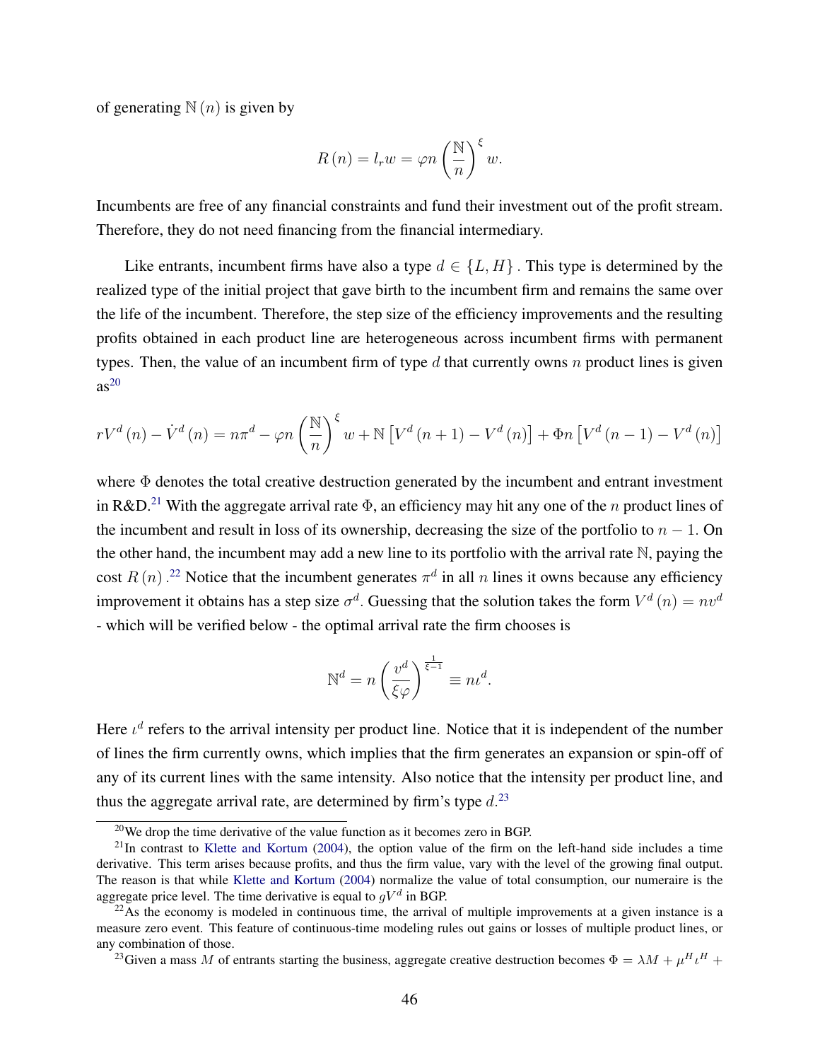of generating $\mathbb{N}(n)$ is given by

$$R(n) = l_r w = \varphi n \left(\frac{\mathbb{N}}{n}\right)^{\xi} w.$$

Incumbents are free of any financial constraints and fund their investment out of the profit stream. Therefore, they do not need financing from the financial intermediary.

Like entrants, incumbent firms have also a type $d \in \{L, H\}$. This type is determined by the realized type of the initial project that gave birth to the incumbent firm and remains the same over the life of the incumbent. Therefore, the step size of the efficiency improvements and the resulting profits obtained in each product line are heterogeneous across incumbent firms with permanent types. Then, the value of an incumbent firm of type $d$ that currently owns $n$ product lines is given as[20]

$$rV^d(n) - \dot{V}^d(n) = n\pi^d - \varphi n \left(\frac{\mathbb{N}}{n}\right)^{\xi} w + \mathbb{N}\left[V^d(n+1) - V^d(n)\right] + \Phi n \left[V^d(n-1) - V^d(n)\right]$$

where $\Phi$ denotes the total creative destruction generated by the incumbent and entrant investment in R&D.[21] With the aggregate arrival rate $\Phi$, an efficiency may hit any one of the $n$ product lines of the incumbent and result in loss of its ownership, decreasing the size of the portfolio to $n-1$. On the other hand, the incumbent may add a new line to its portfolio with the arrival rate $\mathbb{N}$, paying the cost $R(n)$.[22] Notice that the incumbent generates $\pi^d$ in all $n$ lines it owns because any efficiency improvement it obtains has a step size $\sigma^d$. Guessing that the solution takes the form $V^d(n) = nv^d$ - which will be verified below - the optimal arrival rate the firm chooses is

$$\mathbb{N}^d = n\left(\frac{v^d}{\xi\varphi}\right)^{\frac{1}{\xi-1}} \equiv n\iota^d.$$

Here $\iota^d$ refers to the arrival intensity per product line. Notice that it is independent of the number of lines the firm currently owns, which implies that the firm generates an expansion or spin-off of any of its current lines with the same intensity. Also notice that the intensity per product line, and thus the aggregate arrival rate, are determined by firm's type $d$.[23]

---

[20] We drop the time derivative of the value function as it becomes zero in BGP.

[21] In contrast to Klette and Kortum (2004), the option value of the firm on the left-hand side includes a time derivative. This term arises because profits, and thus the firm value, vary with the level of the growing final output. The reason is that while Klette and Kortum (2004) normalize the value of total consumption, our numeraire is the aggregate price level. The time derivative is equal to $gV^d$ in BGP.

[22] As the economy is modeled in continuous time, the arrival of multiple improvements at a given instance is a measure zero event. This feature of continuous-time modeling rules out gains or losses of multiple product lines, or any combination of those.

[23] Given a mass $M$ of entrants starting the business, aggregate creative destruction becomes $\Phi = \lambda M + \mu^H \iota^H +$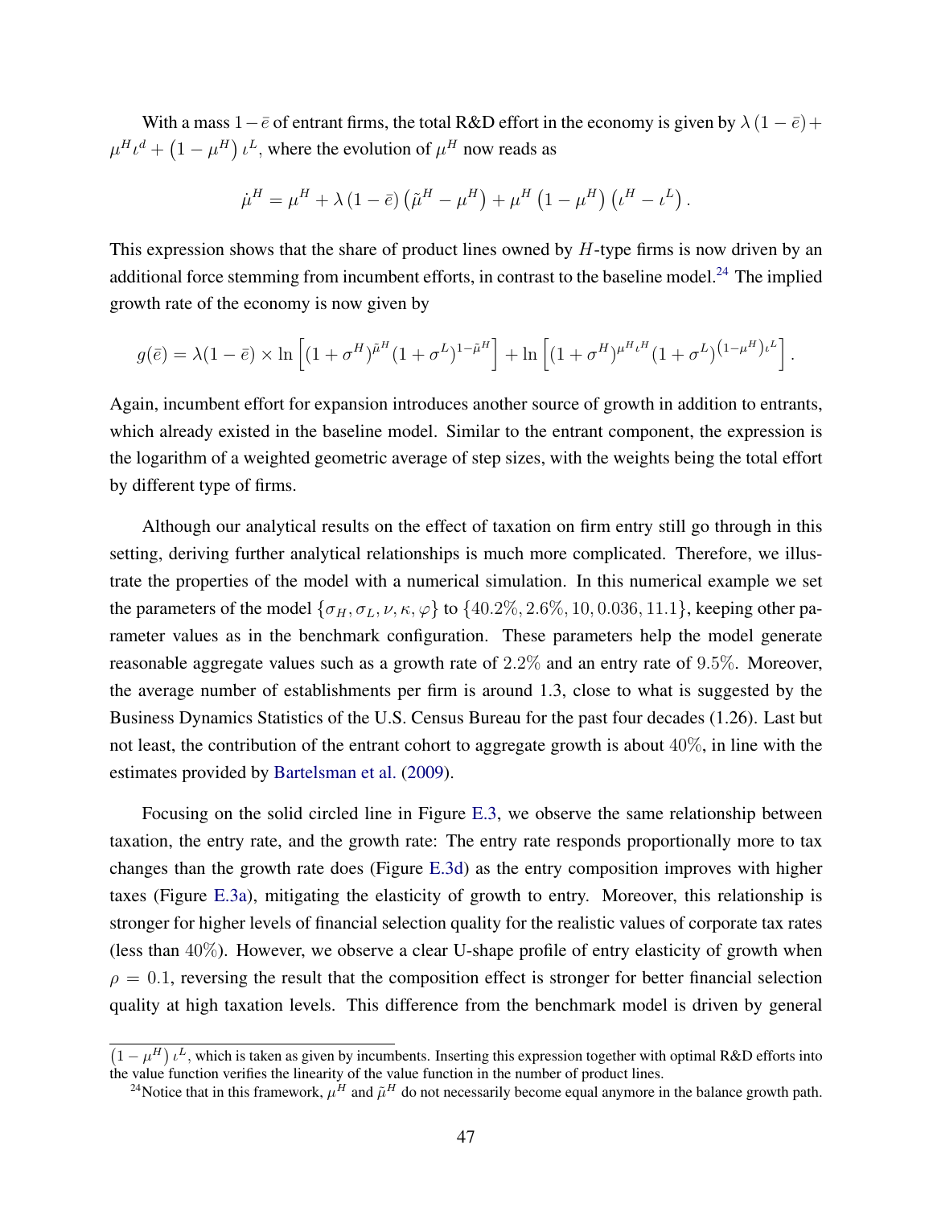With a mass $1-\bar{e}$ of entrant firms, the total R&D effort in the economy is given by $\lambda(1-\bar{e}) + \mu^H \iota^d + (1-\mu^H)\iota^L$, where the evolution of $\mu^H$ now reads as

$$\dot{\mu}^H = \mu^H + \lambda(1-\bar{e})\left(\tilde{\mu}^H - \mu^H\right) + \mu^H\left(1-\mu^H\right)\left(\iota^H - \iota^L\right).$$

This expression shows that the share of product lines owned by $H$-type firms is now driven by an additional force stemming from incumbent efforts, in contrast to the baseline model.[24] The implied growth rate of the economy is now given by

$$g(\bar{e}) = \lambda(1-\bar{e}) \times \ln\left[(1+\sigma^H)^{\tilde{\mu}^H}(1+\sigma^L)^{1-\tilde{\mu}^H}\right] + \ln\left[(1+\sigma^H)^{\mu^H\iota^H}(1+\sigma^L)^{(1-\mu^H)\iota^L}\right].$$

Again, incumbent effort for expansion introduces another source of growth in addition to entrants, which already existed in the baseline model. Similar to the entrant component, the expression is the logarithm of a weighted geometric average of step sizes, with the weights being the total effort by different type of firms.

Although our analytical results on the effect of taxation on firm entry still go through in this setting, deriving further analytical relationships is much more complicated. Therefore, we illustrate the properties of the model with a numerical simulation. In this numerical example we set the parameters of the model $\{\sigma_H, \sigma_L, \nu, \kappa, \varphi\}$ to $\{40.2\%, 2.6\%, 10, 0.036, 11.1\}$, keeping other parameter values as in the benchmark configuration. These parameters help the model generate reasonable aggregate values such as a growth rate of $2.2\%$ and an entry rate of $9.5\%$. Moreover, the average number of establishments per firm is around 1.3, close to what is suggested by the Business Dynamics Statistics of the U.S. Census Bureau for the past four decades (1.26). Last but not least, the contribution of the entrant cohort to aggregate growth is about $40\%$, in line with the estimates provided by Bartelsman et al. (2009).

Focusing on the solid circled line in Figure E.3, we observe the same relationship between taxation, the entry rate, and the growth rate: The entry rate responds proportionally more to tax changes than the growth rate does (Figure E.3d) as the entry composition improves with higher taxes (Figure E.3a), mitigating the elasticity of growth to entry. Moreover, this relationship is stronger for higher levels of financial selection quality for the realistic values of corporate tax rates (less than $40\%$). However, we observe a clear U-shape profile of entry elasticity of growth when $\rho = 0.1$, reversing the result that the composition effect is stronger for better financial selection quality at high taxation levels. This difference from the benchmark model is driven by general

$\left(1-\mu^H\right)\iota^L$, which is taken as given by incumbents. Inserting this expression together with optimal R&D efforts into the value function verifies the linearity of the value function in the number of product lines.

[24] Notice that in this framework, $\mu^H$ and $\tilde{\mu}^H$ do not necessarily become equal anymore in the balance growth path.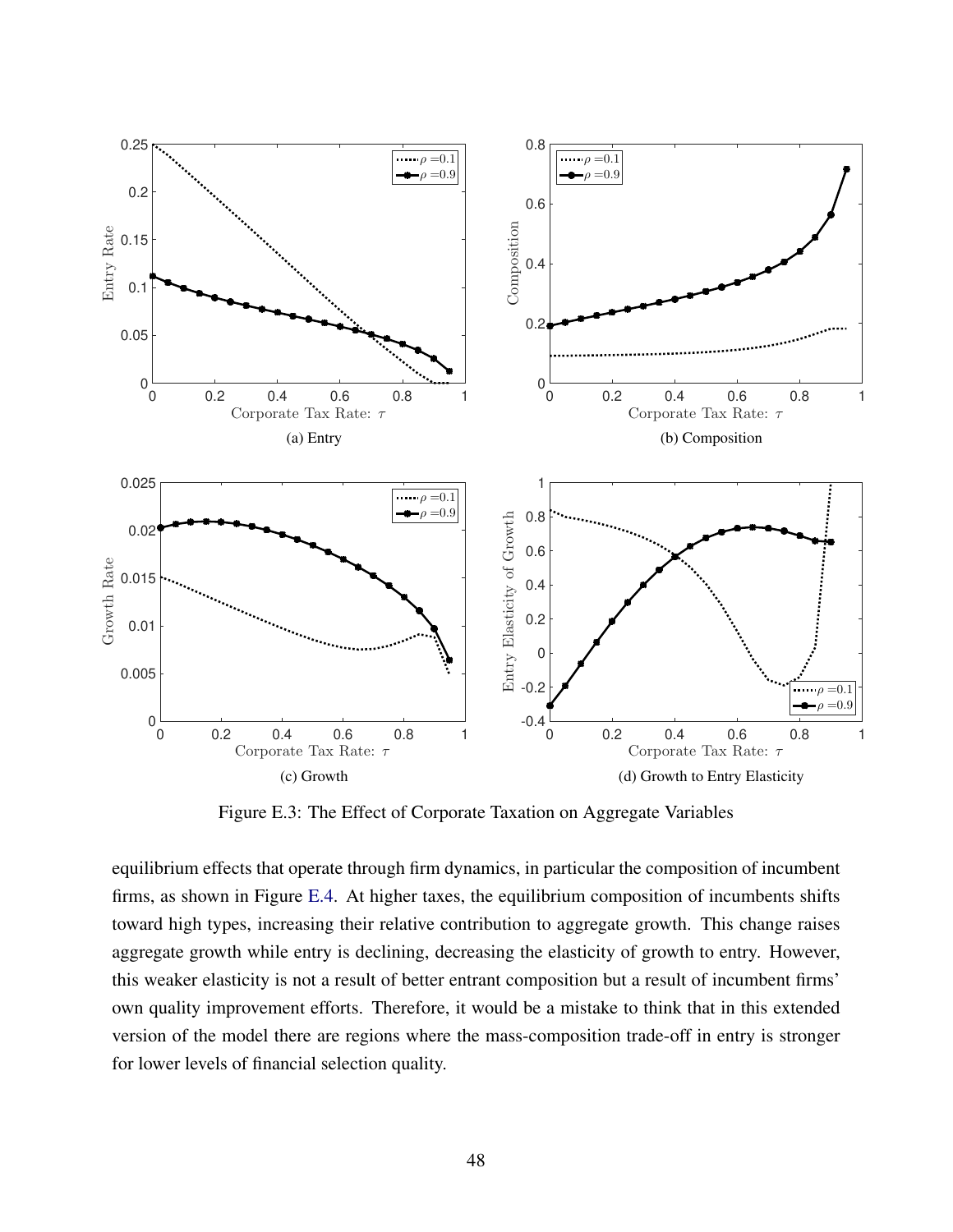(a) Entry

(b) Composition

(c) Growth

(d) Growth to Entry Elasticity

Figure E.3: The Effect of Corporate Taxation on Aggregate Variables

equilibrium effects that operate through firm dynamics, in particular the composition of incumbent firms, as shown in Figure E.4. At higher taxes, the equilibrium composition of incumbents shifts toward high types, increasing their relative contribution to aggregate growth. This change raises aggregate growth while entry is declining, decreasing the elasticity of growth to entry. However, this weaker elasticity is not a result of better entrant composition but a result of incumbent firms' own quality improvement efforts. Therefore, it would be a mistake to think that in this extended version of the model there are regions where the mass-composition trade-off in entry is stronger for lower levels of financial selection quality.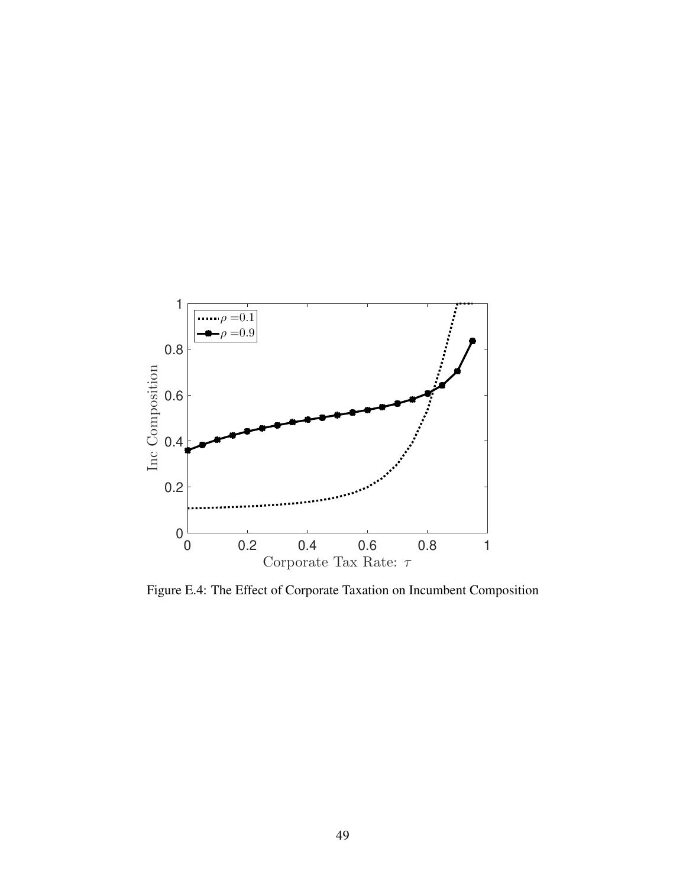1

0.8

0.6

0.4

0.2

0

0 0.2 0.4 0.6 0.8 1

$\rho = 0.1$

$\rho = 0.9$

Inc Composition

Corporate Tax Rate: $\tau$

Figure E.4: The Effect of Corporate Taxation on Incumbent Composition